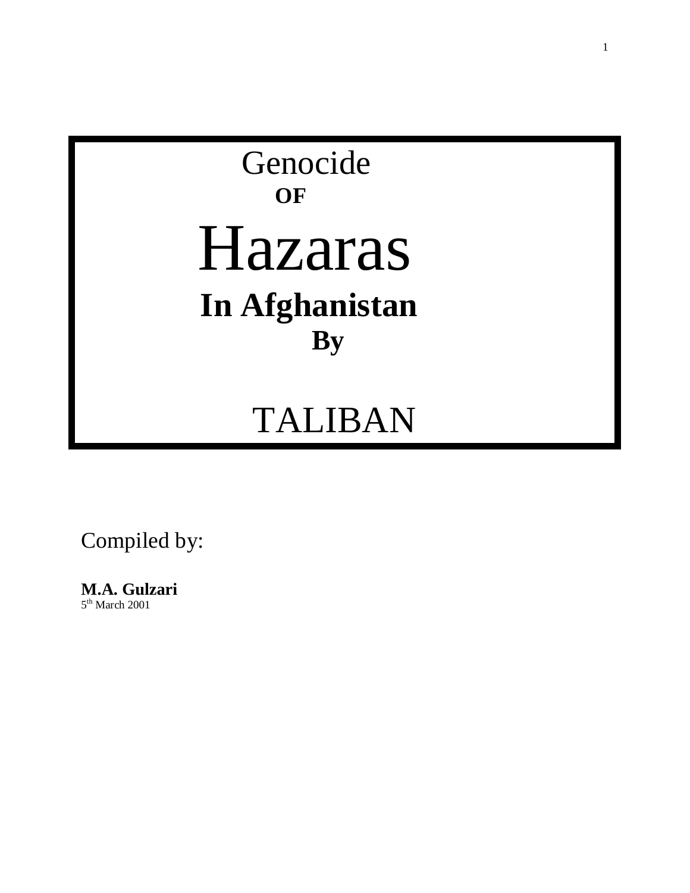# Genocide OF Hazaras In Afghanistan By TALIBAN

Compiled by:

**M.A. Gulzari**
5th March 2001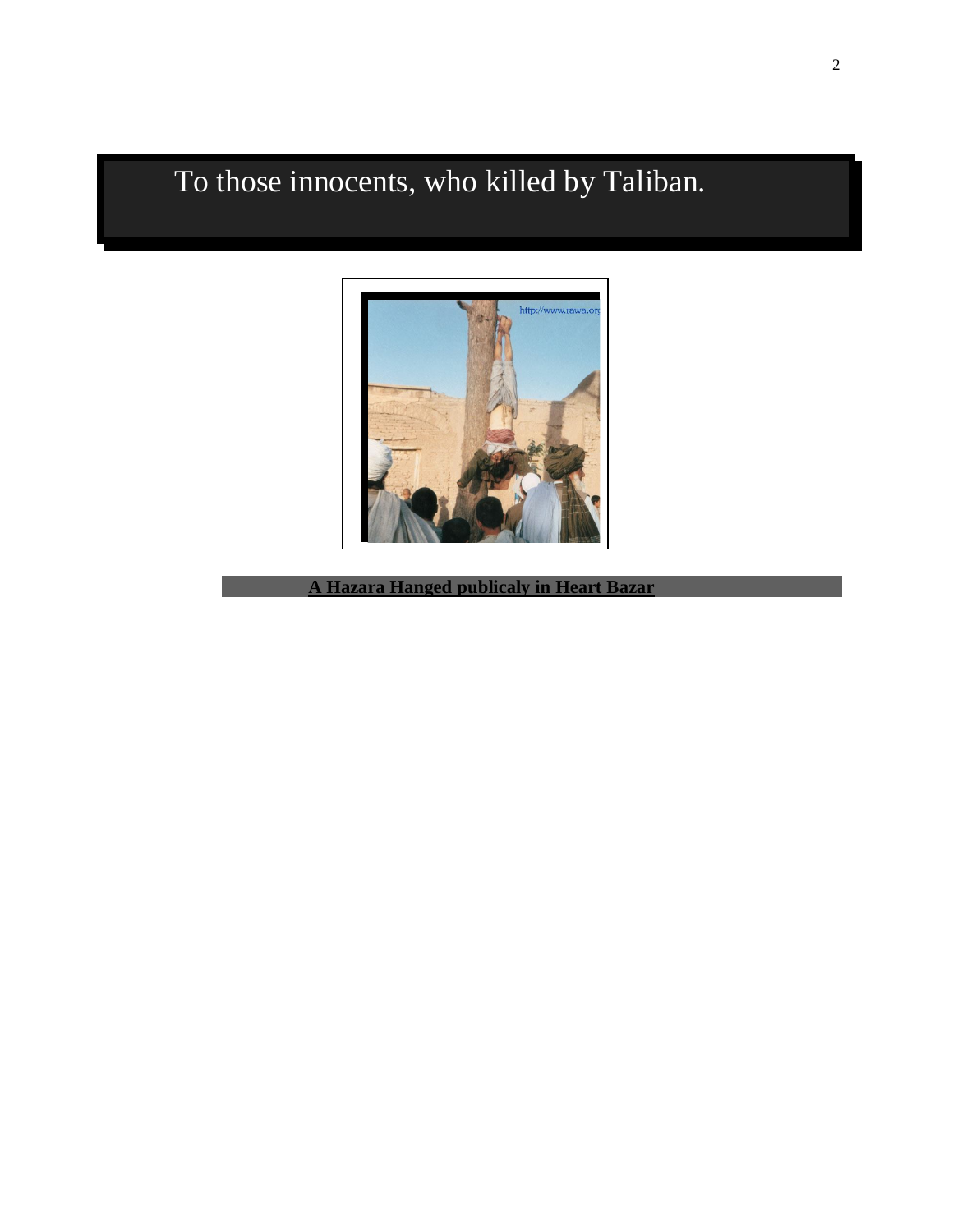# To those innocents, who killed by Taliban.

**A Hazara Hanged publicaly in Heart Bazar**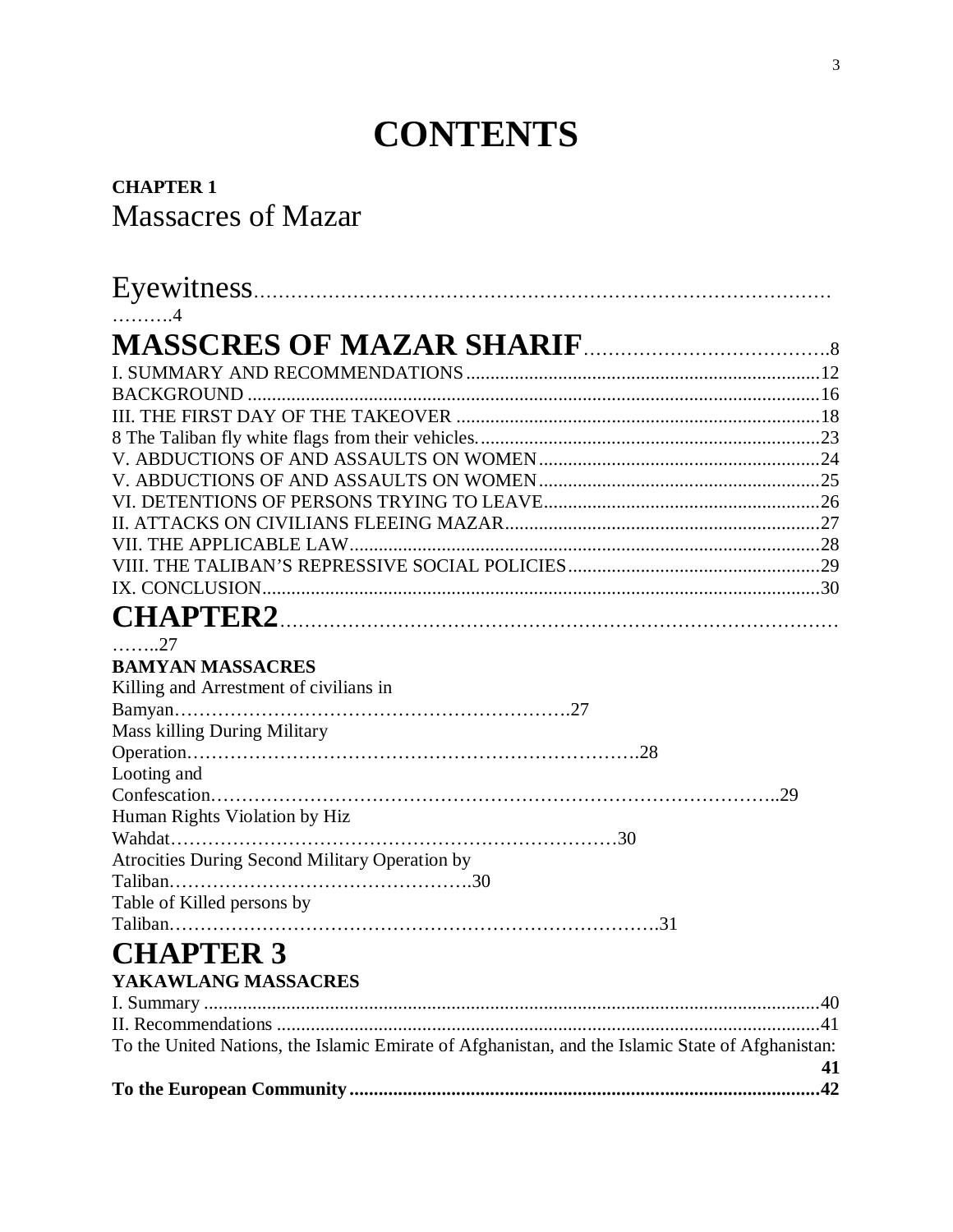# CONTENTS

**CHAPTER 1**
Massacres of Mazar

Eyewitness..........................................................................................……….4

**MASSCRES OF MAZAR SHARIF**.......................................8

I. SUMMARY AND RECOMMENDATIONS........................................................................12
BACKGROUND......................................................................................................................16
III. THE FIRST DAY OF THE TAKEOVER...........................................................................18
8 The Taliban fly white flags from their vehicles......................................................................23
V. ABDUCTIONS OF AND ASSAULTS ON WOMEN..........................................................24
V. ABDUCTIONS OF AND ASSAULTS ON WOMEN..........................................................25
VI. DETENTIONS OF PERSONS TRYING TO LEAVE.........................................................26
II. ATTACKS ON CIVILIANS FLEEING MAZAR.................................................................27
VII. THE APPLICABLE LAW..................................................................................................28
VIII. THE TALIBAN'S REPRESSIVE SOCIAL POLICIES....................................................29
IX. CONCLUSION....................................................................................................................30

**CHAPTER2**..........................................................................................……..27

**BAMYAN MASSACRES**

Killing and Arrestment of civilians in Bamyan……………………………………………………….27
Mass killing During Military Operation……………………………………………………………….28
Looting and Confescation……………………………………………………………………………..29
Human Rights Violation by Hiz Wahdat……………………………………………………………30
Atrocities During Second Military Operation by Taliban………………………………………….30
Table of Killed persons by Taliban…………………………………………………………………….31

**CHAPTER 3**

**YAKAWLANG MASSACRES**

I. Summary.................................................................................................................................40
II. Recommendations..................................................................................................................41
To the United Nations, the Islamic Emirate of Afghanistan, and the Islamic State of Afghanistan: **41**
**To the European Community.................................................................................................42**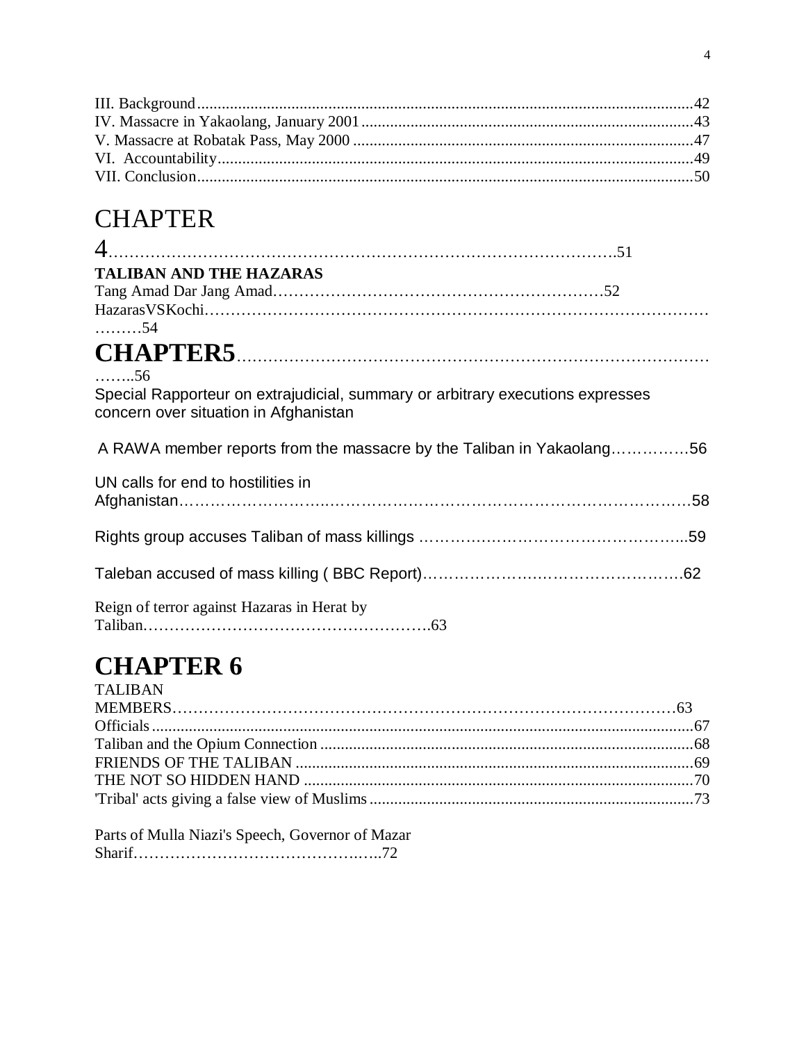III. Background........................................................................................................................42
IV. Massacre in Yakaolang, January 2001................................................................................43
V. Massacre at Robatak Pass, May 2000 ..................................................................................47
VI. Accountability....................................................................................................................49
VII. Conclusion.......................................................................................................................50

# CHAPTER 4...........................................................................................51

**TALIBAN AND THE HAZARAS**

Tang Amad Dar Jang Amad……………………………………………………52
HazarasVSKochi………………………………………………………………………………………54

# CHAPTER5……………………………………………………………………………..56

Special Rapporteur on extrajudicial, summary or arbitrary executions expresses concern over situation in Afghanistan

A RAWA member reports from the massacre by the Taliban in Yakaolang……………56

UN calls for end to hostilities in Afghanistan…………………………………………………………………………58

Rights group accuses Taliban of mass killings …………………………………………..59

Taleban accused of mass killing ( BBC Report)………………………………………….62

Reign of terror against Hazaras in Herat by Taliban……………………………………………….63

# CHAPTER 6

TALIBAN MEMBERS……………………………………………………………………………63
Officials...................................................................................................................................67
Taliban and the Opium Connection ..........................................................................................68
FRIENDS OF THE TALIBAN ................................................................................................69
THE NOT SO HIDDEN HAND ..............................................................................................70
'Tribal' acts giving a false view of Muslims..............................................................................73

Parts of Mulla Niazi's Speech, Governor of Mazar Sharif………………………………………..72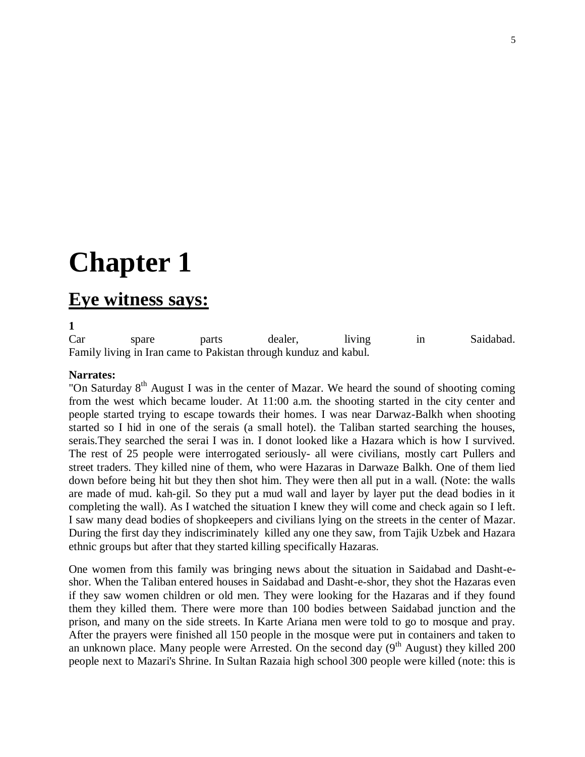# Chapter 1

## Eye witness says:

**1**

Car spare parts dealer, living in Saidabad.
Family living in Iran came to Pakistan through kunduz and kabul.

**Narrates:**

"On Saturday 8th August I was in the center of Mazar. We heard the sound of shooting coming from the west which became louder. At 11:00 a.m. the shooting started in the city center and people started trying to escape towards their homes. I was near Darwaz-Balkh when shooting started so I hid in one of the serais (a small hotel). the Taliban started searching the houses, serais.They searched the serai I was in. I donot looked like a Hazara which is how I survived. The rest of 25 people were interrogated seriously- all were civilians, mostly cart Pullers and street traders. They killed nine of them, who were Hazaras in Darwaze Balkh. One of them lied down before being hit but they then shot him. They were then all put in a wall. (Note: the walls are made of mud. kah-gil. So they put a mud wall and layer by layer put the dead bodies in it completing the wall). As I watched the situation I knew they will come and check again so I left. I saw many dead bodies of shopkeepers and civilians lying on the streets in the center of Mazar. During the first day they indiscriminately killed any one they saw, from Tajik Uzbek and Hazara ethnic groups but after that they started killing specifically Hazaras.

One women from this family was bringing news about the situation in Saidabad and Dasht-e-shor. When the Taliban entered houses in Saidabad and Dasht-e-shor, they shot the Hazaras even if they saw women children or old men. They were looking for the Hazaras and if they found them they killed them. There were more than 100 bodies between Saidabad junction and the prison, and many on the side streets. In Karte Ariana men were told to go to mosque and pray. After the prayers were finished all 150 people in the mosque were put in containers and taken to an unknown place. Many people were Arrested. On the second day (9th August) they killed 200 people next to Mazari's Shrine. In Sultan Razaia high school 300 people were killed (note: this is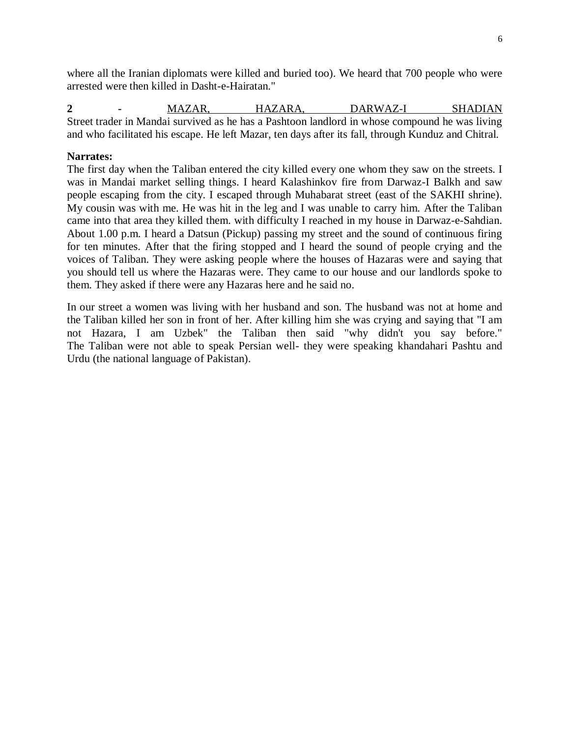where all the Iranian diplomats were killed and buried too). We heard that 700 people who were arrested were then killed in Dasht-e-Hairatan."

**2 -** MAZAR, HAZARA, DARWAZ-I SHADIAN
Street trader in Mandai survived as he has a Pashtoon landlord in whose compound he was living and who facilitated his escape. He left Mazar, ten days after its fall, through Kunduz and Chitral.

**Narrates:**
The first day when the Taliban entered the city killed every one whom they saw on the streets. I was in Mandai market selling things. I heard Kalashinkov fire from Darwaz-I Balkh and saw people escaping from the city. I escaped through Muhabarat street (east of the SAKHI shrine). My cousin was with me. He was hit in the leg and I was unable to carry him. After the Taliban came into that area they killed them. with difficulty I reached in my house in Darwaz-e-Sahdian. About 1.00 p.m. I heard a Datsun (Pickup) passing my street and the sound of continuous firing for ten minutes. After that the firing stopped and I heard the sound of people crying and the voices of Taliban. They were asking people where the houses of Hazaras were and saying that you should tell us where the Hazaras were. They came to our house and our landlords spoke to them. They asked if there were any Hazaras here and he said no.

In our street a women was living with her husband and son. The husband was not at home and the Taliban killed her son in front of her. After killing him she was crying and saying that "I am not Hazara, I am Uzbek" the Taliban then said "why didn't you say before." The Taliban were not able to speak Persian well- they were speaking khandahari Pashtu and Urdu (the national language of Pakistan).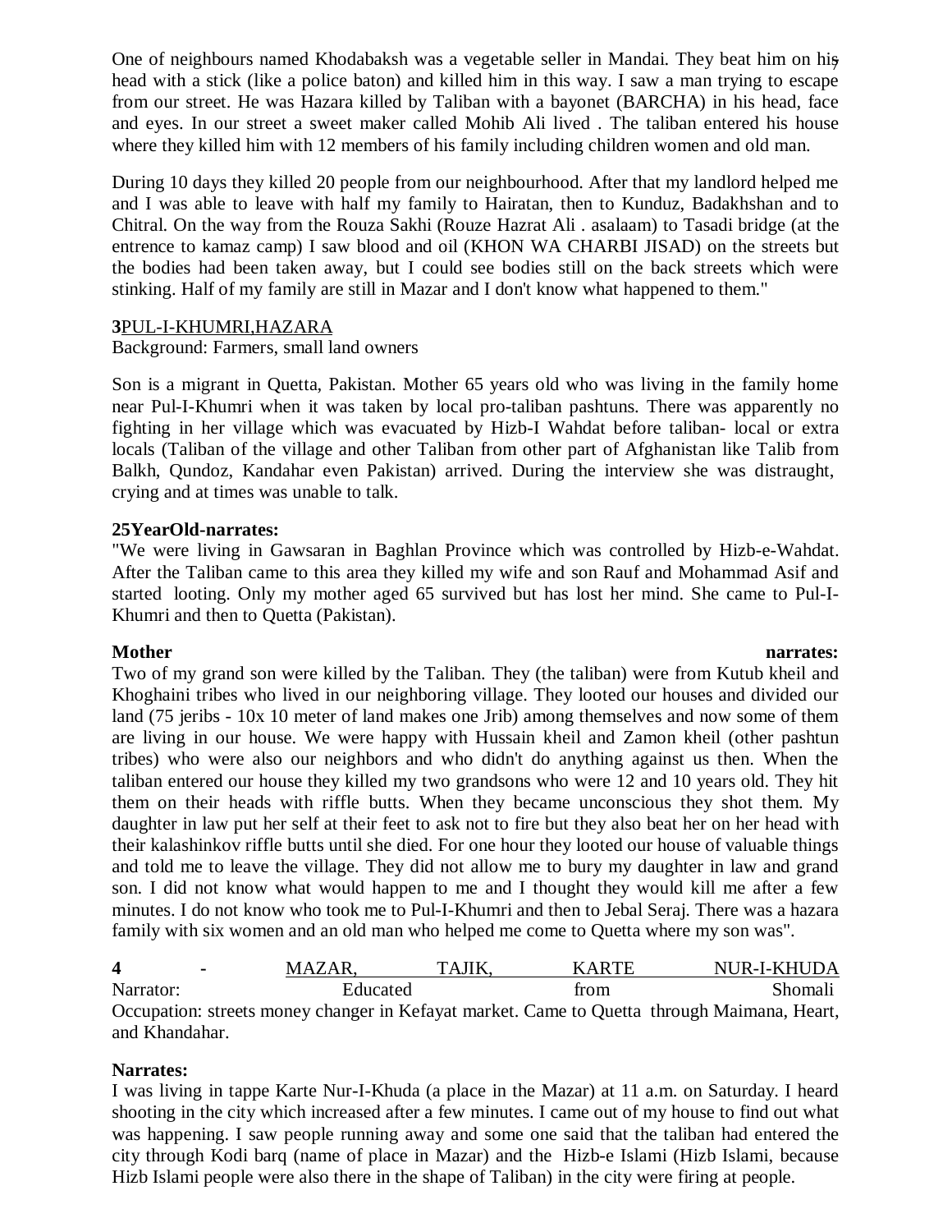One of neighbours named Khodabaksh was a vegetable seller in Mandai. They beat him on his head with a stick (like a police baton) and killed him in this way. I saw a man trying to escape from our street. He was Hazara killed by Taliban with a bayonet (BARCHA) in his head, face and eyes. In our street a sweet maker called Mohib Ali lived . The taliban entered his house where they killed him with 12 members of his family including children women and old man.

During 10 days they killed 20 people from our neighbourhood. After that my landlord helped me and I was able to leave with half my family to Hairatan, then to Kunduz, Badakhshan and to Chitral. On the way from the Rouza Sakhi (Rouze Hazrat Ali . asalaam) to Tasadi bridge (at the entrence to kamaz camp) I saw blood and oil (KHON WA CHARBI JISAD) on the streets but the bodies had been taken away, but I could see bodies still on the back streets which were stinking. Half of my family are still in Mazar and I don't know what happened to them."

**3**PUL-I-KHUMRI,HAZARA

Background: Farmers, small land owners

Son is a migrant in Quetta, Pakistan. Mother 65 years old who was living in the family home near Pul-I-Khumri when it was taken by local pro-taliban pashtuns. There was apparently no fighting in her village which was evacuated by Hizb-I Wahdat before taliban- local or extra locals (Taliban of the village and other Taliban from other part of Afghanistan like Talib from Balkh, Qundoz, Kandahar even Pakistan) arrived. During the interview she was distraught, crying and at times was unable to talk.

**25YearOld-narrates:**

"We were living in Gawsaran in Baghlan Province which was controlled by Hizb-e-Wahdat. After the Taliban came to this area they killed my wife and son Rauf and Mohammad Asif and started looting. Only my mother aged 65 survived but has lost her mind. She came to Pul-I-Khumri and then to Quetta (Pakistan).

**Mother narrates:**

Two of my grand son were killed by the Taliban. They (the taliban) were from Kutub kheil and Khoghaini tribes who lived in our neighboring village. They looted our houses and divided our land (75 jeribs - 10x 10 meter of land makes one Jrib) among themselves and now some of them are living in our house. We were happy with Hussain kheil and Zamon kheil (other pashtun tribes) who were also our neighbors and who didn't do anything against us then. When the taliban entered our house they killed my two grandsons who were 12 and 10 years old. They hit them on their heads with riffle butts. When they became unconscious they shot them. My daughter in law put her self at their feet to ask not to fire but they also beat her on her head with their kalashinkov riffle butts until she died. For one hour they looted our house of valuable things and told me to leave the village. They did not allow me to bury my daughter in law and grand son. I did not know what would happen to me and I thought they would kill me after a few minutes. I do not know who took me to Pul-I-Khumri and then to Jebal Seraj. There was a hazara family with six women and an old man who helped me come to Quetta where my son was".

**4** - MAZAR, TAJIK, KARTE NUR-I-KHUDA

Narrator: Educated from Shomali

Occupation: streets money changer in Kefayat market. Came to Quetta through Maimana, Heart, and Khandahar.

**Narrates:**

I was living in tappe Karte Nur-I-Khuda (a place in the Mazar) at 11 a.m. on Saturday. I heard shooting in the city which increased after a few minutes. I came out of my house to find out what was happening. I saw people running away and some one said that the taliban had entered the city through Kodi barq (name of place in Mazar) and the Hizb-e Islami (Hizb Islami, because Hizb Islami people were also there in the shape of Taliban) in the city were firing at people.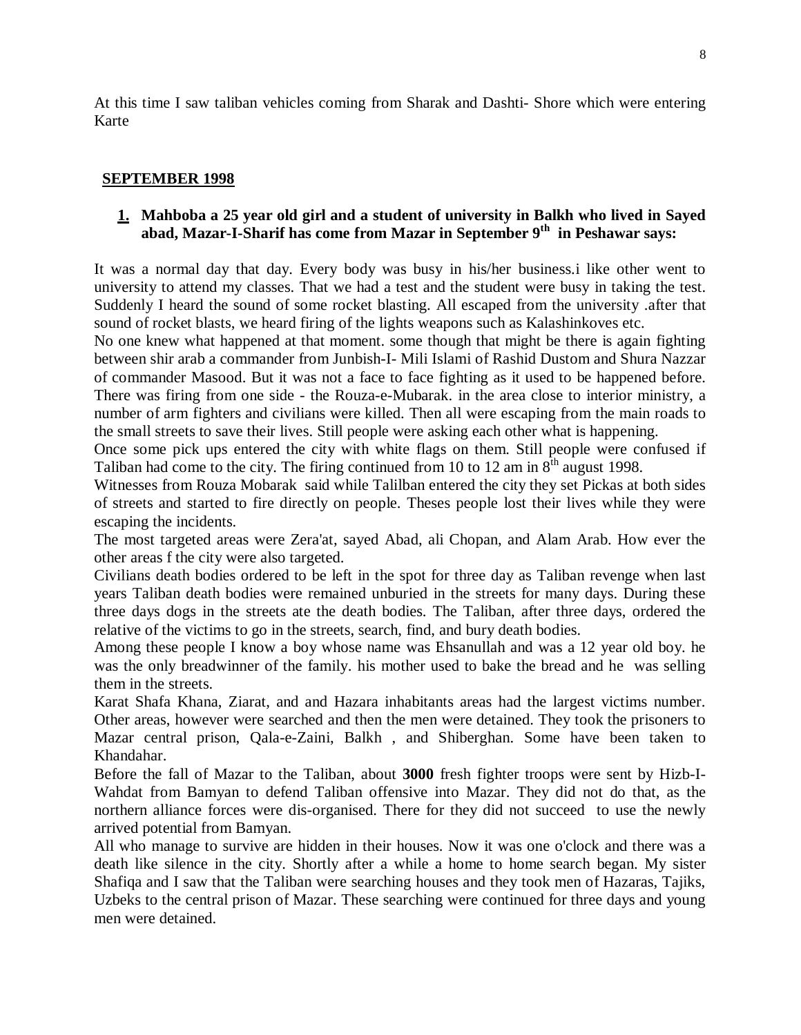At this time I saw taliban vehicles coming from Sharak and Dashti- Shore which were entering Karte

## SEPTEMBER 1998

**1. Mahboba a 25 year old girl and a student of university in Balkh who lived in Sayed abad, Mazar-I-Sharif has come from Mazar in September 9th in Peshawar says:**

It was a normal day that day. Every body was busy in his/her business.i like other went to university to attend my classes. That we had a test and the student were busy in taking the test. Suddenly I heard the sound of some rocket blasting. All escaped from the university .after that sound of rocket blasts, we heard firing of the lights weapons such as Kalashinkoves etc.

No one knew what happened at that moment. some though that might be there is again fighting between shir arab a commander from Junbish-I- Mili Islami of Rashid Dustom and Shura Nazzar of commander Masood. But it was not a face to face fighting as it used to be happened before. There was firing from one side - the Rouza-e-Mubarak. in the area close to interior ministry, a number of arm fighters and civilians were killed. Then all were escaping from the main roads to the small streets to save their lives. Still people were asking each other what is happening.

Once some pick ups entered the city with white flags on them. Still people were confused if Taliban had come to the city. The firing continued from 10 to 12 am in 8th august 1998.

Witnesses from Rouza Mobarak said while Talilban entered the city they set Pickas at both sides of streets and started to fire directly on people. Theses people lost their lives while they were escaping the incidents.

The most targeted areas were Zera'at, sayed Abad, ali Chopan, and Alam Arab. How ever the other areas f the city were also targeted.

Civilians death bodies ordered to be left in the spot for three day as Taliban revenge when last years Taliban death bodies were remained unburied in the streets for many days. During these three days dogs in the streets ate the death bodies. The Taliban, after three days, ordered the relative of the victims to go in the streets, search, find, and bury death bodies.

Among these people I know a boy whose name was Ehsanullah and was a 12 year old boy. he was the only breadwinner of the family. his mother used to bake the bread and he was selling them in the streets.

Karat Shafa Khana, Ziarat, and and Hazara inhabitants areas had the largest victims number. Other areas, however were searched and then the men were detained. They took the prisoners to Mazar central prison, Qala-e-Zaini, Balkh , and Shiberghan. Some have been taken to Khandahar.

Before the fall of Mazar to the Taliban, about **3000** fresh fighter troops were sent by Hizb-I-Wahdat from Bamyan to defend Taliban offensive into Mazar. They did not do that, as the northern alliance forces were dis-organised. There for they did not succeed to use the newly arrived potential from Bamyan.

All who manage to survive are hidden in their houses. Now it was one o'clock and there was a death like silence in the city. Shortly after a while a home to home search began. My sister Shafiqa and I saw that the Taliban were searching houses and they took men of Hazaras, Tajiks, Uzbeks to the central prison of Mazar. These searching were continued for three days and young men were detained.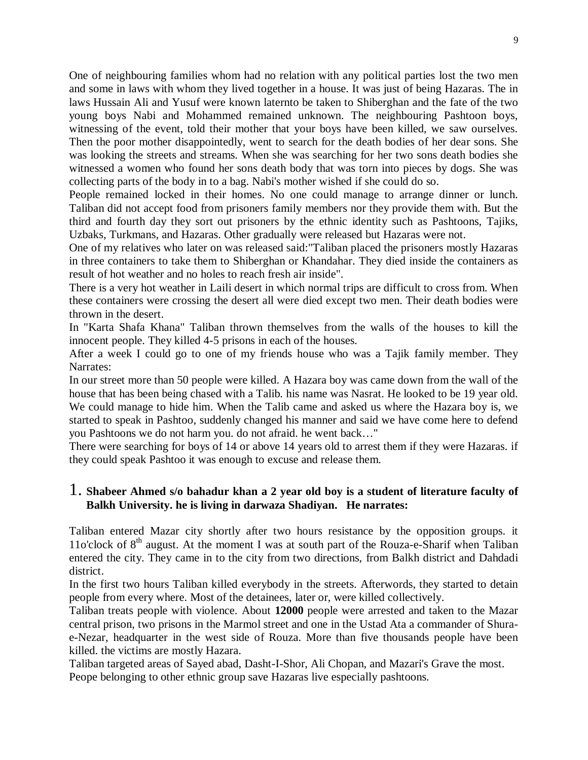One of neighbouring families whom had no relation with any political parties lost the two men and some in laws with whom they lived together in a house. It was just of being Hazaras. The in laws Hussain Ali and Yusuf were known laternto be taken to Shiberghan and the fate of the two young boys Nabi and Mohammed remained unknown. The neighbouring Pashtoon boys, witnessing of the event, told their mother that your boys have been killed, we saw ourselves. Then the poor mother disappointedly, went to search for the death bodies of her dear sons. She was looking the streets and streams. When she was searching for her two sons death bodies she witnessed a women who found her sons death body that was torn into pieces by dogs. She was collecting parts of the body in to a bag. Nabi's mother wished if she could do so.

People remained locked in their homes. No one could manage to arrange dinner or lunch. Taliban did not accept food from prisoners family members nor they provide them with. But the third and fourth day they sort out prisoners by the ethnic identity such as Pashtoons, Tajiks, Uzbaks, Turkmans, and Hazaras. Other gradually were released but Hazaras were not.

One of my relatives who later on was released said:"Taliban placed the prisoners mostly Hazaras in three containers to take them to Shiberghan or Khandahar. They died inside the containers as result of hot weather and no holes to reach fresh air inside".

There is a very hot weather in Laili desert in which normal trips are difficult to cross from. When these containers were crossing the desert all were died except two men. Their death bodies were thrown in the desert.

In "Karta Shafa Khana" Taliban thrown themselves from the walls of the houses to kill the innocent people. They killed 4-5 prisons in each of the houses.

After a week I could go to one of my friends house who was a Tajik family member. They Narrates:

In our street more than 50 people were killed. A Hazara boy was came down from the wall of the house that has been being chased with a Talib. his name was Nasrat. He looked to be 19 year old. We could manage to hide him. When the Talib came and asked us where the Hazara boy is, we started to speak in Pashtoo, suddenly changed his manner and said we have come here to defend you Pashtoons we do not harm you. do not afraid. he went back…"

There were searching for boys of 14 or above 14 years old to arrest them if they were Hazaras. if they could speak Pashtoo it was enough to excuse and release them.

1. **Shabeer Ahmed s/o bahadur khan a 2 year old boy is a student of literature faculty of Balkh University. he is living in darwaza Shadiyan. He narrates:**

Taliban entered Mazar city shortly after two hours resistance by the opposition groups. it 11o'clock of 8th august. At the moment I was at south part of the Rouza-e-Sharif when Taliban entered the city. They came in to the city from two directions, from Balkh district and Dahdadi district.

In the first two hours Taliban killed everybody in the streets. Afterwords, they started to detain people from every where. Most of the detainees, later or, were killed collectively.

Taliban treats people with violence. About **12000** people were arrested and taken to the Mazar central prison, two prisons in the Marmol street and one in the Ustad Ata a commander of Shura-e-Nezar, headquarter in the west side of Rouza. More than five thousands people have been killed. the victims are mostly Hazara.

Taliban targeted areas of Sayed abad, Dasht-I-Shor, Ali Chopan, and Mazari's Grave the most.

Peope belonging to other ethnic group save Hazaras live especially pashtoons.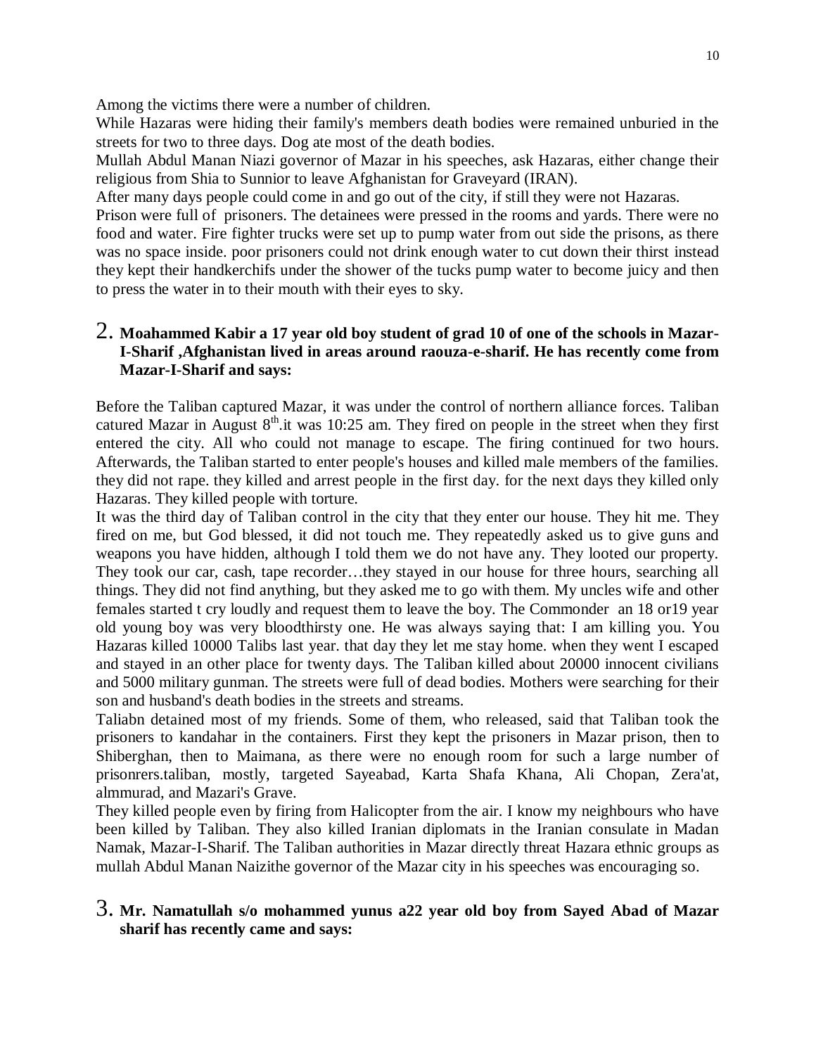Among the victims there were a number of children.

While Hazaras were hiding their family's members death bodies were remained unburied in the streets for two to three days. Dog ate most of the death bodies.

Mullah Abdul Manan Niazi governor of Mazar in his speeches, ask Hazaras, either change their religious from Shia to Sunnior to leave Afghanistan for Graveyard (IRAN).

After many days people could come in and go out of the city, if still they were not Hazaras.

Prison were full of prisoners. The detainees were pressed in the rooms and yards. There were no food and water. Fire fighter trucks were set up to pump water from out side the prisons, as there was no space inside. poor prisoners could not drink enough water to cut down their thirst instead they kept their handkerchifs under the shower of the tucks pump water to become juicy and then to press the water in to their mouth with their eyes to sky.

## 2. **Moahammed Kabir a 17 year old boy student of grad 10 of one of the schools in Mazar-I-Sharif ,Afghanistan lived in areas around raouza-e-sharif. He has recently come from Mazar-I-Sharif and says:**

Before the Taliban captured Mazar, it was under the control of northern alliance forces. Taliban catured Mazar in August 8th.it was 10:25 am. They fired on people in the street when they first entered the city. All who could not manage to escape. The firing continued for two hours. Afterwards, the Taliban started to enter people's houses and killed male members of the families. they did not rape. they killed and arrest people in the first day. for the next days they killed only Hazaras. They killed people with torture.

It was the third day of Taliban control in the city that they enter our house. They hit me. They fired on me, but God blessed, it did not touch me. They repeatedly asked us to give guns and weapons you have hidden, although I told them we do not have any. They looted our property. They took our car, cash, tape recorder…they stayed in our house for three hours, searching all things. They did not find anything, but they asked me to go with them. My uncles wife and other females started t cry loudly and request them to leave the boy. The Commonder an 18 or19 year old young boy was very bloodthirsty one. He was always saying that: I am killing you. You Hazaras killed 10000 Talibs last year. that day they let me stay home. when they went I escaped and stayed in an other place for twenty days. The Taliban killed about 20000 innocent civilians and 5000 military gunman. The streets were full of dead bodies. Mothers were searching for their son and husband's death bodies in the streets and streams.

Taliabn detained most of my friends. Some of them, who released, said that Taliban took the prisoners to kandahar in the containers. First they kept the prisoners in Mazar prison, then to Shiberghan, then to Maimana, as there were no enough room for such a large number of prisonrers.taliban, mostly, targeted Sayeabad, Karta Shafa Khana, Ali Chopan, Zera'at, almmurad, and Mazari's Grave.

They killed people even by firing from Halicopter from the air. I know my neighbours who have been killed by Taliban. They also killed Iranian diplomats in the Iranian consulate in Madan Namak, Mazar-I-Sharif. The Taliban authorities in Mazar directly threat Hazara ethnic groups as mullah Abdul Manan Naizithe governor of the Mazar city in his speeches was encouraging so.

## 3. **Mr. Namatullah s/o mohammed yunus a22 year old boy from Sayed Abad of Mazar sharif has recently came and says:**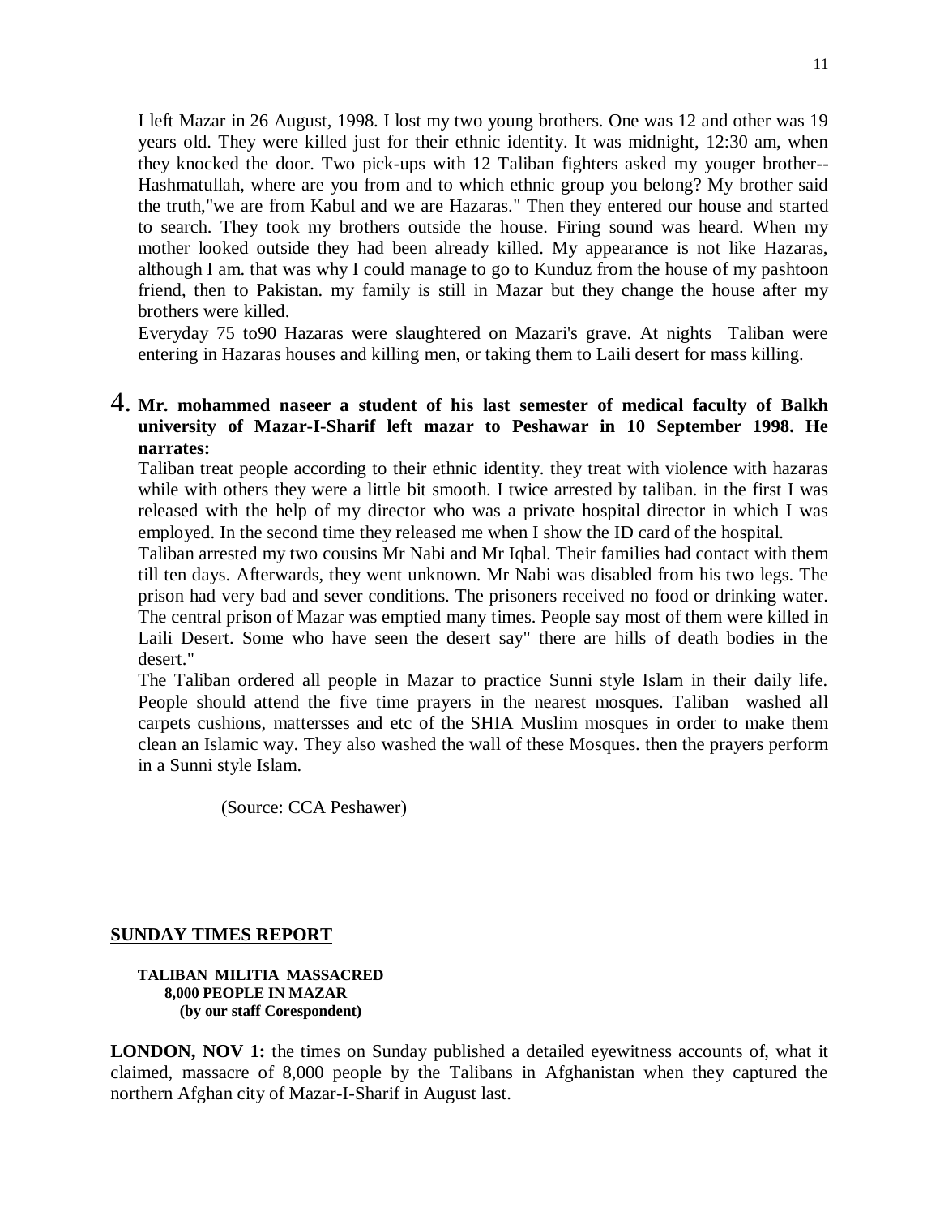I left Mazar in 26 August, 1998. I lost my two young brothers. One was 12 and other was 19 years old. They were killed just for their ethnic identity. It was midnight, 12:30 am, when they knocked the door. Two pick-ups with 12 Taliban fighters asked my youger brother--Hashmatullah, where are you from and to which ethnic group you belong? My brother said the truth,"we are from Kabul and we are Hazaras." Then they entered our house and started to search. They took my brothers outside the house. Firing sound was heard. When my mother looked outside they had been already killed. My appearance is not like Hazaras, although I am. that was why I could manage to go to Kunduz from the house of my pashtoon friend, then to Pakistan. my family is still in Mazar but they change the house after my brothers were killed.

Everyday 75 to90 Hazaras were slaughtered on Mazari's grave. At nights Taliban were entering in Hazaras houses and killing men, or taking them to Laili desert for mass killing.

4. **Mr. mohammed naseer a student of his last semester of medical faculty of Balkh university of Mazar-I-Sharif left mazar to Peshawar in 10 September 1998. He narrates:**

Taliban treat people according to their ethnic identity. they treat with violence with hazaras while with others they were a little bit smooth. I twice arrested by taliban. in the first I was released with the help of my director who was a private hospital director in which I was employed. In the second time they released me when I show the ID card of the hospital.

Taliban arrested my two cousins Mr Nabi and Mr Iqbal. Their families had contact with them till ten days. Afterwards, they went unknown. Mr Nabi was disabled from his two legs. The prison had very bad and sever conditions. The prisoners received no food or drinking water. The central prison of Mazar was emptied many times. People say most of them were killed in Laili Desert. Some who have seen the desert say" there are hills of death bodies in the desert."

The Taliban ordered all people in Mazar to practice Sunni style Islam in their daily life. People should attend the five time prayers in the nearest mosques. Taliban washed all carpets cushions, mattersses and etc of the SHIA Muslim mosques in order to make them clean an Islamic way. They also washed the wall of these Mosques. then the prayers perform in a Sunni style Islam.

(Source: CCA Peshawer)

## SUNDAY TIMES REPORT

**TALIBAN MILITIA MASSACRED 8,000 PEOPLE IN MAZAR (by our staff Corespondent)**

**LONDON, NOV 1:** the times on Sunday published a detailed eyewitness accounts of, what it claimed, massacre of 8,000 people by the Talibans in Afghanistan when they captured the northern Afghan city of Mazar-I-Sharif in August last.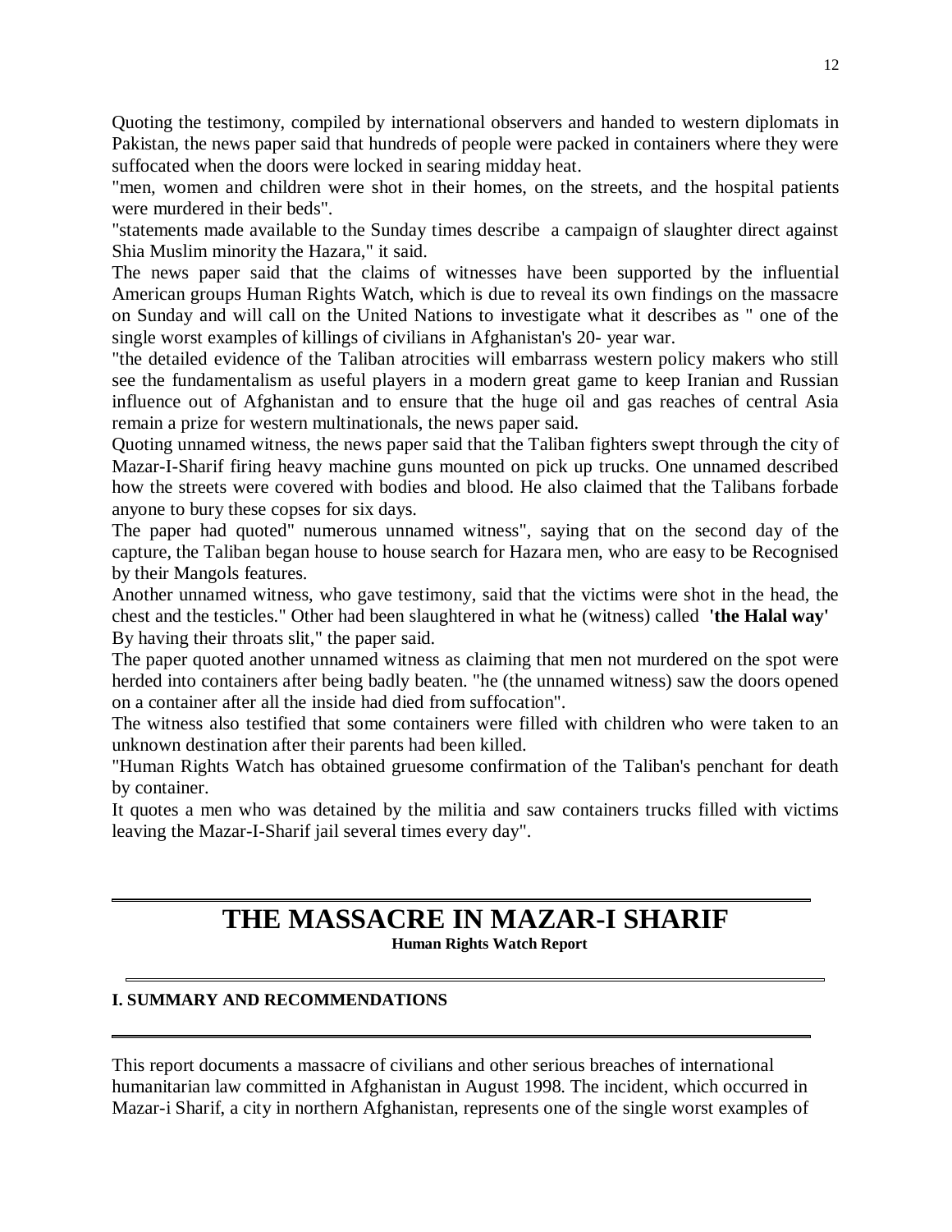Quoting the testimony, compiled by international observers and handed to western diplomats in Pakistan, the news paper said that hundreds of people were packed in containers where they were suffocated when the doors were locked in searing midday heat.

"men, women and children were shot in their homes, on the streets, and the hospital patients were murdered in their beds".

"statements made available to the Sunday times describe a campaign of slaughter direct against Shia Muslim minority the Hazara," it said.

The news paper said that the claims of witnesses have been supported by the influential American groups Human Rights Watch, which is due to reveal its own findings on the massacre on Sunday and will call on the United Nations to investigate what it describes as " one of the single worst examples of killings of civilians in Afghanistan's 20- year war.

"the detailed evidence of the Taliban atrocities will embarrass western policy makers who still see the fundamentalism as useful players in a modern great game to keep Iranian and Russian influence out of Afghanistan and to ensure that the huge oil and gas reaches of central Asia remain a prize for western multinationals, the news paper said.

Quoting unnamed witness, the news paper said that the Taliban fighters swept through the city of Mazar-I-Sharif firing heavy machine guns mounted on pick up trucks. One unnamed described how the streets were covered with bodies and blood. He also claimed that the Talibans forbade anyone to bury these copses for six days.

The paper had quoted" numerous unnamed witness", saying that on the second day of the capture, the Taliban began house to house search for Hazara men, who are easy to be Recognised by their Mangols features.

Another unnamed witness, who gave testimony, said that the victims were shot in the head, the chest and the testicles." Other had been slaughtered in what he (witness) called **'the Halal way'** By having their throats slit," the paper said.

The paper quoted another unnamed witness as claiming that men not murdered on the spot were herded into containers after being badly beaten. "he (the unnamed witness) saw the doors opened on a container after all the inside had died from suffocation".

The witness also testified that some containers were filled with children who were taken to an unknown destination after their parents had been killed.

"Human Rights Watch has obtained gruesome confirmation of the Taliban's penchant for death by container.

It quotes a men who was detained by the militia and saw containers trucks filled with victims leaving the Mazar-I-Sharif jail several times every day".

# THE MASSACRE IN MAZAR-I SHARIF

**Human Rights Watch Report**

## I. SUMMARY AND RECOMMENDATIONS

This report documents a massacre of civilians and other serious breaches of international humanitarian law committed in Afghanistan in August 1998. The incident, which occurred in Mazar-i Sharif, a city in northern Afghanistan, represents one of the single worst examples of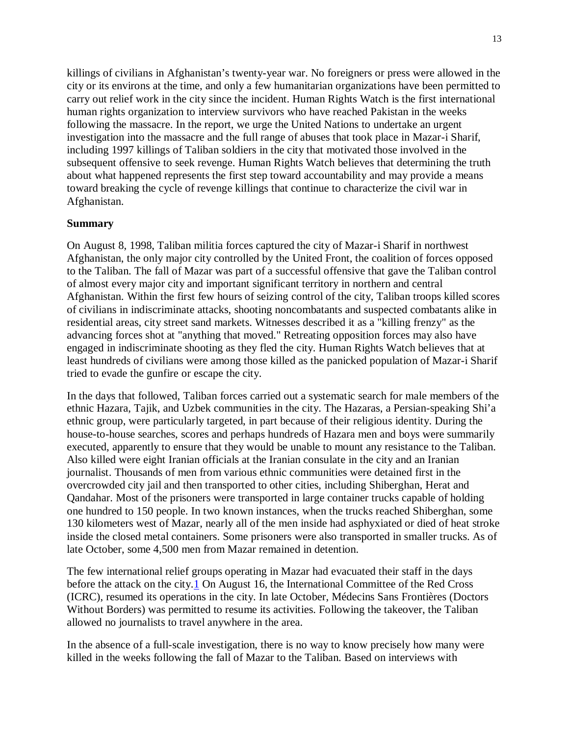killings of civilians in Afghanistan's twenty-year war. No foreigners or press were allowed in the city or its environs at the time, and only a few humanitarian organizations have been permitted to carry out relief work in the city since the incident. Human Rights Watch is the first international human rights organization to interview survivors who have reached Pakistan in the weeks following the massacre. In the report, we urge the United Nations to undertake an urgent investigation into the massacre and the full range of abuses that took place in Mazar-i Sharif, including 1997 killings of Taliban soldiers in the city that motivated those involved in the subsequent offensive to seek revenge. Human Rights Watch believes that determining the truth about what happened represents the first step toward accountability and may provide a means toward breaking the cycle of revenge killings that continue to characterize the civil war in Afghanistan.

**Summary**

On August 8, 1998, Taliban militia forces captured the city of Mazar-i Sharif in northwest Afghanistan, the only major city controlled by the United Front, the coalition of forces opposed to the Taliban. The fall of Mazar was part of a successful offensive that gave the Taliban control of almost every major city and important significant territory in northern and central Afghanistan. Within the first few hours of seizing control of the city, Taliban troops killed scores of civilians in indiscriminate attacks, shooting noncombatants and suspected combatants alike in residential areas, city street sand markets. Witnesses described it as a "killing frenzy" as the advancing forces shot at "anything that moved." Retreating opposition forces may also have engaged in indiscriminate shooting as they fled the city. Human Rights Watch believes that at least hundreds of civilians were among those killed as the panicked population of Mazar-i Sharif tried to evade the gunfire or escape the city.

In the days that followed, Taliban forces carried out a systematic search for male members of the ethnic Hazara, Tajik, and Uzbek communities in the city. The Hazaras, a Persian-speaking Shi'a ethnic group, were particularly targeted, in part because of their religious identity. During the house-to-house searches, scores and perhaps hundreds of Hazara men and boys were summarily executed, apparently to ensure that they would be unable to mount any resistance to the Taliban. Also killed were eight Iranian officials at the Iranian consulate in the city and an Iranian journalist. Thousands of men from various ethnic communities were detained first in the overcrowded city jail and then transported to other cities, including Shiberghan, Herat and Qandahar. Most of the prisoners were transported in large container trucks capable of holding one hundred to 150 people. In two known instances, when the trucks reached Shiberghan, some 130 kilometers west of Mazar, nearly all of the men inside had asphyxiated or died of heat stroke inside the closed metal containers. Some prisoners were also transported in smaller trucks. As of late October, some 4,500 men from Mazar remained in detention.

The few international relief groups operating in Mazar had evacuated their staff in the days before the attack on the city.[1] On August 16, the International Committee of the Red Cross (ICRC), resumed its operations in the city. In late October, Médecins Sans Frontières (Doctors Without Borders) was permitted to resume its activities. Following the takeover, the Taliban allowed no journalists to travel anywhere in the area.

In the absence of a full-scale investigation, there is no way to know precisely how many were killed in the weeks following the fall of Mazar to the Taliban. Based on interviews with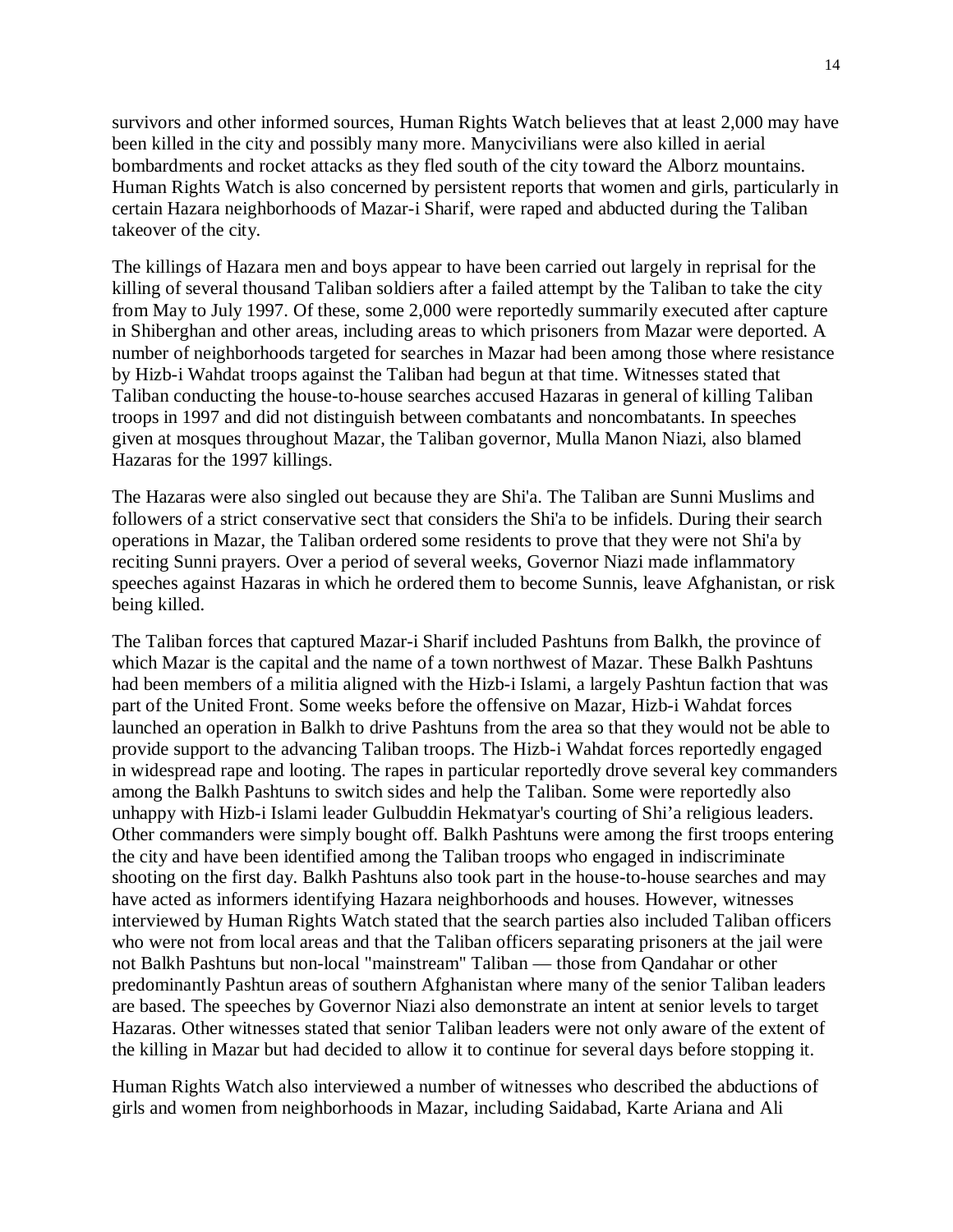survivors and other informed sources, Human Rights Watch believes that at least 2,000 may have been killed in the city and possibly many more. Manycivilians were also killed in aerial bombardments and rocket attacks as they fled south of the city toward the Alborz mountains. Human Rights Watch is also concerned by persistent reports that women and girls, particularly in certain Hazara neighborhoods of Mazar-i Sharif, were raped and abducted during the Taliban takeover of the city.

The killings of Hazara men and boys appear to have been carried out largely in reprisal for the killing of several thousand Taliban soldiers after a failed attempt by the Taliban to take the city from May to July 1997. Of these, some 2,000 were reportedly summarily executed after capture in Shiberghan and other areas, including areas to which prisoners from Mazar were deported. A number of neighborhoods targeted for searches in Mazar had been among those where resistance by Hizb-i Wahdat troops against the Taliban had begun at that time. Witnesses stated that Taliban conducting the house-to-house searches accused Hazaras in general of killing Taliban troops in 1997 and did not distinguish between combatants and noncombatants. In speeches given at mosques throughout Mazar, the Taliban governor, Mulla Manon Niazi, also blamed Hazaras for the 1997 killings.

The Hazaras were also singled out because they are Shi'a. The Taliban are Sunni Muslims and followers of a strict conservative sect that considers the Shi'a to be infidels. During their search operations in Mazar, the Taliban ordered some residents to prove that they were not Shi'a by reciting Sunni prayers. Over a period of several weeks, Governor Niazi made inflammatory speeches against Hazaras in which he ordered them to become Sunnis, leave Afghanistan, or risk being killed.

The Taliban forces that captured Mazar-i Sharif included Pashtuns from Balkh, the province of which Mazar is the capital and the name of a town northwest of Mazar. These Balkh Pashtuns had been members of a militia aligned with the Hizb-i Islami, a largely Pashtun faction that was part of the United Front. Some weeks before the offensive on Mazar, Hizb-i Wahdat forces launched an operation in Balkh to drive Pashtuns from the area so that they would not be able to provide support to the advancing Taliban troops. The Hizb-i Wahdat forces reportedly engaged in widespread rape and looting. The rapes in particular reportedly drove several key commanders among the Balkh Pashtuns to switch sides and help the Taliban. Some were reportedly also unhappy with Hizb-i Islami leader Gulbuddin Hekmatyar's courting of Shi'a religious leaders. Other commanders were simply bought off. Balkh Pashtuns were among the first troops entering the city and have been identified among the Taliban troops who engaged in indiscriminate shooting on the first day. Balkh Pashtuns also took part in the house-to-house searches and may have acted as informers identifying Hazara neighborhoods and houses. However, witnesses interviewed by Human Rights Watch stated that the search parties also included Taliban officers who were not from local areas and that the Taliban officers separating prisoners at the jail were not Balkh Pashtuns but non-local "mainstream" Taliban — those from Qandahar or other predominantly Pashtun areas of southern Afghanistan where many of the senior Taliban leaders are based. The speeches by Governor Niazi also demonstrate an intent at senior levels to target Hazaras. Other witnesses stated that senior Taliban leaders were not only aware of the extent of the killing in Mazar but had decided to allow it to continue for several days before stopping it.

Human Rights Watch also interviewed a number of witnesses who described the abductions of girls and women from neighborhoods in Mazar, including Saidabad, Karte Ariana and Ali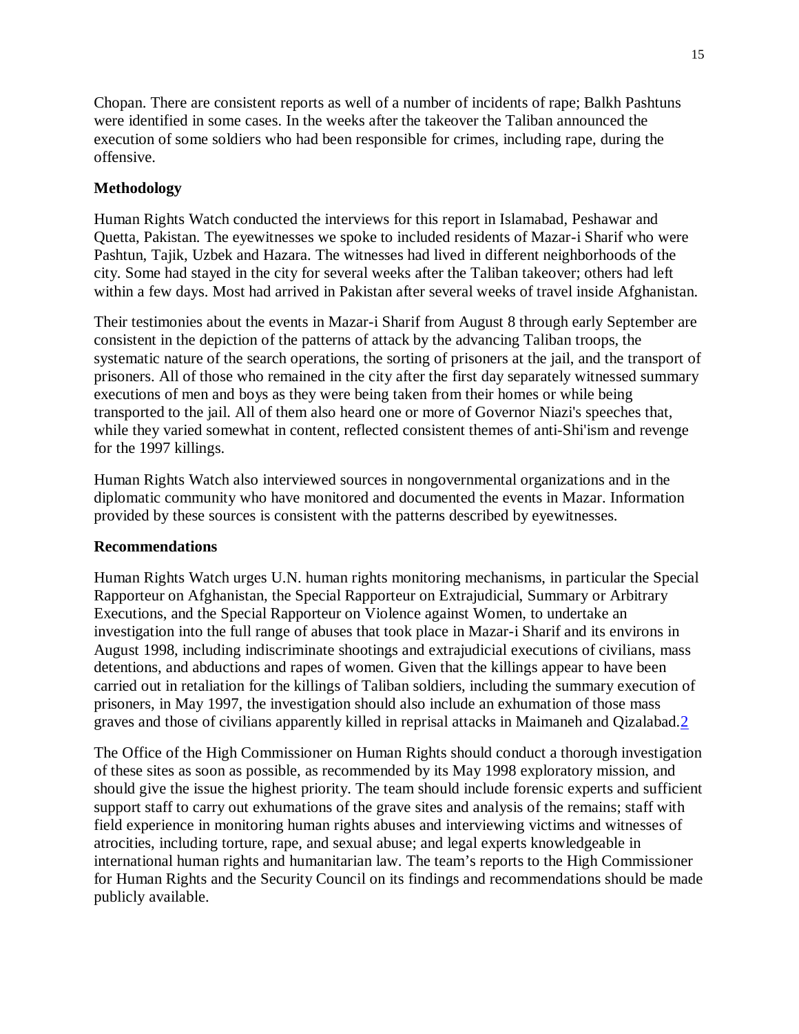Chopan. There are consistent reports as well of a number of incidents of rape; Balkh Pashtuns were identified in some cases. In the weeks after the takeover the Taliban announced the execution of some soldiers who had been responsible for crimes, including rape, during the offensive.

**Methodology**

Human Rights Watch conducted the interviews for this report in Islamabad, Peshawar and Quetta, Pakistan. The eyewitnesses we spoke to included residents of Mazar-i Sharif who were Pashtun, Tajik, Uzbek and Hazara. The witnesses had lived in different neighborhoods of the city. Some had stayed in the city for several weeks after the Taliban takeover; others had left within a few days. Most had arrived in Pakistan after several weeks of travel inside Afghanistan.

Their testimonies about the events in Mazar-i Sharif from August 8 through early September are consistent in the depiction of the patterns of attack by the advancing Taliban troops, the systematic nature of the search operations, the sorting of prisoners at the jail, and the transport of prisoners. All of those who remained in the city after the first day separately witnessed summary executions of men and boys as they were being taken from their homes or while being transported to the jail. All of them also heard one or more of Governor Niazi's speeches that, while they varied somewhat in content, reflected consistent themes of anti-Shi'ism and revenge for the 1997 killings.

Human Rights Watch also interviewed sources in nongovernmental organizations and in the diplomatic community who have monitored and documented the events in Mazar. Information provided by these sources is consistent with the patterns described by eyewitnesses.

**Recommendations**

Human Rights Watch urges U.N. human rights monitoring mechanisms, in particular the Special Rapporteur on Afghanistan, the Special Rapporteur on Extrajudicial, Summary or Arbitrary Executions, and the Special Rapporteur on Violence against Women, to undertake an investigation into the full range of abuses that took place in Mazar-i Sharif and its environs in August 1998, including indiscriminate shootings and extrajudicial executions of civilians, mass detentions, and abductions and rapes of women. Given that the killings appear to have been carried out in retaliation for the killings of Taliban soldiers, including the summary execution of prisoners, in May 1997, the investigation should also include an exhumation of those mass graves and those of civilians apparently killed in reprisal attacks in Maimaneh and Qizalabad.[2]

The Office of the High Commissioner on Human Rights should conduct a thorough investigation of these sites as soon as possible, as recommended by its May 1998 exploratory mission, and should give the issue the highest priority. The team should include forensic experts and sufficient support staff to carry out exhumations of the grave sites and analysis of the remains; staff with field experience in monitoring human rights abuses and interviewing victims and witnesses of atrocities, including torture, rape, and sexual abuse; and legal experts knowledgeable in international human rights and humanitarian law. The team's reports to the High Commissioner for Human Rights and the Security Council on its findings and recommendations should be made publicly available.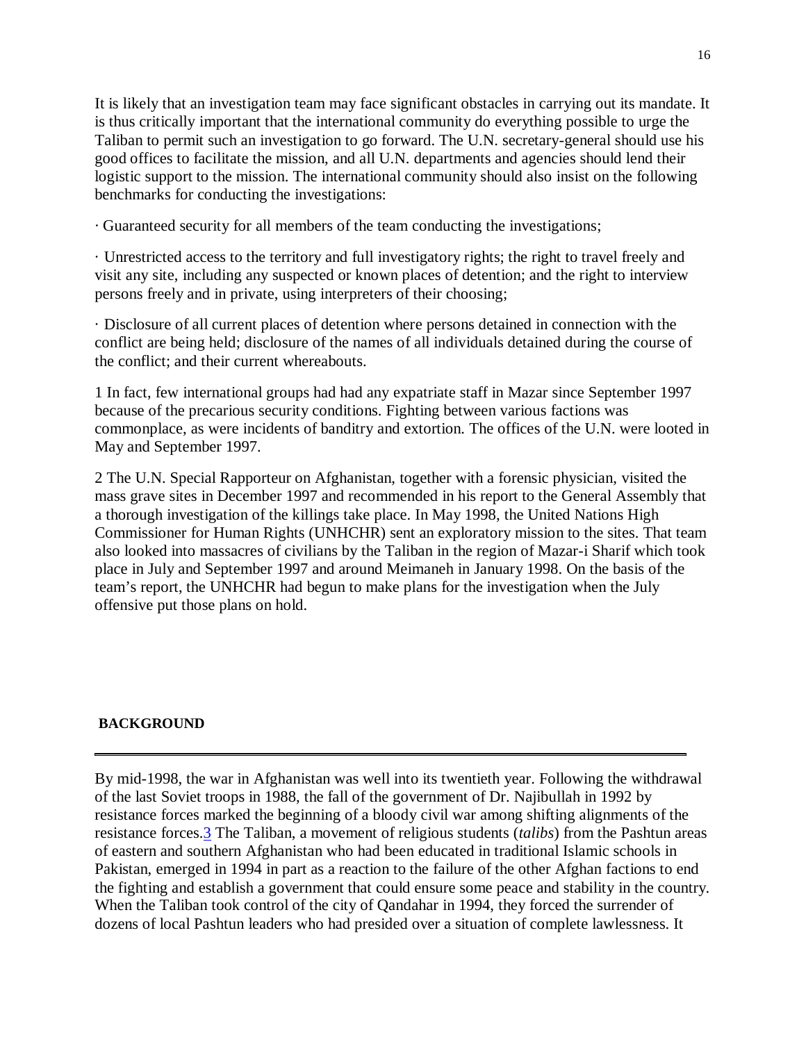It is likely that an investigation team may face significant obstacles in carrying out its mandate. It is thus critically important that the international community do everything possible to urge the Taliban to permit such an investigation to go forward. The U.N. secretary-general should use his good offices to facilitate the mission, and all U.N. departments and agencies should lend their logistic support to the mission. The international community should also insist on the following benchmarks for conducting the investigations:

· Guaranteed security for all members of the team conducting the investigations;

· Unrestricted access to the territory and full investigatory rights; the right to travel freely and visit any site, including any suspected or known places of detention; and the right to interview persons freely and in private, using interpreters of their choosing;

· Disclosure of all current places of detention where persons detained in connection with the conflict are being held; disclosure of the names of all individuals detained during the course of the conflict; and their current whereabouts.

1 In fact, few international groups had had any expatriate staff in Mazar since September 1997 because of the precarious security conditions. Fighting between various factions was commonplace, as were incidents of banditry and extortion. The offices of the U.N. were looted in May and September 1997.

2 The U.N. Special Rapporteur on Afghanistan, together with a forensic physician, visited the mass grave sites in December 1997 and recommended in his report to the General Assembly that a thorough investigation of the killings take place. In May 1998, the United Nations High Commissioner for Human Rights (UNHCHR) sent an exploratory mission to the sites. That team also looked into massacres of civilians by the Taliban in the region of Mazar-i Sharif which took place in July and September 1997 and around Meimaneh in January 1998. On the basis of the team's report, the UNHCHR had begun to make plans for the investigation when the July offensive put those plans on hold.

## BACKGROUND

By mid-1998, the war in Afghanistan was well into its twentieth year. Following the withdrawal of the last Soviet troops in 1988, the fall of the government of Dr. Najibullah in 1992 by resistance forces marked the beginning of a bloody civil war among shifting alignments of the resistance forces.[3] The Taliban, a movement of religious students (*talibs*) from the Pashtun areas of eastern and southern Afghanistan who had been educated in traditional Islamic schools in Pakistan, emerged in 1994 in part as a reaction to the failure of the other Afghan factions to end the fighting and establish a government that could ensure some peace and stability in the country. When the Taliban took control of the city of Qandahar in 1994, they forced the surrender of dozens of local Pashtun leaders who had presided over a situation of complete lawlessness. It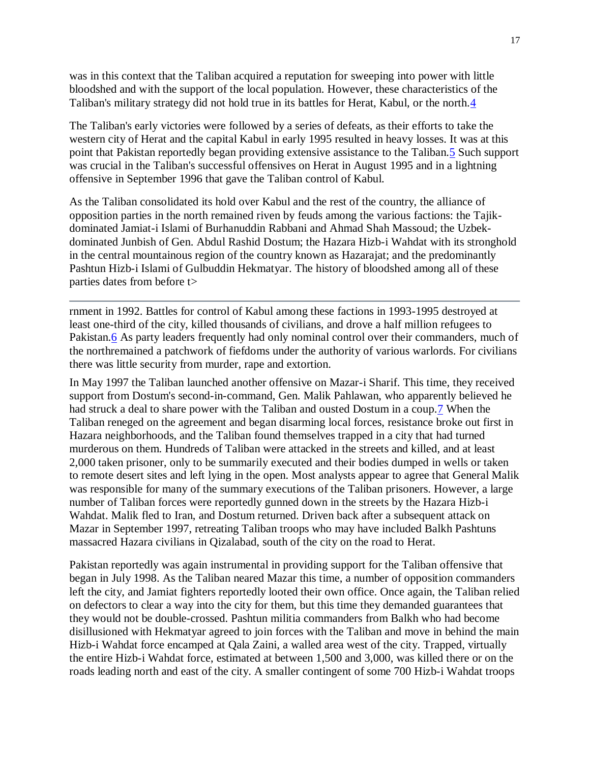was in this context that the Taliban acquired a reputation for sweeping into power with little bloodshed and with the support of the local population. However, these characteristics of the Taliban's military strategy did not hold true in its battles for Herat, Kabul, or the north.[4]

The Taliban's early victories were followed by a series of defeats, as their efforts to take the western city of Herat and the capital Kabul in early 1995 resulted in heavy losses. It was at this point that Pakistan reportedly began providing extensive assistance to the Taliban.[5] Such support was crucial in the Taliban's successful offensives on Herat in August 1995 and in a lightning offensive in September 1996 that gave the Taliban control of Kabul.

As the Taliban consolidated its hold over Kabul and the rest of the country, the alliance of opposition parties in the north remained riven by feuds among the various factions: the Tajik-dominated Jamiat-i Islami of Burhanuddin Rabbani and Ahmad Shah Massoud; the Uzbek-dominated Junbish of Gen. Abdul Rashid Dostum; the Hazara Hizb-i Wahdat with its stronghold in the central mountainous region of the country known as Hazarajat; and the predominantly Pashtun Hizb-i Islami of Gulbuddin Hekmatyar. The history of bloodshed among all of these parties dates from before t>

rnment in 1992. Battles for control of Kabul among these factions in 1993-1995 destroyed at least one-third of the city, killed thousands of civilians, and drove a half million refugees to Pakistan.[6] As party leaders frequently had only nominal control over their commanders, much of the northremained a patchwork of fiefdoms under the authority of various warlords. For civilians there was little security from murder, rape and extortion.

In May 1997 the Taliban launched another offensive on Mazar-i Sharif. This time, they received support from Dostum's second-in-command, Gen. Malik Pahlawan, who apparently believed he had struck a deal to share power with the Taliban and ousted Dostum in a coup.[7] When the Taliban reneged on the agreement and began disarming local forces, resistance broke out first in Hazara neighborhoods, and the Taliban found themselves trapped in a city that had turned murderous on them. Hundreds of Taliban were attacked in the streets and killed, and at least 2,000 taken prisoner, only to be summarily executed and their bodies dumped in wells or taken to remote desert sites and left lying in the open. Most analysts appear to agree that General Malik was responsible for many of the summary executions of the Taliban prisoners. However, a large number of Taliban forces were reportedly gunned down in the streets by the Hazara Hizb-i Wahdat. Malik fled to Iran, and Dostum returned. Driven back after a subsequent attack on Mazar in September 1997, retreating Taliban troops who may have included Balkh Pashtuns massacred Hazara civilians in Qizalabad, south of the city on the road to Herat.

Pakistan reportedly was again instrumental in providing support for the Taliban offensive that began in July 1998. As the Taliban neared Mazar this time, a number of opposition commanders left the city, and Jamiat fighters reportedly looted their own office. Once again, the Taliban relied on defectors to clear a way into the city for them, but this time they demanded guarantees that they would not be double-crossed. Pashtun militia commanders from Balkh who had become disillusioned with Hekmatyar agreed to join forces with the Taliban and move in behind the main Hizb-i Wahdat force encamped at Qala Zaini, a walled area west of the city. Trapped, virtually the entire Hizb-i Wahdat force, estimated at between 1,500 and 3,000, was killed there or on the roads leading north and east of the city. A smaller contingent of some 700 Hizb-i Wahdat troops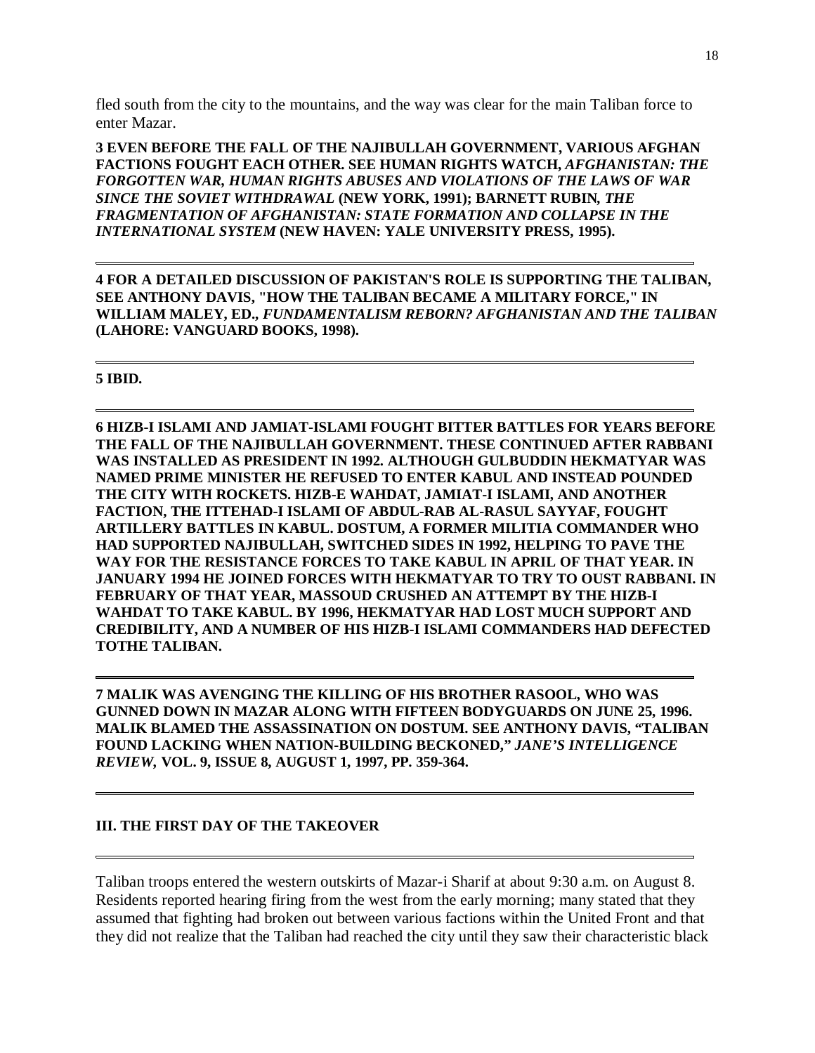fled south from the city to the mountains, and the way was clear for the main Taliban force to enter Mazar.

**3 EVEN BEFORE THE FALL OF THE NAJIBULLAH GOVERNMENT, VARIOUS AFGHAN FACTIONS FOUGHT EACH OTHER. SEE HUMAN RIGHTS WATCH, *AFGHANISTAN: THE FORGOTTEN WAR, HUMAN RIGHTS ABUSES AND VIOLATIONS OF THE LAWS OF WAR SINCE THE SOVIET WITHDRAWAL* (NEW YORK, 1991); BARNETT RUBIN, *THE FRAGMENTATION OF AFGHANISTAN: STATE FORMATION AND COLLAPSE IN THE INTERNATIONAL SYSTEM* (NEW HAVEN: YALE UNIVERSITY PRESS, 1995).**

---

**4 FOR A DETAILED DISCUSSION OF PAKISTAN'S ROLE IS SUPPORTING THE TALIBAN, SEE ANTHONY DAVIS, "HOW THE TALIBAN BECAME A MILITARY FORCE," IN WILLIAM MALEY, ED., *FUNDAMENTALISM REBORN? AFGHANISTAN AND THE TALIBAN* (LAHORE: VANGUARD BOOKS, 1998).**

---

**5 IBID.**

---

**6 HIZB-I ISLAMI AND JAMIAT-ISLAMI FOUGHT BITTER BATTLES FOR YEARS BEFORE THE FALL OF THE NAJIBULLAH GOVERNMENT. THESE CONTINUED AFTER RABBANI WAS INSTALLED AS PRESIDENT IN 1992. ALTHOUGH GULBUDDIN HEKMATYAR WAS NAMED PRIME MINISTER HE REFUSED TO ENTER KABUL AND INSTEAD POUNDED THE CITY WITH ROCKETS. HIZB-E WAHDAT, JAMIAT-I ISLAMI, AND ANOTHER FACTION, THE ITTEHAD-I ISLAMI OF ABDUL-RAB AL-RASUL SAYYAF, FOUGHT ARTILLERY BATTLES IN KABUL. DOSTUM, A FORMER MILITIA COMMANDER WHO HAD SUPPORTED NAJIBULLAH, SWITCHED SIDES IN 1992, HELPING TO PAVE THE WAY FOR THE RESISTANCE FORCES TO TAKE KABUL IN APRIL OF THAT YEAR. IN JANUARY 1994 HE JOINED FORCES WITH HEKMATYAR TO TRY TO OUST RABBANI. IN FEBRUARY OF THAT YEAR, MASSOUD CRUSHED AN ATTEMPT BY THE HIZB-I WAHDAT TO TAKE KABUL. BY 1996, HEKMATYAR HAD LOST MUCH SUPPORT AND CREDIBILITY, AND A NUMBER OF HIS HIZB-I ISLAMI COMMANDERS HAD DEFECTED TOTHE TALIBAN.**

---

**7 MALIK WAS AVENGING THE KILLING OF HIS BROTHER RASOOL, WHO WAS GUNNED DOWN IN MAZAR ALONG WITH FIFTEEN BODYGUARDS ON JUNE 25, 1996. MALIK BLAMED THE ASSASSINATION ON DOSTUM. SEE ANTHONY DAVIS, "TALIBAN FOUND LACKING WHEN NATION-BUILDING BECKONED," *JANE'S INTELLIGENCE REVIEW*, VOL. 9, ISSUE 8, AUGUST 1, 1997, PP. 359-364.**

---

## III. THE FIRST DAY OF THE TAKEOVER

---

Taliban troops entered the western outskirts of Mazar-i Sharif at about 9:30 a.m. on August 8. Residents reported hearing firing from the west from the early morning; many stated that they assumed that fighting had broken out between various factions within the United Front and that they did not realize that the Taliban had reached the city until they saw their characteristic black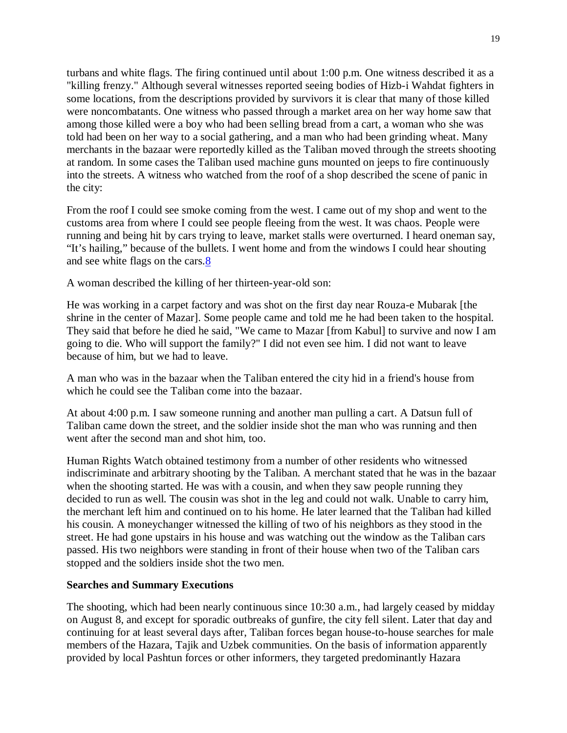turbans and white flags. The firing continued until about 1:00 p.m. One witness described it as a "killing frenzy." Although several witnesses reported seeing bodies of Hizb-i Wahdat fighters in some locations, from the descriptions provided by survivors it is clear that many of those killed were noncombatants. One witness who passed through a market area on her way home saw that among those killed were a boy who had been selling bread from a cart, a woman who she was told had been on her way to a social gathering, and a man who had been grinding wheat. Many merchants in the bazaar were reportedly killed as the Taliban moved through the streets shooting at random. In some cases the Taliban used machine guns mounted on jeeps to fire continuously into the streets. A witness who watched from the roof of a shop described the scene of panic in the city:

From the roof I could see smoke coming from the west. I came out of my shop and went to the customs area from where I could see people fleeing from the west. It was chaos. People were running and being hit by cars trying to leave, market stalls were overturned. I heard oneman say, "It's hailing," because of the bullets. I went home and from the windows I could hear shouting and see white flags on the cars.[8]

A woman described the killing of her thirteen-year-old son:

He was working in a carpet factory and was shot on the first day near Rouza-e Mubarak [the shrine in the center of Mazar]. Some people came and told me he had been taken to the hospital. They said that before he died he said, "We came to Mazar [from Kabul] to survive and now I am going to die. Who will support the family?" I did not even see him. I did not want to leave because of him, but we had to leave.

A man who was in the bazaar when the Taliban entered the city hid in a friend's house from which he could see the Taliban come into the bazaar.

At about 4:00 p.m. I saw someone running and another man pulling a cart. A Datsun full of Taliban came down the street, and the soldier inside shot the man who was running and then went after the second man and shot him, too.

Human Rights Watch obtained testimony from a number of other residents who witnessed indiscriminate and arbitrary shooting by the Taliban. A merchant stated that he was in the bazaar when the shooting started. He was with a cousin, and when they saw people running they decided to run as well. The cousin was shot in the leg and could not walk. Unable to carry him, the merchant left him and continued on to his home. He later learned that the Taliban had killed his cousin. A moneychanger witnessed the killing of two of his neighbors as they stood in the street. He had gone upstairs in his house and was watching out the window as the Taliban cars passed. His two neighbors were standing in front of their house when two of the Taliban cars stopped and the soldiers inside shot the two men.

**Searches and Summary Executions**

The shooting, which had been nearly continuous since 10:30 a.m., had largely ceased by midday on August 8, and except for sporadic outbreaks of gunfire, the city fell silent. Later that day and continuing for at least several days after, Taliban forces began house-to-house searches for male members of the Hazara, Tajik and Uzbek communities. On the basis of information apparently provided by local Pashtun forces or other informers, they targeted predominantly Hazara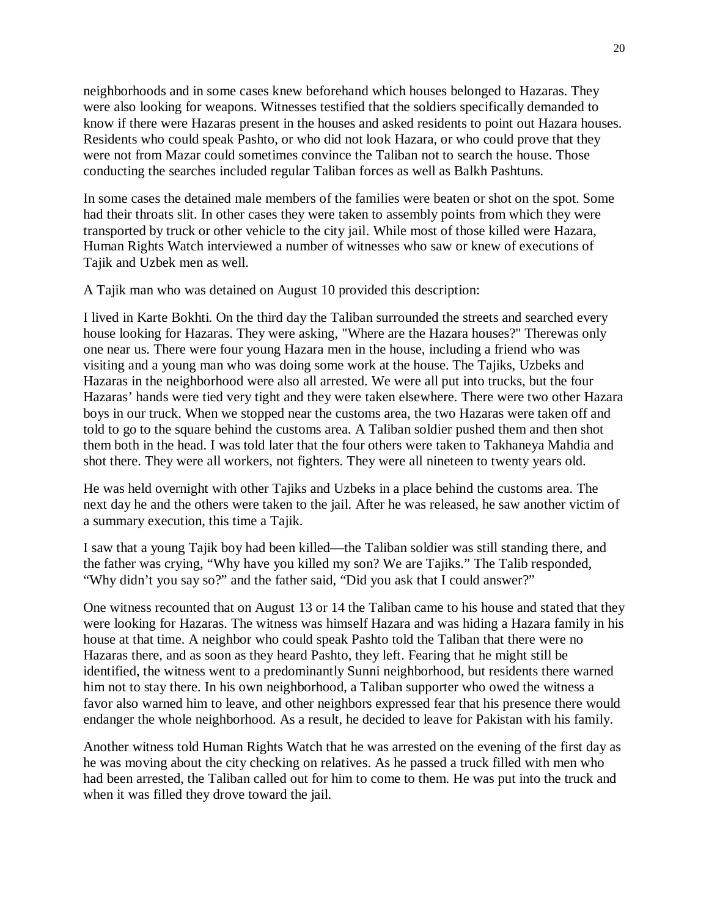neighborhoods and in some cases knew beforehand which houses belonged to Hazaras. They were also looking for weapons. Witnesses testified that the soldiers specifically demanded to know if there were Hazaras present in the houses and asked residents to point out Hazara houses. Residents who could speak Pashto, or who did not look Hazara, or who could prove that they were not from Mazar could sometimes convince the Taliban not to search the house. Those conducting the searches included regular Taliban forces as well as Balkh Pashtuns.

In some cases the detained male members of the families were beaten or shot on the spot. Some had their throats slit. In other cases they were taken to assembly points from which they were transported by truck or other vehicle to the city jail. While most of those killed were Hazara, Human Rights Watch interviewed a number of witnesses who saw or knew of executions of Tajik and Uzbek men as well.

A Tajik man who was detained on August 10 provided this description:

I lived in Karte Bokhti. On the third day the Taliban surrounded the streets and searched every house looking for Hazaras. They were asking, "Where are the Hazara houses?" Therewas only one near us. There were four young Hazara men in the house, including a friend who was visiting and a young man who was doing some work at the house. The Tajiks, Uzbeks and Hazaras in the neighborhood were also all arrested. We were all put into trucks, but the four Hazaras' hands were tied very tight and they were taken elsewhere. There were two other Hazara boys in our truck. When we stopped near the customs area, the two Hazaras were taken off and told to go to the square behind the customs area. A Taliban soldier pushed them and then shot them both in the head. I was told later that the four others were taken to Takhaneya Mahdia and shot there. They were all workers, not fighters. They were all nineteen to twenty years old.

He was held overnight with other Tajiks and Uzbeks in a place behind the customs area. The next day he and the others were taken to the jail. After he was released, he saw another victim of a summary execution, this time a Tajik.

I saw that a young Tajik boy had been killed—the Taliban soldier was still standing there, and the father was crying, "Why have you killed my son? We are Tajiks." The Talib responded, "Why didn't you say so?" and the father said, "Did you ask that I could answer?"

One witness recounted that on August 13 or 14 the Taliban came to his house and stated that they were looking for Hazaras. The witness was himself Hazara and was hiding a Hazara family in his house at that time. A neighbor who could speak Pashto told the Taliban that there were no Hazaras there, and as soon as they heard Pashto, they left. Fearing that he might still be identified, the witness went to a predominantly Sunni neighborhood, but residents there warned him not to stay there. In his own neighborhood, a Taliban supporter who owed the witness a favor also warned him to leave, and other neighbors expressed fear that his presence there would endanger the whole neighborhood. As a result, he decided to leave for Pakistan with his family.

Another witness told Human Rights Watch that he was arrested on the evening of the first day as he was moving about the city checking on relatives. As he passed a truck filled with men who had been arrested, the Taliban called out for him to come to them. He was put into the truck and when it was filled they drove toward the jail.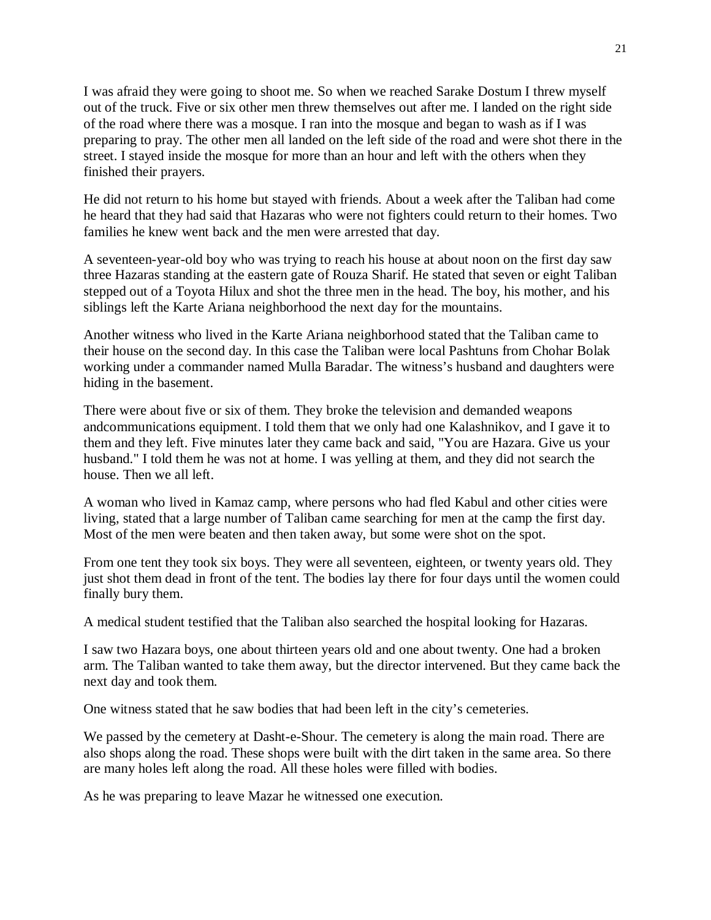I was afraid they were going to shoot me. So when we reached Sarake Dostum I threw myself out of the truck. Five or six other men threw themselves out after me. I landed on the right side of the road where there was a mosque. I ran into the mosque and began to wash as if I was preparing to pray. The other men all landed on the left side of the road and were shot there in the street. I stayed inside the mosque for more than an hour and left with the others when they finished their prayers.

He did not return to his home but stayed with friends. About a week after the Taliban had come he heard that they had said that Hazaras who were not fighters could return to their homes. Two families he knew went back and the men were arrested that day.

A seventeen-year-old boy who was trying to reach his house at about noon on the first day saw three Hazaras standing at the eastern gate of Rouza Sharif. He stated that seven or eight Taliban stepped out of a Toyota Hilux and shot the three men in the head. The boy, his mother, and his siblings left the Karte Ariana neighborhood the next day for the mountains.

Another witness who lived in the Karte Ariana neighborhood stated that the Taliban came to their house on the second day. In this case the Taliban were local Pashtuns from Chohar Bolak working under a commander named Mulla Baradar. The witness's husband and daughters were hiding in the basement.

There were about five or six of them. They broke the television and demanded weapons andcommunications equipment. I told them that we only had one Kalashnikov, and I gave it to them and they left. Five minutes later they came back and said, "You are Hazara. Give us your husband." I told them he was not at home. I was yelling at them, and they did not search the house. Then we all left.

A woman who lived in Kamaz camp, where persons who had fled Kabul and other cities were living, stated that a large number of Taliban came searching for men at the camp the first day. Most of the men were beaten and then taken away, but some were shot on the spot.

From one tent they took six boys. They were all seventeen, eighteen, or twenty years old. They just shot them dead in front of the tent. The bodies lay there for four days until the women could finally bury them.

A medical student testified that the Taliban also searched the hospital looking for Hazaras.

I saw two Hazara boys, one about thirteen years old and one about twenty. One had a broken arm. The Taliban wanted to take them away, but the director intervened. But they came back the next day and took them.

One witness stated that he saw bodies that had been left in the city's cemeteries.

We passed by the cemetery at Dasht-e-Shour. The cemetery is along the main road. There are also shops along the road. These shops were built with the dirt taken in the same area. So there are many holes left along the road. All these holes were filled with bodies.

As he was preparing to leave Mazar he witnessed one execution.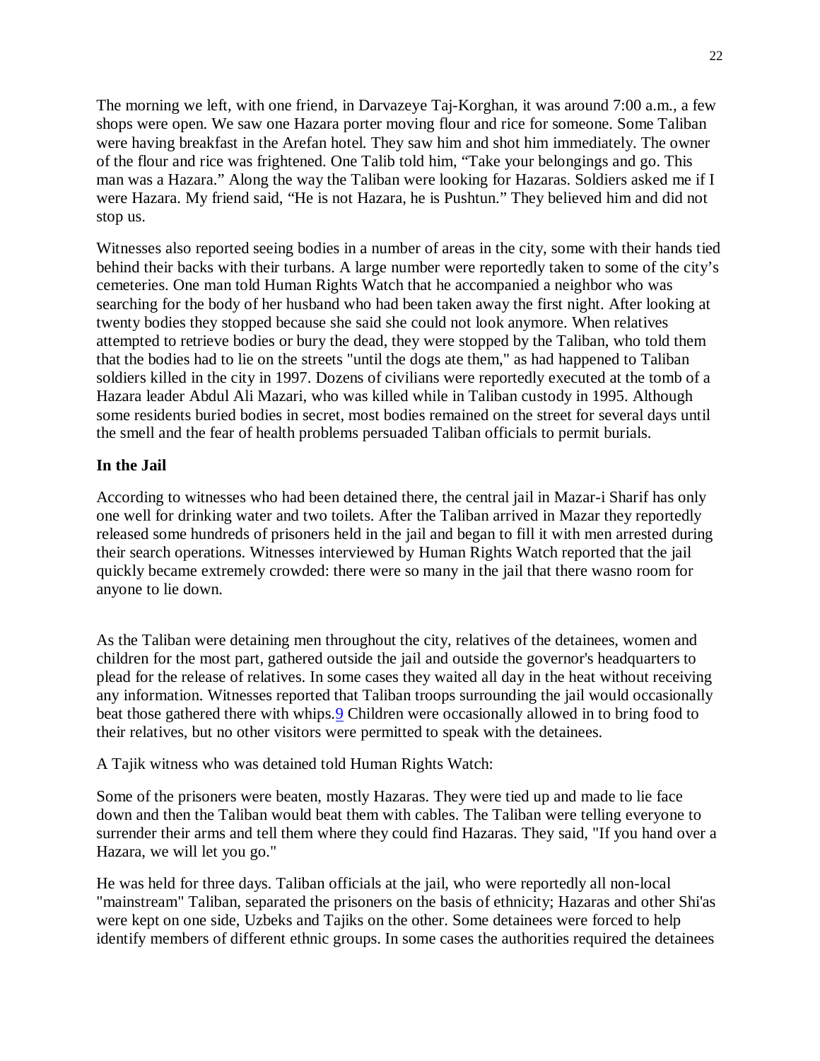The morning we left, with one friend, in Darvazeye Taj-Korghan, it was around 7:00 a.m., a few shops were open. We saw one Hazara porter moving flour and rice for someone. Some Taliban were having breakfast in the Arefan hotel. They saw him and shot him immediately. The owner of the flour and rice was frightened. One Talib told him, “Take your belongings and go. This man was a Hazara.” Along the way the Taliban were looking for Hazaras. Soldiers asked me if I were Hazara. My friend said, “He is not Hazara, he is Pushtun.” They believed him and did not stop us.

Witnesses also reported seeing bodies in a number of areas in the city, some with their hands tied behind their backs with their turbans. A large number were reportedly taken to some of the city’s cemeteries. One man told Human Rights Watch that he accompanied a neighbor who was searching for the body of her husband who had been taken away the first night. After looking at twenty bodies they stopped because she said she could not look anymore. When relatives attempted to retrieve bodies or bury the dead, they were stopped by the Taliban, who told them that the bodies had to lie on the streets "until the dogs ate them," as had happened to Taliban soldiers killed in the city in 1997. Dozens of civilians were reportedly executed at the tomb of a Hazara leader Abdul Ali Mazari, who was killed while in Taliban custody in 1995. Although some residents buried bodies in secret, most bodies remained on the street for several days until the smell and the fear of health problems persuaded Taliban officials to permit burials.

**In the Jail**

According to witnesses who had been detained there, the central jail in Mazar-i Sharif has only one well for drinking water and two toilets. After the Taliban arrived in Mazar they reportedly released some hundreds of prisoners held in the jail and began to fill it with men arrested during their search operations. Witnesses interviewed by Human Rights Watch reported that the jail quickly became extremely crowded: there were so many in the jail that there wasno room for anyone to lie down.

As the Taliban were detaining men throughout the city, relatives of the detainees, women and children for the most part, gathered outside the jail and outside the governor's headquarters to plead for the release of relatives. In some cases they waited all day in the heat without receiving any information. Witnesses reported that Taliban troops surrounding the jail would occasionally beat those gathered there with whips.[9] Children were occasionally allowed in to bring food to their relatives, but no other visitors were permitted to speak with the detainees.

A Tajik witness who was detained told Human Rights Watch:

Some of the prisoners were beaten, mostly Hazaras. They were tied up and made to lie face down and then the Taliban would beat them with cables. The Taliban were telling everyone to surrender their arms and tell them where they could find Hazaras. They said, "If you hand over a Hazara, we will let you go."

He was held for three days. Taliban officials at the jail, who were reportedly all non-local "mainstream" Taliban, separated the prisoners on the basis of ethnicity; Hazaras and other Shi'as were kept on one side, Uzbeks and Tajiks on the other. Some detainees were forced to help identify members of different ethnic groups. In some cases the authorities required the detainees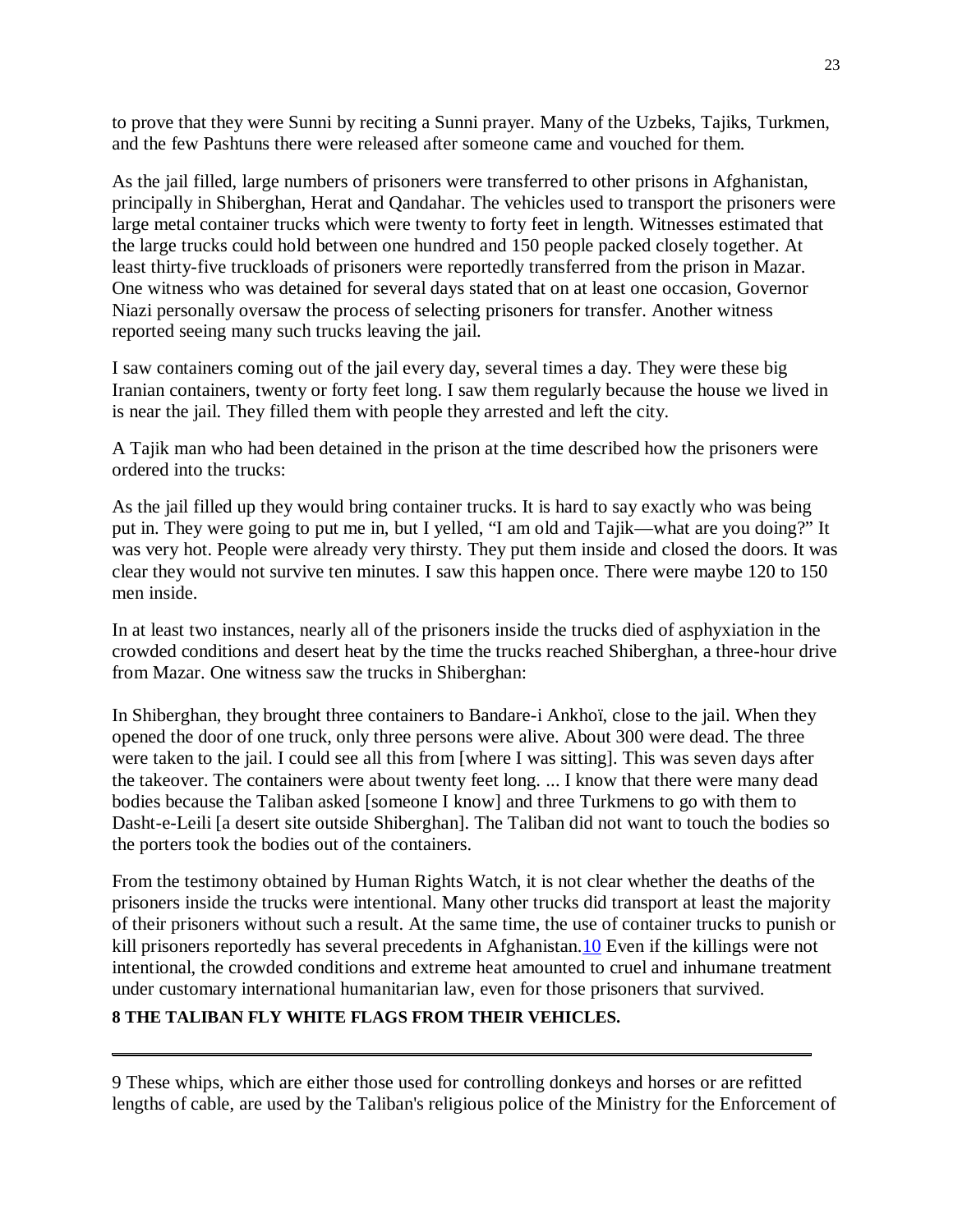to prove that they were Sunni by reciting a Sunni prayer. Many of the Uzbeks, Tajiks, Turkmen, and the few Pashtuns there were released after someone came and vouched for them.

As the jail filled, large numbers of prisoners were transferred to other prisons in Afghanistan, principally in Shiberghan, Herat and Qandahar. The vehicles used to transport the prisoners were large metal container trucks which were twenty to forty feet in length. Witnesses estimated that the large trucks could hold between one hundred and 150 people packed closely together. At least thirty-five truckloads of prisoners were reportedly transferred from the prison in Mazar. One witness who was detained for several days stated that on at least one occasion, Governor Niazi personally oversaw the process of selecting prisoners for transfer. Another witness reported seeing many such trucks leaving the jail.

I saw containers coming out of the jail every day, several times a day. They were these big Iranian containers, twenty or forty feet long. I saw them regularly because the house we lived in is near the jail. They filled them with people they arrested and left the city.

A Tajik man who had been detained in the prison at the time described how the prisoners were ordered into the trucks:

As the jail filled up they would bring container trucks. It is hard to say exactly who was being put in. They were going to put me in, but I yelled, “I am old and Tajik—what are you doing?” It was very hot. People were already very thirsty. They put them inside and closed the doors. It was clear they would not survive ten minutes. I saw this happen once. There were maybe 120 to 150 men inside.

In at least two instances, nearly all of the prisoners inside the trucks died of asphyxiation in the crowded conditions and desert heat by the time the trucks reached Shiberghan, a three-hour drive from Mazar. One witness saw the trucks in Shiberghan:

In Shiberghan, they brought three containers to Bandare-i Ankhoï, close to the jail. When they opened the door of one truck, only three persons were alive. About 300 were dead. The three were taken to the jail. I could see all this from [where I was sitting]. This was seven days after the takeover. The containers were about twenty feet long. ... I know that there were many dead bodies because the Taliban asked [someone I know] and three Turkmens to go with them to Dasht-e-Leili [a desert site outside Shiberghan]. The Taliban did not want to touch the bodies so the porters took the bodies out of the containers.

From the testimony obtained by Human Rights Watch, it is not clear whether the deaths of the prisoners inside the trucks were intentional. Many other trucks did transport at least the majority of their prisoners without such a result. At the same time, the use of container trucks to punish or kill prisoners reportedly has several precedents in Afghanistan.[10] Even if the killings were not intentional, the crowded conditions and extreme heat amounted to cruel and inhumane treatment under customary international humanitarian law, even for those prisoners that survived.

**8 THE TALIBAN FLY WHITE FLAGS FROM THEIR VEHICLES.**

---

9 These whips, which are either those used for controlling donkeys and horses or are refitted lengths of cable, are used by the Taliban's religious police of the Ministry for the Enforcement of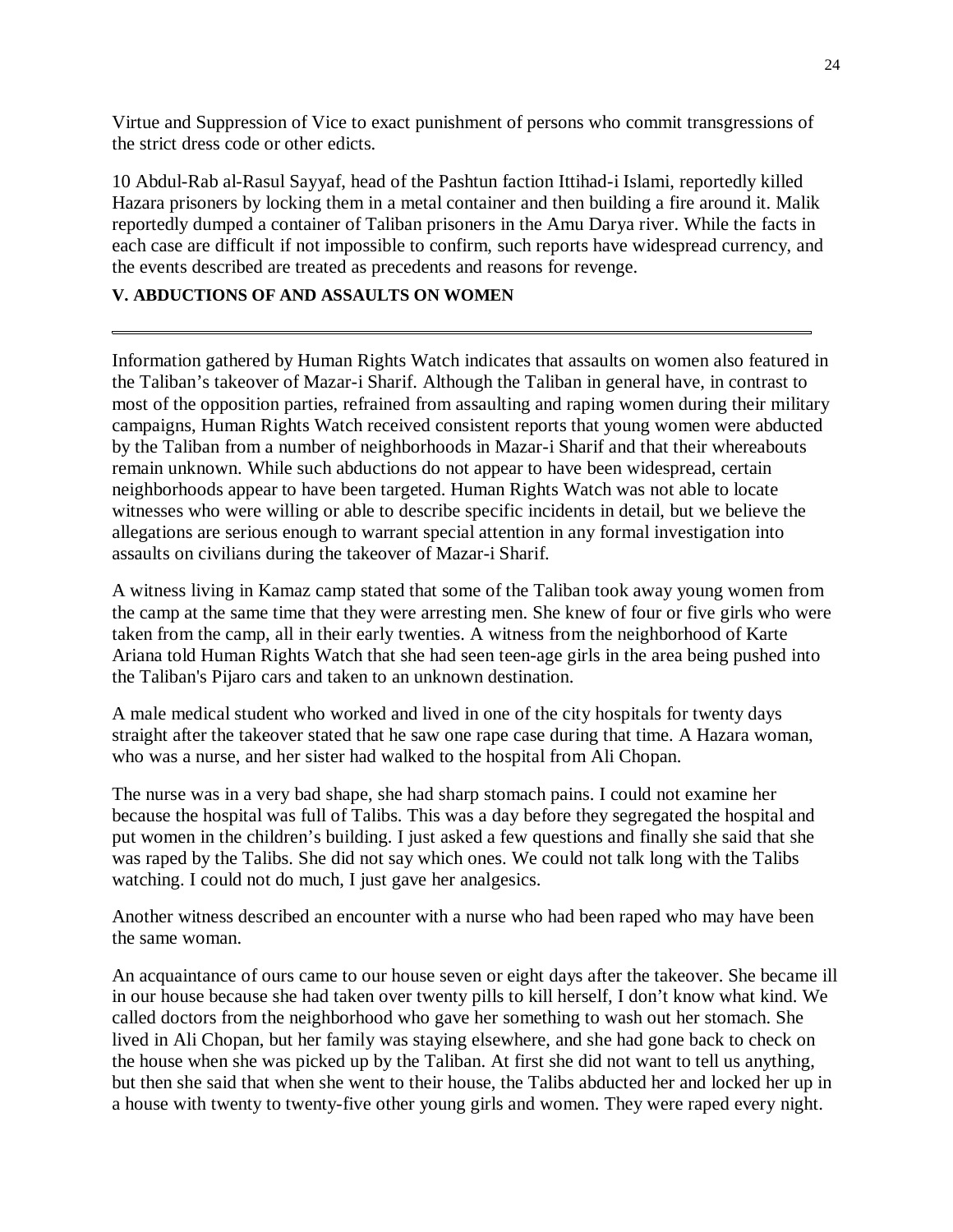Virtue and Suppression of Vice to exact punishment of persons who commit transgressions of the strict dress code or other edicts.

10 Abdul-Rab al-Rasul Sayyaf, head of the Pashtun faction Ittihad-i Islami, reportedly killed Hazara prisoners by locking them in a metal container and then building a fire around it. Malik reportedly dumped a container of Taliban prisoners in the Amu Darya river. While the facts in each case are difficult if not impossible to confirm, such reports have widespread currency, and the events described are treated as precedents and reasons for revenge.

## V. ABDUCTIONS OF AND ASSAULTS ON WOMEN

Information gathered by Human Rights Watch indicates that assaults on women also featured in the Taliban's takeover of Mazar-i Sharif. Although the Taliban in general have, in contrast to most of the opposition parties, refrained from assaulting and raping women during their military campaigns, Human Rights Watch received consistent reports that young women were abducted by the Taliban from a number of neighborhoods in Mazar-i Sharif and that their whereabouts remain unknown. While such abductions do not appear to have been widespread, certain neighborhoods appear to have been targeted. Human Rights Watch was not able to locate witnesses who were willing or able to describe specific incidents in detail, but we believe the allegations are serious enough to warrant special attention in any formal investigation into assaults on civilians during the takeover of Mazar-i Sharif.

A witness living in Kamaz camp stated that some of the Taliban took away young women from the camp at the same time that they were arresting men. She knew of four or five girls who were taken from the camp, all in their early twenties. A witness from the neighborhood of Karte Ariana told Human Rights Watch that she had seen teen-age girls in the area being pushed into the Taliban's Pijaro cars and taken to an unknown destination.

A male medical student who worked and lived in one of the city hospitals for twenty days straight after the takeover stated that he saw one rape case during that time. A Hazara woman, who was a nurse, and her sister had walked to the hospital from Ali Chopan.

The nurse was in a very bad shape, she had sharp stomach pains. I could not examine her because the hospital was full of Talibs. This was a day before they segregated the hospital and put women in the children's building. I just asked a few questions and finally she said that she was raped by the Talibs. She did not say which ones. We could not talk long with the Talibs watching. I could not do much, I just gave her analgesics.

Another witness described an encounter with a nurse who had been raped who may have been the same woman.

An acquaintance of ours came to our house seven or eight days after the takeover. She became ill in our house because she had taken over twenty pills to kill herself, I don't know what kind. We called doctors from the neighborhood who gave her something to wash out her stomach. She lived in Ali Chopan, but her family was staying elsewhere, and she had gone back to check on the house when she was picked up by the Taliban. At first she did not want to tell us anything, but then she said that when she went to their house, the Talibs abducted her and locked her up in a house with twenty to twenty-five other young girls and women. They were raped every night.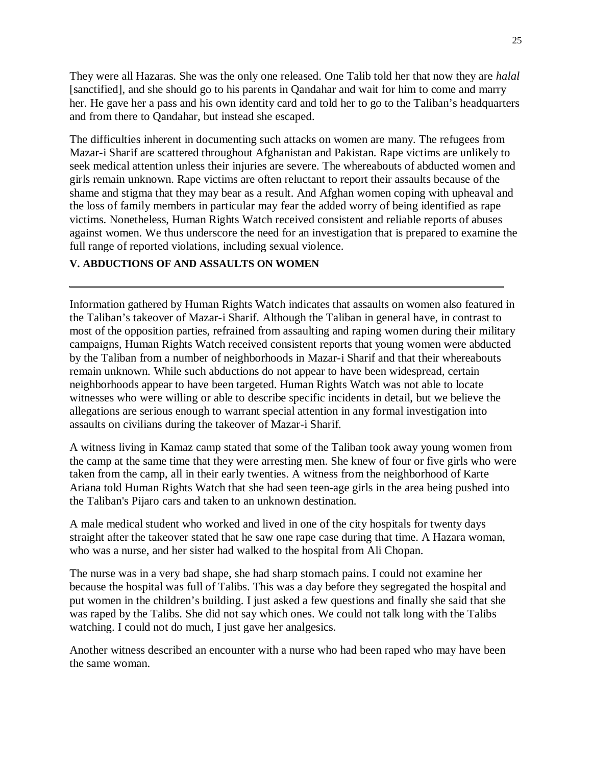They were all Hazaras. She was the only one released. One Talib told her that now they are *halal* [sanctified], and she should go to his parents in Qandahar and wait for him to come and marry her. He gave her a pass and his own identity card and told her to go to the Taliban's headquarters and from there to Qandahar, but instead she escaped.

The difficulties inherent in documenting such attacks on women are many. The refugees from Mazar-i Sharif are scattered throughout Afghanistan and Pakistan. Rape victims are unlikely to seek medical attention unless their injuries are severe. The whereabouts of abducted women and girls remain unknown. Rape victims are often reluctant to report their assaults because of the shame and stigma that they may bear as a result. And Afghan women coping with upheaval and the loss of family members in particular may fear the added worry of being identified as rape victims. Nonetheless, Human Rights Watch received consistent and reliable reports of abuses against women. We thus underscore the need for an investigation that is prepared to examine the full range of reported violations, including sexual violence.

## V. ABDUCTIONS OF AND ASSAULTS ON WOMEN

Information gathered by Human Rights Watch indicates that assaults on women also featured in the Taliban's takeover of Mazar-i Sharif. Although the Taliban in general have, in contrast to most of the opposition parties, refrained from assaulting and raping women during their military campaigns, Human Rights Watch received consistent reports that young women were abducted by the Taliban from a number of neighborhoods in Mazar-i Sharif and that their whereabouts remain unknown. While such abductions do not appear to have been widespread, certain neighborhoods appear to have been targeted. Human Rights Watch was not able to locate witnesses who were willing or able to describe specific incidents in detail, but we believe the allegations are serious enough to warrant special attention in any formal investigation into assaults on civilians during the takeover of Mazar-i Sharif.

A witness living in Kamaz camp stated that some of the Taliban took away young women from the camp at the same time that they were arresting men. She knew of four or five girls who were taken from the camp, all in their early twenties. A witness from the neighborhood of Karte Ariana told Human Rights Watch that she had seen teen-age girls in the area being pushed into the Taliban's Pijaro cars and taken to an unknown destination.

A male medical student who worked and lived in one of the city hospitals for twenty days straight after the takeover stated that he saw one rape case during that time. A Hazara woman, who was a nurse, and her sister had walked to the hospital from Ali Chopan.

The nurse was in a very bad shape, she had sharp stomach pains. I could not examine her because the hospital was full of Talibs. This was a day before they segregated the hospital and put women in the children's building. I just asked a few questions and finally she said that she was raped by the Talibs. She did not say which ones. We could not talk long with the Talibs watching. I could not do much, I just gave her analgesics.

Another witness described an encounter with a nurse who had been raped who may have been the same woman.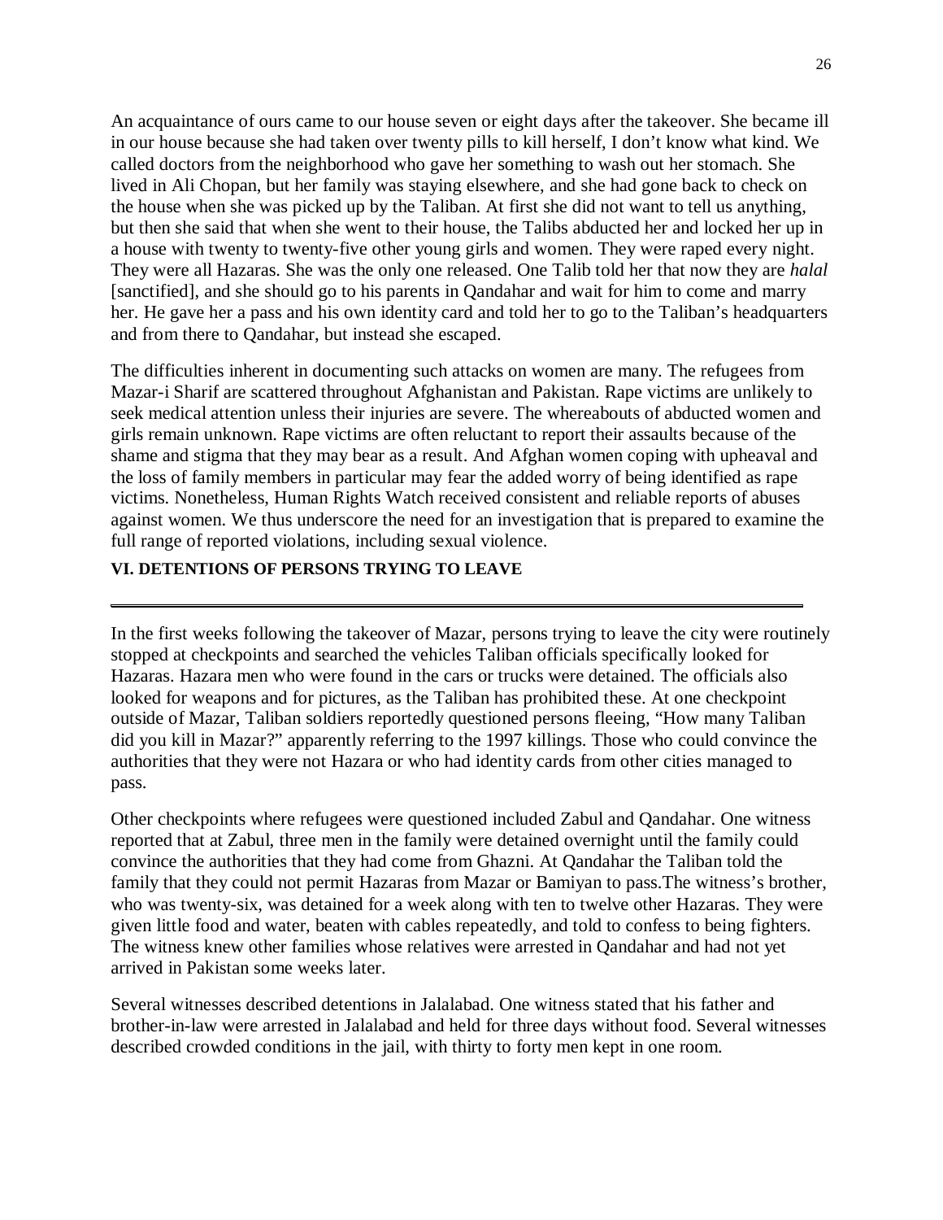An acquaintance of ours came to our house seven or eight days after the takeover. She became ill in our house because she had taken over twenty pills to kill herself, I don't know what kind. We called doctors from the neighborhood who gave her something to wash out her stomach. She lived in Ali Chopan, but her family was staying elsewhere, and she had gone back to check on the house when she was picked up by the Taliban. At first she did not want to tell us anything, but then she said that when she went to their house, the Talibs abducted her and locked her up in a house with twenty to twenty-five other young girls and women. They were raped every night. They were all Hazaras. She was the only one released. One Talib told her that now they are *halal* [sanctified], and she should go to his parents in Qandahar and wait for him to come and marry her. He gave her a pass and his own identity card and told her to go to the Taliban's headquarters and from there to Qandahar, but instead she escaped.

The difficulties inherent in documenting such attacks on women are many. The refugees from Mazar-i Sharif are scattered throughout Afghanistan and Pakistan. Rape victims are unlikely to seek medical attention unless their injuries are severe. The whereabouts of abducted women and girls remain unknown. Rape victims are often reluctant to report their assaults because of the shame and stigma that they may bear as a result. And Afghan women coping with upheaval and the loss of family members in particular may fear the added worry of being identified as rape victims. Nonetheless, Human Rights Watch received consistent and reliable reports of abuses against women. We thus underscore the need for an investigation that is prepared to examine the full range of reported violations, including sexual violence.

## VI. DETENTIONS OF PERSONS TRYING TO LEAVE

In the first weeks following the takeover of Mazar, persons trying to leave the city were routinely stopped at checkpoints and searched the vehicles Taliban officials specifically looked for Hazaras. Hazara men who were found in the cars or trucks were detained. The officials also looked for weapons and for pictures, as the Taliban has prohibited these. At one checkpoint outside of Mazar, Taliban soldiers reportedly questioned persons fleeing, "How many Taliban did you kill in Mazar?" apparently referring to the 1997 killings. Those who could convince the authorities that they were not Hazara or who had identity cards from other cities managed to pass.

Other checkpoints where refugees were questioned included Zabul and Qandahar. One witness reported that at Zabul, three men in the family were detained overnight until the family could convince the authorities that they had come from Ghazni. At Qandahar the Taliban told the family that they could not permit Hazaras from Mazar or Bamiyan to pass.The witness's brother, who was twenty-six, was detained for a week along with ten to twelve other Hazaras. They were given little food and water, beaten with cables repeatedly, and told to confess to being fighters. The witness knew other families whose relatives were arrested in Qandahar and had not yet arrived in Pakistan some weeks later.

Several witnesses described detentions in Jalalabad. One witness stated that his father and brother-in-law were arrested in Jalalabad and held for three days without food. Several witnesses described crowded conditions in the jail, with thirty to forty men kept in one room.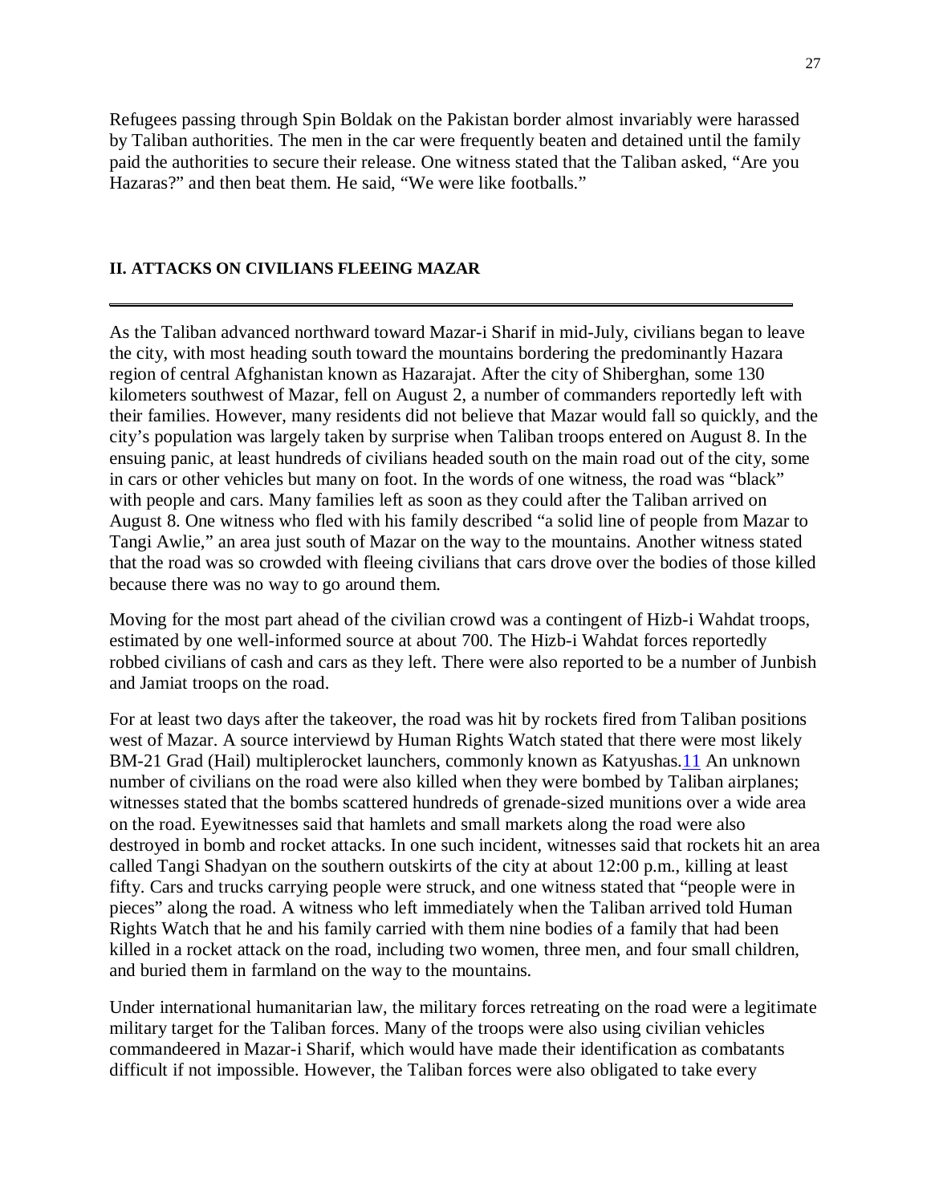Refugees passing through Spin Boldak on the Pakistan border almost invariably were harassed by Taliban authorities. The men in the car were frequently beaten and detained until the family paid the authorities to secure their release. One witness stated that the Taliban asked, "Are you Hazaras?" and then beat them. He said, "We were like footballs."

## II. ATTACKS ON CIVILIANS FLEEING MAZAR

As the Taliban advanced northward toward Mazar-i Sharif in mid-July, civilians began to leave the city, with most heading south toward the mountains bordering the predominantly Hazara region of central Afghanistan known as Hazarajat. After the city of Shiberghan, some 130 kilometers southwest of Mazar, fell on August 2, a number of commanders reportedly left with their families. However, many residents did not believe that Mazar would fall so quickly, and the city's population was largely taken by surprise when Taliban troops entered on August 8. In the ensuing panic, at least hundreds of civilians headed south on the main road out of the city, some in cars or other vehicles but many on foot. In the words of one witness, the road was "black" with people and cars. Many families left as soon as they could after the Taliban arrived on August 8. One witness who fled with his family described "a solid line of people from Mazar to Tangi Awlie," an area just south of Mazar on the way to the mountains. Another witness stated that the road was so crowded with fleeing civilians that cars drove over the bodies of those killed because there was no way to go around them.

Moving for the most part ahead of the civilian crowd was a contingent of Hizb-i Wahdat troops, estimated by one well-informed source at about 700. The Hizb-i Wahdat forces reportedly robbed civilians of cash and cars as they left. There were also reported to be a number of Junbish and Jamiat troops on the road.

For at least two days after the takeover, the road was hit by rockets fired from Taliban positions west of Mazar. A source interviewd by Human Rights Watch stated that there were most likely BM-21 Grad (Hail) multiplerocket launchers, commonly known as Katyushas.[11] An unknown number of civilians on the road were also killed when they were bombed by Taliban airplanes; witnesses stated that the bombs scattered hundreds of grenade-sized munitions over a wide area on the road. Eyewitnesses said that hamlets and small markets along the road were also destroyed in bomb and rocket attacks. In one such incident, witnesses said that rockets hit an area called Tangi Shadyan on the southern outskirts of the city at about 12:00 p.m., killing at least fifty. Cars and trucks carrying people were struck, and one witness stated that "people were in pieces" along the road. A witness who left immediately when the Taliban arrived told Human Rights Watch that he and his family carried with them nine bodies of a family that had been killed in a rocket attack on the road, including two women, three men, and four small children, and buried them in farmland on the way to the mountains.

Under international humanitarian law, the military forces retreating on the road were a legitimate military target for the Taliban forces. Many of the troops were also using civilian vehicles commandeered in Mazar-i Sharif, which would have made their identification as combatants difficult if not impossible. However, the Taliban forces were also obligated to take every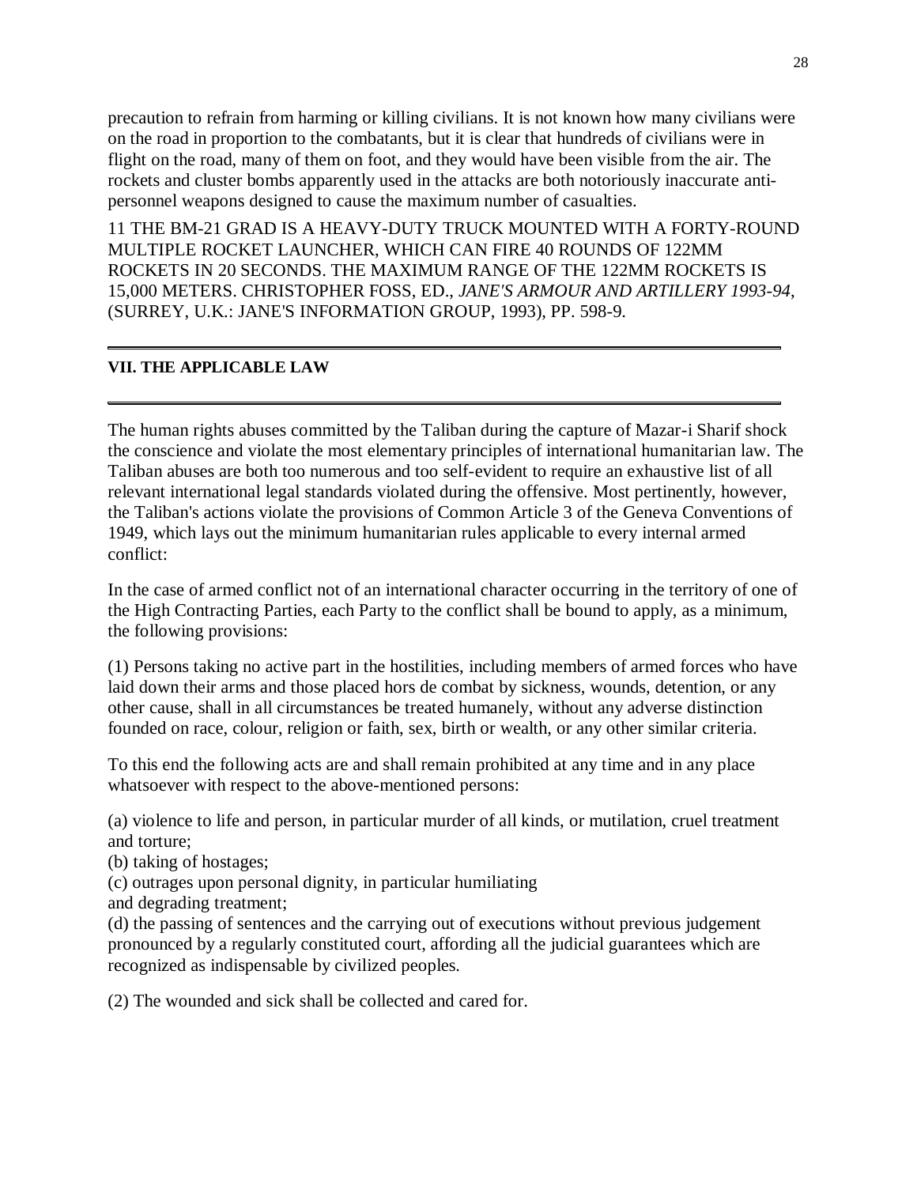precaution to refrain from harming or killing civilians. It is not known how many civilians were on the road in proportion to the combatants, but it is clear that hundreds of civilians were in flight on the road, many of them on foot, and they would have been visible from the air. The rockets and cluster bombs apparently used in the attacks are both notoriously inaccurate anti-personnel weapons designed to cause the maximum number of casualties.

11 THE BM-21 GRAD IS A HEAVY-DUTY TRUCK MOUNTED WITH A FORTY-ROUND MULTIPLE ROCKET LAUNCHER, WHICH CAN FIRE 40 ROUNDS OF 122MM ROCKETS IN 20 SECONDS. THE MAXIMUM RANGE OF THE 122MM ROCKETS IS 15,000 METERS. CHRISTOPHER FOSS, ED., *JANE'S ARMOUR AND ARTILLERY 1993-94*, (SURREY, U.K.: JANE'S INFORMATION GROUP, 1993), PP. 598-9.

---

## VII. THE APPLICABLE LAW

---

The human rights abuses committed by the Taliban during the capture of Mazar-i Sharif shock the conscience and violate the most elementary principles of international humanitarian law. The Taliban abuses are both too numerous and too self-evident to require an exhaustive list of all relevant international legal standards violated during the offensive. Most pertinently, however, the Taliban's actions violate the provisions of Common Article 3 of the Geneva Conventions of 1949, which lays out the minimum humanitarian rules applicable to every internal armed conflict:

In the case of armed conflict not of an international character occurring in the territory of one of the High Contracting Parties, each Party to the conflict shall be bound to apply, as a minimum, the following provisions:

(1) Persons taking no active part in the hostilities, including members of armed forces who have laid down their arms and those placed hors de combat by sickness, wounds, detention, or any other cause, shall in all circumstances be treated humanely, without any adverse distinction founded on race, colour, religion or faith, sex, birth or wealth, or any other similar criteria.

To this end the following acts are and shall remain prohibited at any time and in any place whatsoever with respect to the above-mentioned persons:

(a) violence to life and person, in particular murder of all kinds, or mutilation, cruel treatment and torture;
(b) taking of hostages;
(c) outrages upon personal dignity, in particular humiliating and degrading treatment;
(d) the passing of sentences and the carrying out of executions without previous judgement pronounced by a regularly constituted court, affording all the judicial guarantees which are recognized as indispensable by civilized peoples.

(2) The wounded and sick shall be collected and cared for.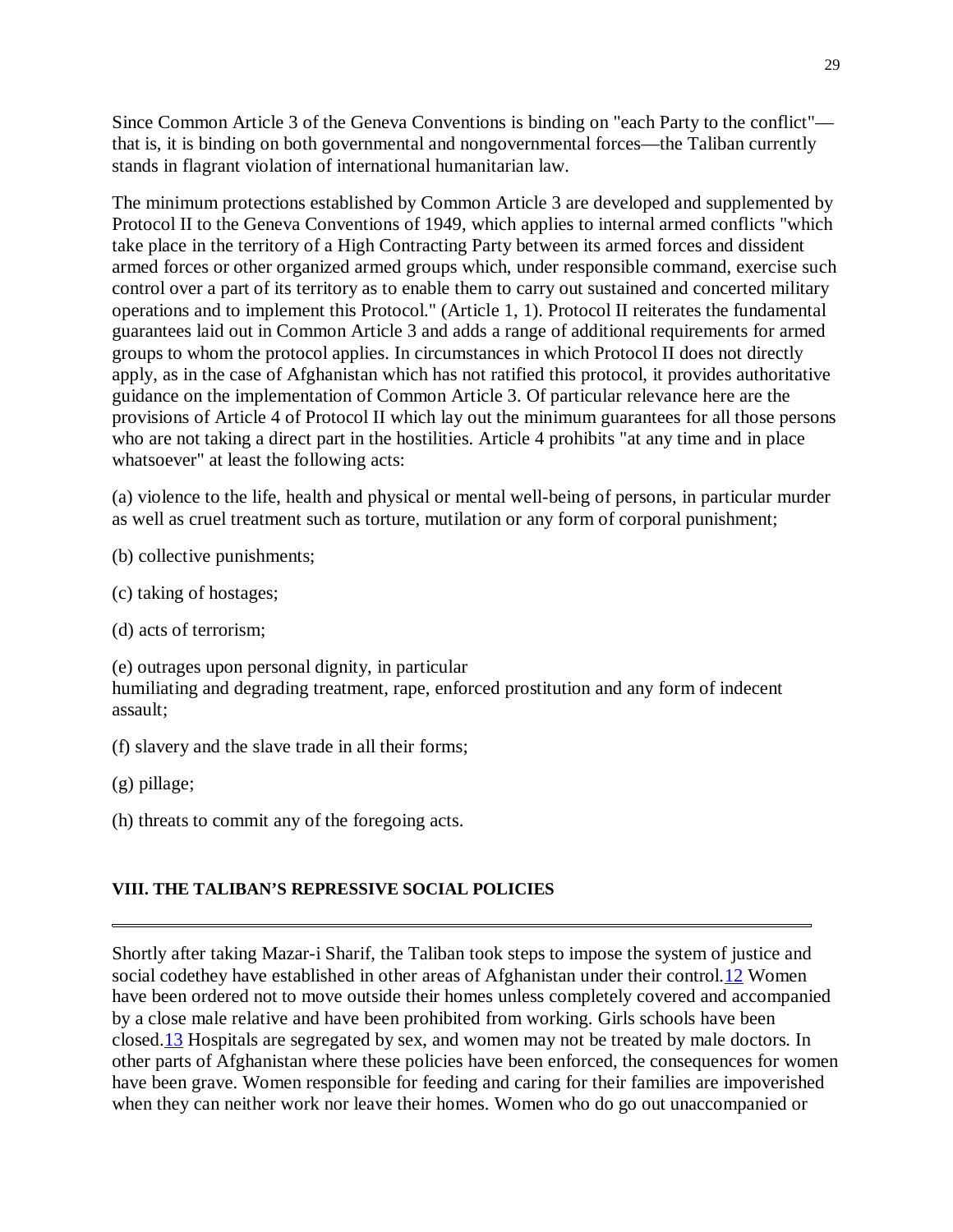Since Common Article 3 of the Geneva Conventions is binding on "each Party to the conflict"—that is, it is binding on both governmental and nongovernmental forces—the Taliban currently stands in flagrant violation of international humanitarian law.

The minimum protections established by Common Article 3 are developed and supplemented by Protocol II to the Geneva Conventions of 1949, which applies to internal armed conflicts "which take place in the territory of a High Contracting Party between its armed forces and dissident armed forces or other organized armed groups which, under responsible command, exercise such control over a part of its territory as to enable them to carry out sustained and concerted military operations and to implement this Protocol." (Article 1, 1). Protocol II reiterates the fundamental guarantees laid out in Common Article 3 and adds a range of additional requirements for armed groups to whom the protocol applies. In circumstances in which Protocol II does not directly apply, as in the case of Afghanistan which has not ratified this protocol, it provides authoritative guidance on the implementation of Common Article 3. Of particular relevance here are the provisions of Article 4 of Protocol II which lay out the minimum guarantees for all those persons who are not taking a direct part in the hostilities. Article 4 prohibits "at any time and in place whatsoever" at least the following acts:

(a) violence to the life, health and physical or mental well-being of persons, in particular murder as well as cruel treatment such as torture, mutilation or any form of corporal punishment;

(b) collective punishments;

(c) taking of hostages;

(d) acts of terrorism;

(e) outrages upon personal dignity, in particular humiliating and degrading treatment, rape, enforced prostitution and any form of indecent assault;

(f) slavery and the slave trade in all their forms;

(g) pillage;

(h) threats to commit any of the foregoing acts.

## VIII. THE TALIBAN'S REPRESSIVE SOCIAL POLICIES

---

Shortly after taking Mazar-i Sharif, the Taliban took steps to impose the system of justice and social codethey have established in other areas of Afghanistan under their control.[12] Women have been ordered not to move outside their homes unless completely covered and accompanied by a close male relative and have been prohibited from working. Girls schools have been closed.[13] Hospitals are segregated by sex, and women may not be treated by male doctors. In other parts of Afghanistan where these policies have been enforced, the consequences for women have been grave. Women responsible for feeding and caring for their families are impoverished when they can neither work nor leave their homes. Women who do go out unaccompanied or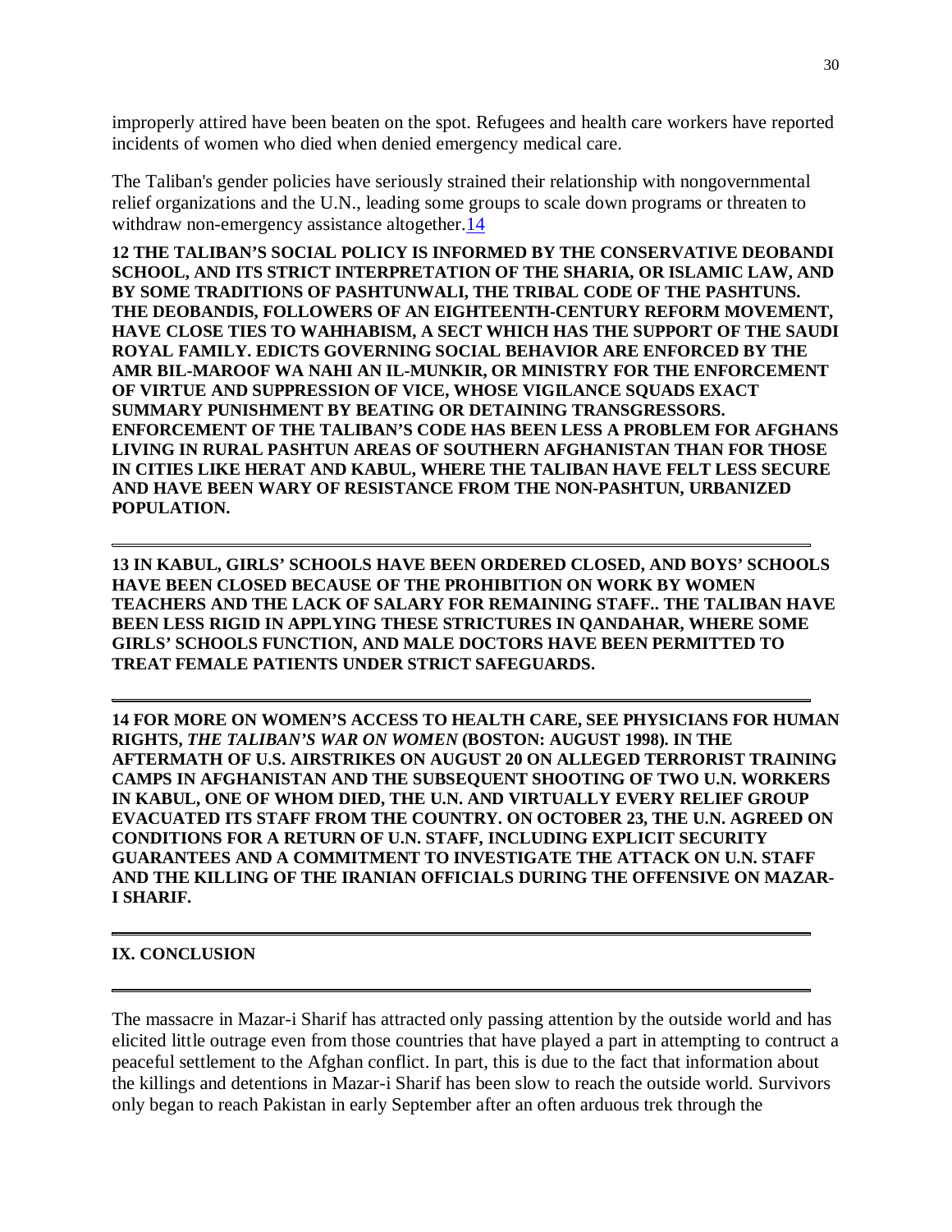improperly attired have been beaten on the spot. Refugees and health care workers have reported incidents of women who died when denied emergency medical care.

The Taliban's gender policies have seriously strained their relationship with nongovernmental relief organizations and the U.N., leading some groups to scale down programs or threaten to withdraw non-emergency assistance altogether.[14]

**12 THE TALIBAN'S SOCIAL POLICY IS INFORMED BY THE CONSERVATIVE DEOBANDI SCHOOL, AND ITS STRICT INTERPRETATION OF THE SHARIA, OR ISLAMIC LAW, AND BY SOME TRADITIONS OF PASHTUNWALI, THE TRIBAL CODE OF THE PASHTUNS. THE DEOBANDIS, FOLLOWERS OF AN EIGHTEENTH-CENTURY REFORM MOVEMENT, HAVE CLOSE TIES TO WAHHABISM, A SECT WHICH HAS THE SUPPORT OF THE SAUDI ROYAL FAMILY. EDICTS GOVERNING SOCIAL BEHAVIOR ARE ENFORCED BY THE AMR BIL-MAROOF WA NAHI AN IL-MUNKIR, OR MINISTRY FOR THE ENFORCEMENT OF VIRTUE AND SUPPRESSION OF VICE, WHOSE VIGILANCE SQUADS EXACT SUMMARY PUNISHMENT BY BEATING OR DETAINING TRANSGRESSORS. ENFORCEMENT OF THE TALIBAN'S CODE HAS BEEN LESS A PROBLEM FOR AFGHANS LIVING IN RURAL PASHTUN AREAS OF SOUTHERN AFGHANISTAN THAN FOR THOSE IN CITIES LIKE HERAT AND KABUL, WHERE THE TALIBAN HAVE FELT LESS SECURE AND HAVE BEEN WARY OF RESISTANCE FROM THE NON-PASHTUN, URBANIZED POPULATION.**

---

**13 IN KABUL, GIRLS' SCHOOLS HAVE BEEN ORDERED CLOSED, AND BOYS' SCHOOLS HAVE BEEN CLOSED BECAUSE OF THE PROHIBITION ON WORK BY WOMEN TEACHERS AND THE LACK OF SALARY FOR REMAINING STAFF.. THE TALIBAN HAVE BEEN LESS RIGID IN APPLYING THESE STRICTURES IN QANDAHAR, WHERE SOME GIRLS' SCHOOLS FUNCTION, AND MALE DOCTORS HAVE BEEN PERMITTED TO TREAT FEMALE PATIENTS UNDER STRICT SAFEGUARDS.**

---

**14 FOR MORE ON WOMEN'S ACCESS TO HEALTH CARE, SEE PHYSICIANS FOR HUMAN RIGHTS, *THE TALIBAN'S WAR ON WOMEN* (BOSTON: AUGUST 1998). IN THE AFTERMATH OF U.S. AIRSTRIKES ON AUGUST 20 ON ALLEGED TERRORIST TRAINING CAMPS IN AFGHANISTAN AND THE SUBSEQUENT SHOOTING OF TWO U.N. WORKERS IN KABUL, ONE OF WHOM DIED, THE U.N. AND VIRTUALLY EVERY RELIEF GROUP EVACUATED ITS STAFF FROM THE COUNTRY. ON OCTOBER 23, THE U.N. AGREED ON CONDITIONS FOR A RETURN OF U.N. STAFF, INCLUDING EXPLICIT SECURITY GUARANTEES AND A COMMITMENT TO INVESTIGATE THE ATTACK ON U.N. STAFF AND THE KILLING OF THE IRANIAN OFFICIALS DURING THE OFFENSIVE ON MAZAR-I SHARIF.**

---

## IX. CONCLUSION

---

The massacre in Mazar-i Sharif has attracted only passing attention by the outside world and has elicited little outrage even from those countries that have played a part in attempting to contruct a peaceful settlement to the Afghan conflict. In part, this is due to the fact that information about the killings and detentions in Mazar-i Sharif has been slow to reach the outside world. Survivors only began to reach Pakistan in early September after an often arduous trek through the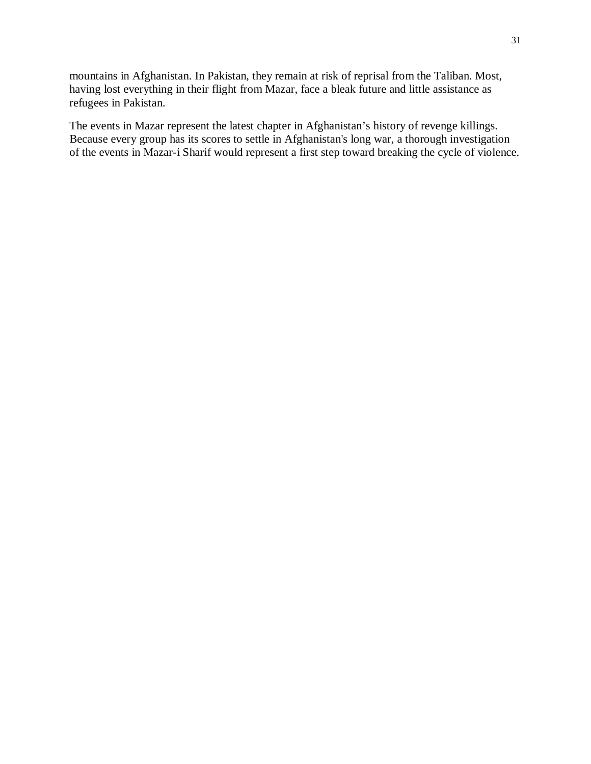mountains in Afghanistan. In Pakistan, they remain at risk of reprisal from the Taliban. Most, having lost everything in their flight from Mazar, face a bleak future and little assistance as refugees in Pakistan.

The events in Mazar represent the latest chapter in Afghanistan’s history of revenge killings. Because every group has its scores to settle in Afghanistan's long war, a thorough investigation of the events in Mazar-i Sharif would represent a first step toward breaking the cycle of violence.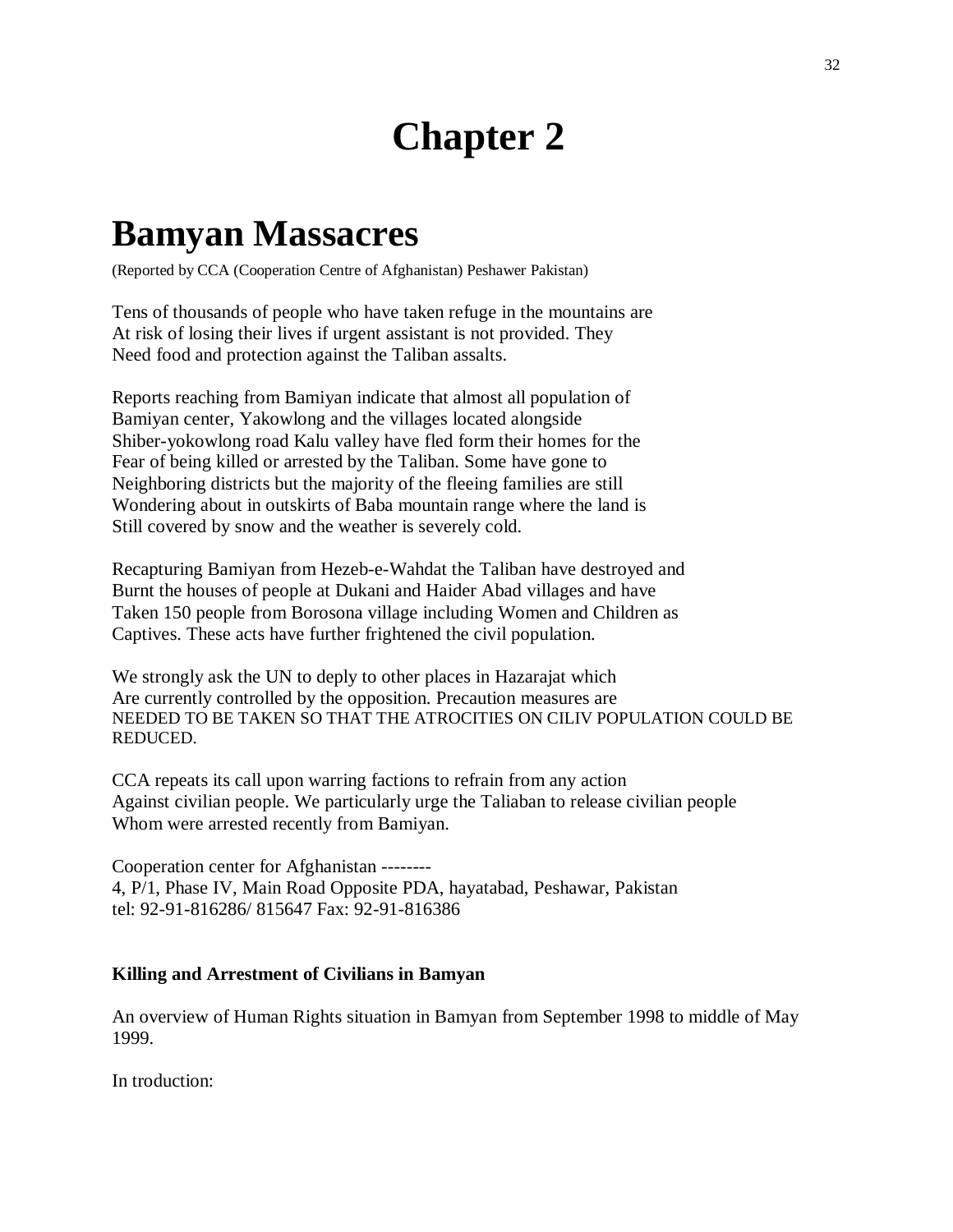# Chapter 2

# Bamyan Massacres

(Reported by CCA (Cooperation Centre of Afghanistan) Peshawer Pakistan)

Tens of thousands of people who have taken refuge in the mountains are At risk of losing their lives if urgent assistant is not provided. They Need food and protection against the Taliban assalts.

Reports reaching from Bamiyan indicate that almost all population of Bamiyan center, Yakowlong and the villages located alongside Shiber-yokowlong road Kalu valley have fled form their homes for the Fear of being killed or arrested by the Taliban. Some have gone to Neighboring districts but the majority of the fleeing families are still Wondering about in outskirts of Baba mountain range where the land is Still covered by snow and the weather is severely cold.

Recapturing Bamiyan from Hezeb-e-Wahdat the Taliban have destroyed and Burnt the houses of people at Dukani and Haider Abad villages and have Taken 150 people from Borosona village including Women and Children as Captives. These acts have further frightened the civil population.

We strongly ask the UN to deply to other places in Hazarajat which Are currently controlled by the opposition. Precaution measures are NEEDED TO BE TAKEN SO THAT THE ATROCITIES ON CILIV POPULATION COULD BE REDUCED.

CCA repeats its call upon warring factions to refrain from any action Against civilian people. We particularly urge the Taliaban to release civilian people Whom were arrested recently from Bamiyan.

Cooperation center for Afghanistan --------
4, P/1, Phase IV, Main Road Opposite PDA, hayatabad, Peshawar, Pakistan
tel: 92-91-816286/ 815647 Fax: 92-91-816386

**Killing and Arrestment of Civilians in Bamyan**

An overview of Human Rights situation in Bamyan from September 1998 to middle of May 1999.

In troduction: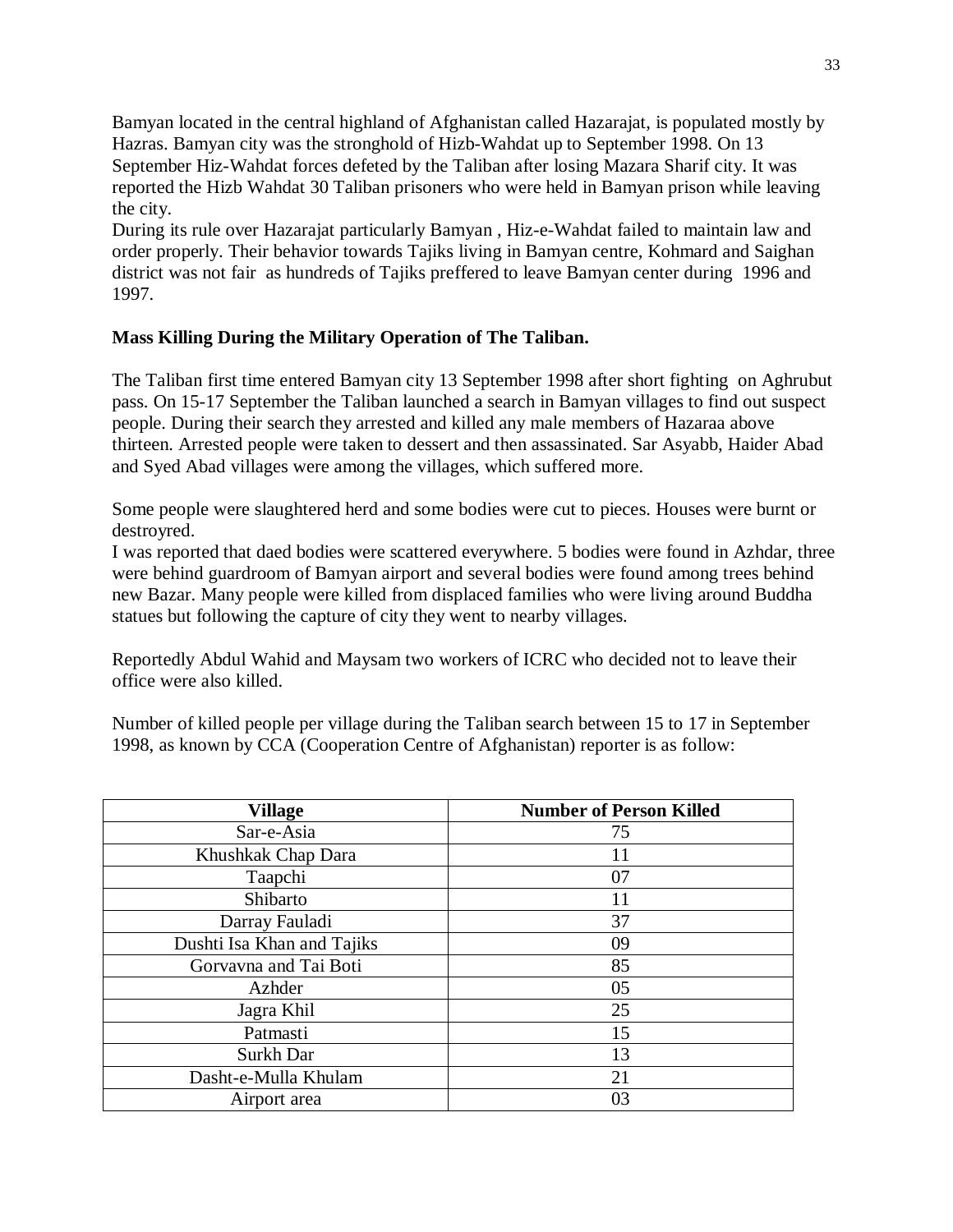Bamyan located in the central highland of Afghanistan called Hazarajat, is populated mostly by Hazras. Bamyan city was the stronghold of Hizb-Wahdat up to September 1998. On 13 September Hiz-Wahdat forces defeted by the Taliban after losing Mazara Sharif city. It was reported the Hizb Wahdat 30 Taliban prisoners who were held in Bamyan prison while leaving the city.
During its rule over Hazarajat particularly Bamyan , Hiz-e-Wahdat failed to maintain law and order properly. Their behavior towards Tajiks living in Bamyan centre, Kohmard and Saighan district was not fair as hundreds of Tajiks preffered to leave Bamyan center during 1996 and 1997.

**Mass Killing During the Military Operation of The Taliban.**

The Taliban first time entered Bamyan city 13 September 1998 after short fighting on Aghrubut pass. On 15-17 September the Taliban launched a search in Bamyan villages to find out suspect people. During their search they arrested and killed any male members of Hazaraa above thirteen. Arrested people were taken to dessert and then assassinated. Sar Asyabb, Haider Abad and Syed Abad villages were among the villages, which suffered more.

Some people were slaughtered herd and some bodies were cut to pieces. Houses were burnt or destroyred.
I was reported that daed bodies were scattered everywhere. 5 bodies were found in Azhdar, three were behind guardroom of Bamyan airport and several bodies were found among trees behind new Bazar. Many people were killed from displaced families who were living around Buddha statues but following the capture of city they went to nearby villages.

Reportedly Abdul Wahid and Maysam two workers of ICRC who decided not to leave their office were also killed.

Number of killed people per village during the Taliban search between 15 to 17 in September 1998, as known by CCA (Cooperation Centre of Afghanistan) reporter is as follow:

| **Village** | **Number of Person Killed** |
|---|---|
| Sar-e-Asia | 75 |
| Khushkak Chap Dara | 11 |
| Taapchi | 07 |
| Shibarto | 11 |
| Darray Fauladi | 37 |
| Dushti Isa Khan and Tajiks | 09 |
| Gorvavna and Tai Boti | 85 |
| Azhder | 05 |
| Jagra Khil | 25 |
| Patmasti | 15 |
| Surkh Dar | 13 |
| Dasht-e-Mulla Khulam | 21 |
| Airport area | 03 |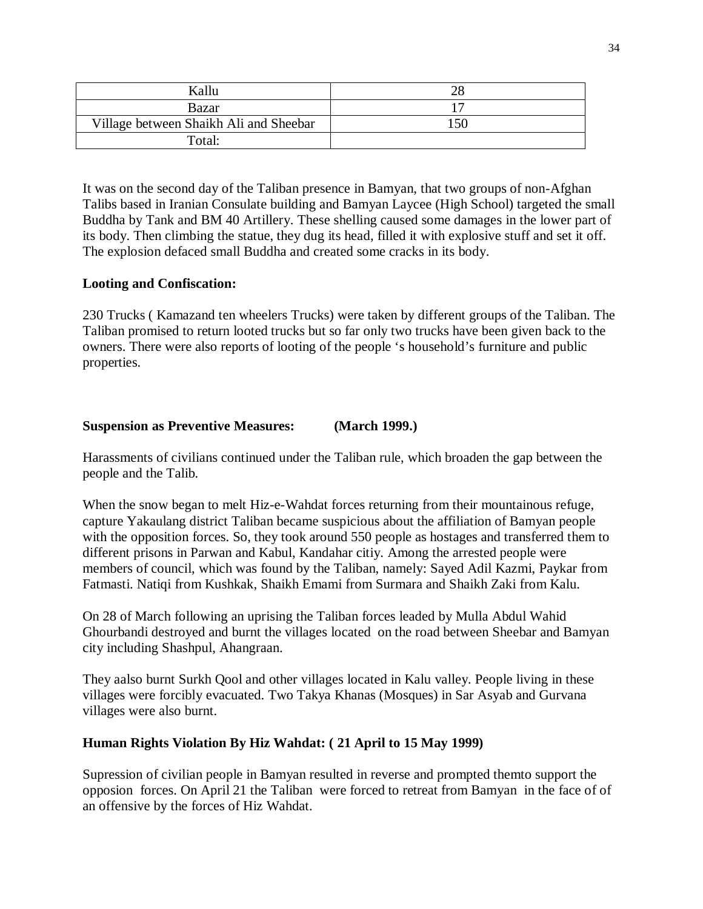| Kallu | 28 |
| --- | --- |
| Bazar | 17 |
| Village between Shaikh Ali and Sheebar | 150 |
| Total: | |

It was on the second day of the Taliban presence in Bamyan, that two groups of non-Afghan Talibs based in Iranian Consulate building and Bamyan Laycee (High School) targeted the small Buddha by Tank and BM 40 Artillery. These shelling caused some damages in the lower part of its body. Then climbing the statue, they dug its head, filled it with explosive stuff and set it off. The explosion defaced small Buddha and created some cracks in its body.

**Looting and Confiscation:**

230 Trucks ( Kamazand ten wheelers Trucks) were taken by different groups of the Taliban. The Taliban promised to return looted trucks but so far only two trucks have been given back to the owners. There were also reports of looting of the people 's household's furniture and public properties.

**Suspension as Preventive Measures: (March 1999.)**

Harassments of civilians continued under the Taliban rule, which broaden the gap between the people and the Talib.

When the snow began to melt Hiz-e-Wahdat forces returning from their mountainous refuge, capture Yakaulang district Taliban became suspicious about the affiliation of Bamyan people with the opposition forces. So, they took around 550 people as hostages and transferred them to different prisons in Parwan and Kabul, Kandahar citiy. Among the arrested people were members of council, which was found by the Taliban, namely: Sayed Adil Kazmi, Paykar from Fatmasti. Natiqi from Kushkak, Shaikh Emami from Surmara and Shaikh Zaki from Kalu.

On 28 of March following an uprising the Taliban forces leaded by Mulla Abdul Wahid Ghourbandi destroyed and burnt the villages located on the road between Sheebar and Bamyan city including Shashpul, Ahangraan.

They aalso burnt Surkh Qool and other villages located in Kalu valley. People living in these villages were forcibly evacuated. Two Takya Khanas (Mosques) in Sar Asyab and Gurvana villages were also burnt.

**Human Rights Violation By Hiz Wahdat: ( 21 April to 15 May 1999)**

Supression of civilian people in Bamyan resulted in reverse and prompted themto support the opposion forces. On April 21 the Taliban were forced to retreat from Bamyan in the face of of an offensive by the forces of Hiz Wahdat.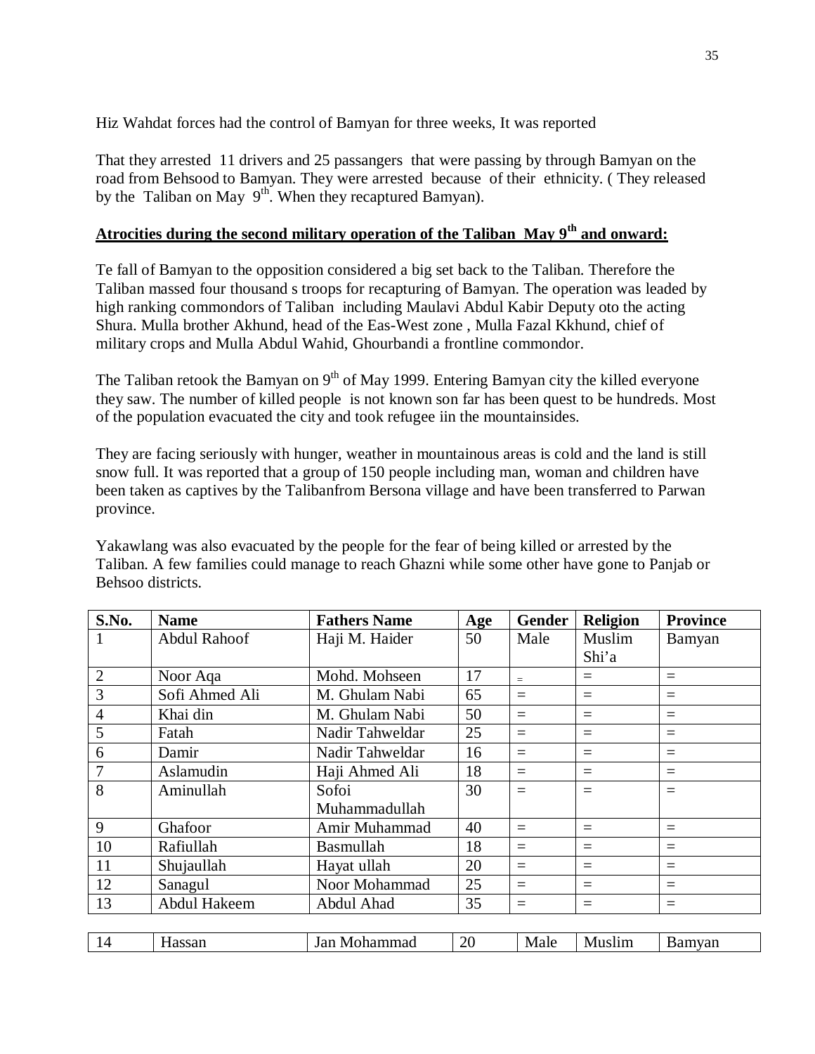Hiz Wahdat forces had the control of Bamyan for three weeks, It was reported

That they arrested 11 drivers and 25 passangers that were passing by through Bamyan on the road from Behsood to Bamyan. They were arrested because of their ethnicity. ( They released by the Taliban on May 9th. When they recaptured Bamyan).

**Atrocities during the second military operation of the Taliban May 9th and onward:**

Te fall of Bamyan to the opposition considered a big set back to the Taliban. Therefore the Taliban massed four thousand s troops for recapturing of Bamyan. The operation was leaded by high ranking commondors of Taliban including Maulavi Abdul Kabir Deputy oto the acting Shura. Mulla brother Akhund, head of the Eas-West zone , Mulla Fazal Kkhund, chief of military crops and Mulla Abdul Wahid, Ghourbandi a frontline commondor.

The Taliban retook the Bamyan on 9th of May 1999. Entering Bamyan city the killed everyone they saw. The number of killed people is not known son far has been quest to be hundreds. Most of the population evacuated the city and took refugee iin the mountainsides.

They are facing seriously with hunger, weather in mountainous areas is cold and the land is still snow full. It was reported that a group of 150 people including man, woman and children have been taken as captives by the Talibanfrom Bersona village and have been transferred to Parwan province.

Yakawlang was also evacuated by the people for the fear of being killed or arrested by the Taliban. A few families could manage to reach Ghazni while some other have gone to Panjab or Behsoo districts.

| S.No. | Name | Fathers Name | Age | Gender | Religion | Province |
|---|---|---|---|---|---|---|
| 1 | Abdul Rahoof | Haji M. Haider | 50 | Male | Muslim Shi'a | Bamyan |
| 2 | Noor Aqa | Mohd. Mohseen | 17 | = | = | = |
| 3 | Sofi Ahmed Ali | M. Ghulam Nabi | 65 | = | = | = |
| 4 | Khai din | M. Ghulam Nabi | 50 | = | = | = |
| 5 | Fatah | Nadir Tahweldar | 25 | = | = | = |
| 6 | Damir | Nadir Tahweldar | 16 | = | = | = |
| 7 | Aslamudin | Haji Ahmed Ali | 18 | = | = | = |
| 8 | Aminullah | Sofoi Muhammadullah | 30 | = | = | = |
| 9 | Ghafoor | Amir Muhammad | 40 | = | = | = |
| 10 | Rafiullah | Basmullah | 18 | = | = | = |
| 11 | Shujaullah | Hayat ullah | 20 | = | = | = |
| 12 | Sanagul | Noor Mohammad | 25 | = | = | = |
| 13 | Abdul Hakeem | Abdul Ahad | 35 | = | = | = |
| 14 | Hassan | Jan Mohammad | 20 | Male | Muslim | Bamyan |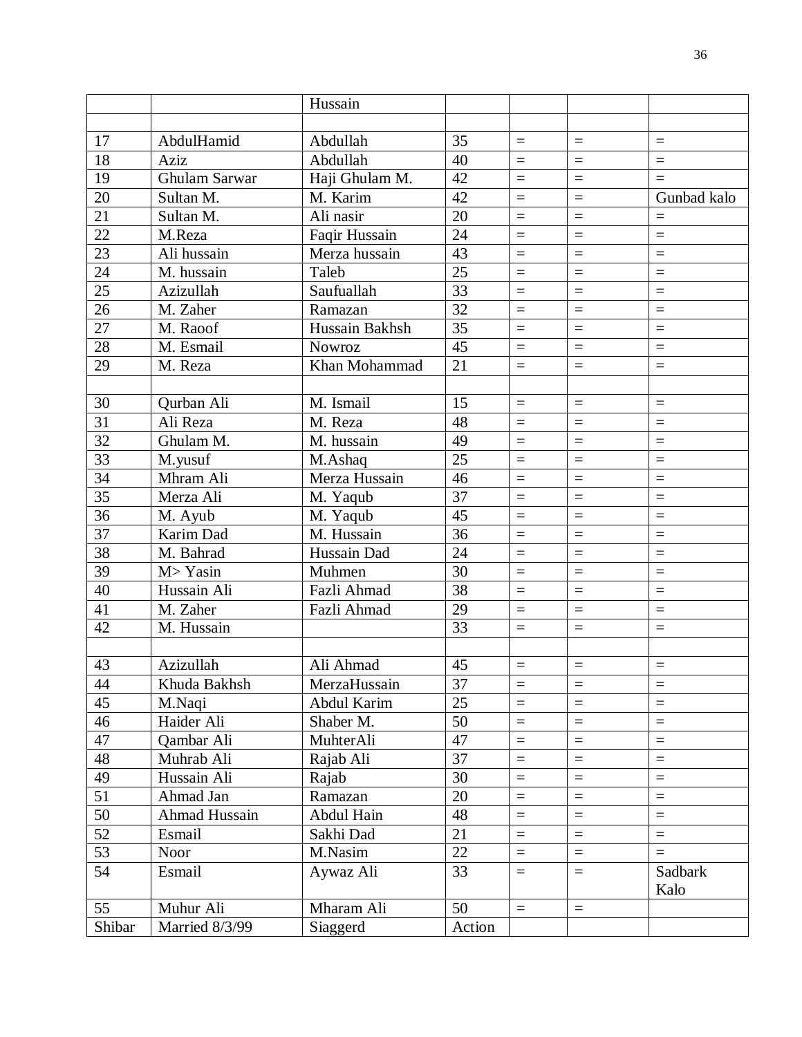| | | Hussain | | | | |
|---|---|---|---|---|---|---|
| | | | | | | |
| 17 | AbdulHamid | Abdullah | 35 | = | = | = |
| 18 | Aziz | Abdullah | 40 | = | = | = |
| 19 | Ghulam Sarwar | Haji Ghulam M. | 42 | = | = | = |
| 20 | Sultan M. | M. Karim | 42 | = | = | Gunbad kalo |
| 21 | Sultan M. | Ali nasir | 20 | = | = | = |
| 22 | M.Reza | Faqir Hussain | 24 | = | = | = |
| 23 | Ali hussain | Merza hussain | 43 | = | = | = |
| 24 | M. hussain | Taleb | 25 | = | = | = |
| 25 | Azizullah | Saufuallah | 33 | = | = | = |
| 26 | M. Zaher | Ramazan | 32 | = | = | = |
| 27 | M. Raoof | Hussain Bakhsh | 35 | = | = | = |
| 28 | M. Esmail | Nowroz | 45 | = | = | = |
| 29 | M. Reza | Khan Mohammad | 21 | = | = | = |
| | | | | | | |
| 30 | Qurban Ali | M. Ismail | 15 | = | = | = |
| 31 | Ali Reza | M. Reza | 48 | = | = | = |
| 32 | Ghulam M. | M. hussain | 49 | = | = | = |
| 33 | M.yusuf | M.Ashaq | 25 | = | = | = |
| 34 | Mhram Ali | Merza Hussain | 46 | = | = | = |
| 35 | Merza Ali | M. Yaqub | 37 | = | = | = |
| 36 | M. Ayub | M. Yaqub | 45 | = | = | = |
| 37 | Karim Dad | M. Hussain | 36 | = | = | = |
| 38 | M. Bahrad | Hussain Dad | 24 | = | = | = |
| 39 | M> Yasin | Muhmen | 30 | = | = | = |
| 40 | Hussain Ali | Fazli Ahmad | 38 | = | = | = |
| 41 | M. Zaher | Fazli Ahmad | 29 | = | = | = |
| 42 | M. Hussain | | 33 | = | = | = |
| | | | | | | |
| 43 | Azizullah | Ali Ahmad | 45 | = | = | = |
| 44 | Khuda Bakhsh | MerzaHussain | 37 | = | = | = |
| 45 | M.Naqi | Abdul Karim | 25 | = | = | = |
| 46 | Haider Ali | Shaber M. | 50 | = | = | = |
| 47 | Qambar Ali | MuhterAli | 47 | = | = | = |
| 48 | Muhrab Ali | Rajab Ali | 37 | = | = | = |
| 49 | Hussain Ali | Rajab | 30 | = | = | = |
| 51 | Ahmad Jan | Ramazan | 20 | = | = | = |
| 50 | Ahmad Hussain | Abdul Hain | 48 | = | = | = |
| 52 | Esmail | Sakhi Dad | 21 | = | = | = |
| 53 | Noor | M.Nasim | 22 | = | = | = |
| 54 | Esmail | Aywaz Ali | 33 | = | = | Sadbark Kalo |
| 55 | Muhur Ali | Mharam Ali | 50 | = | = | |
| Shibar | Married 8/3/99 | Siaggerd | Action | | | |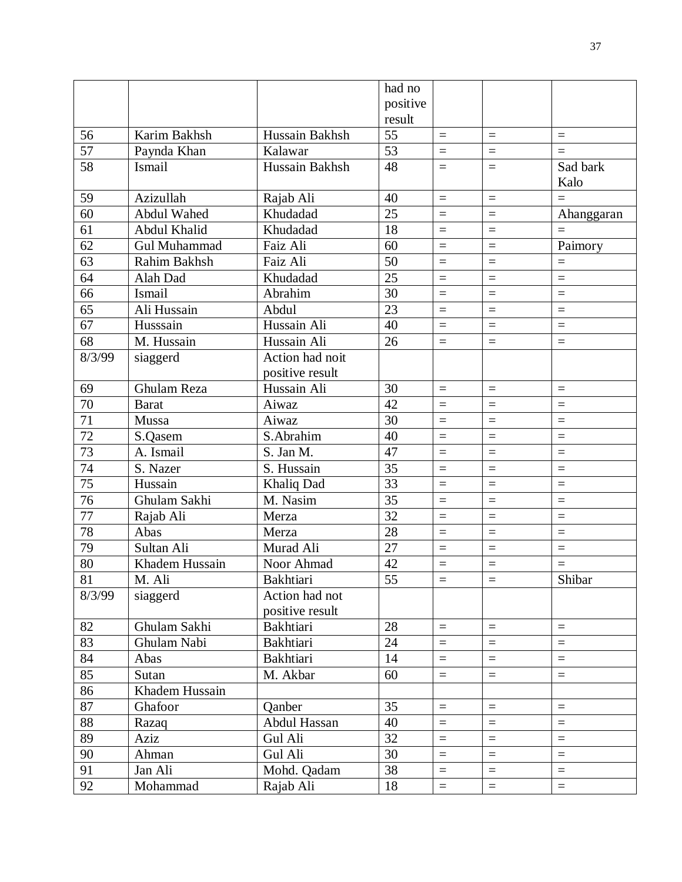| | | | had no positive result | | | |
|---|---|---|---|---|---|---|
| 56 | Karim Bakhsh | Hussain Bakhsh | 55 | = | = | = |
| 57 | Paynda Khan | Kalawar | 53 | = | = | = |
| 58 | Ismail | Hussain Bakhsh | 48 | = | = | Sad bark Kalo |
| 59 | Azizullah | Rajab Ali | 40 | = | = | = |
| 60 | Abdul Wahed | Khudadad | 25 | = | = | Ahanggaran |
| 61 | Abdul Khalid | Khudadad | 18 | = | = | = |
| 62 | Gul Muhammad | Faiz Ali | 60 | = | = | Paimory |
| 63 | Rahim Bakhsh | Faiz Ali | 50 | = | = | = |
| 64 | Alah Dad | Khudadad | 25 | = | = | = |
| 66 | Ismail | Abrahim | 30 | = | = | = |
| 65 | Ali Hussain | Abdul | 23 | = | = | = |
| 67 | Husssain | Hussain Ali | 40 | = | = | = |
| 68 | M. Hussain | Hussain Ali | 26 | = | = | = |
| 8/3/99 | siaggerd | Action had noit positive result | | | | |
| 69 | Ghulam Reza | Hussain Ali | 30 | = | = | = |
| 70 | Barat | Aiwaz | 42 | = | = | = |
| 71 | Mussa | Aiwaz | 30 | = | = | = |
| 72 | S.Qasem | S.Abrahim | 40 | = | = | = |
| 73 | A. Ismail | S. Jan M. | 47 | = | = | = |
| 74 | S. Nazer | S. Hussain | 35 | = | = | = |
| 75 | Hussain | Khaliq Dad | 33 | = | = | = |
| 76 | Ghulam Sakhi | M. Nasim | 35 | = | = | = |
| 77 | Rajab Ali | Merza | 32 | = | = | = |
| 78 | Abas | Merza | 28 | = | = | = |
| 79 | Sultan Ali | Murad Ali | 27 | = | = | = |
| 80 | Khadem Hussain | Noor Ahmad | 42 | = | = | = |
| 81 | M. Ali | Bakhtiari | 55 | = | = | Shibar |
| 8/3/99 | siaggerd | Action had not positive result | | | | |
| 82 | Ghulam Sakhi | Bakhtiari | 28 | = | = | = |
| 83 | Ghulam Nabi | Bakhtiari | 24 | = | = | = |
| 84 | Abas | Bakhtiari | 14 | = | = | = |
| 85 | Sutan | M. Akbar | 60 | = | = | = |
| 86 | Khadem Hussain | | | | | |
| 87 | Ghafoor | Qanber | 35 | = | = | = |
| 88 | Razaq | Abdul Hassan | 40 | = | = | = |
| 89 | Aziz | Gul Ali | 32 | = | = | = |
| 90 | Ahman | Gul Ali | 30 | = | = | = |
| 91 | Jan Ali | Mohd. Qadam | 38 | = | = | = |
| 92 | Mohammad | Rajab Ali | 18 | = | = | = |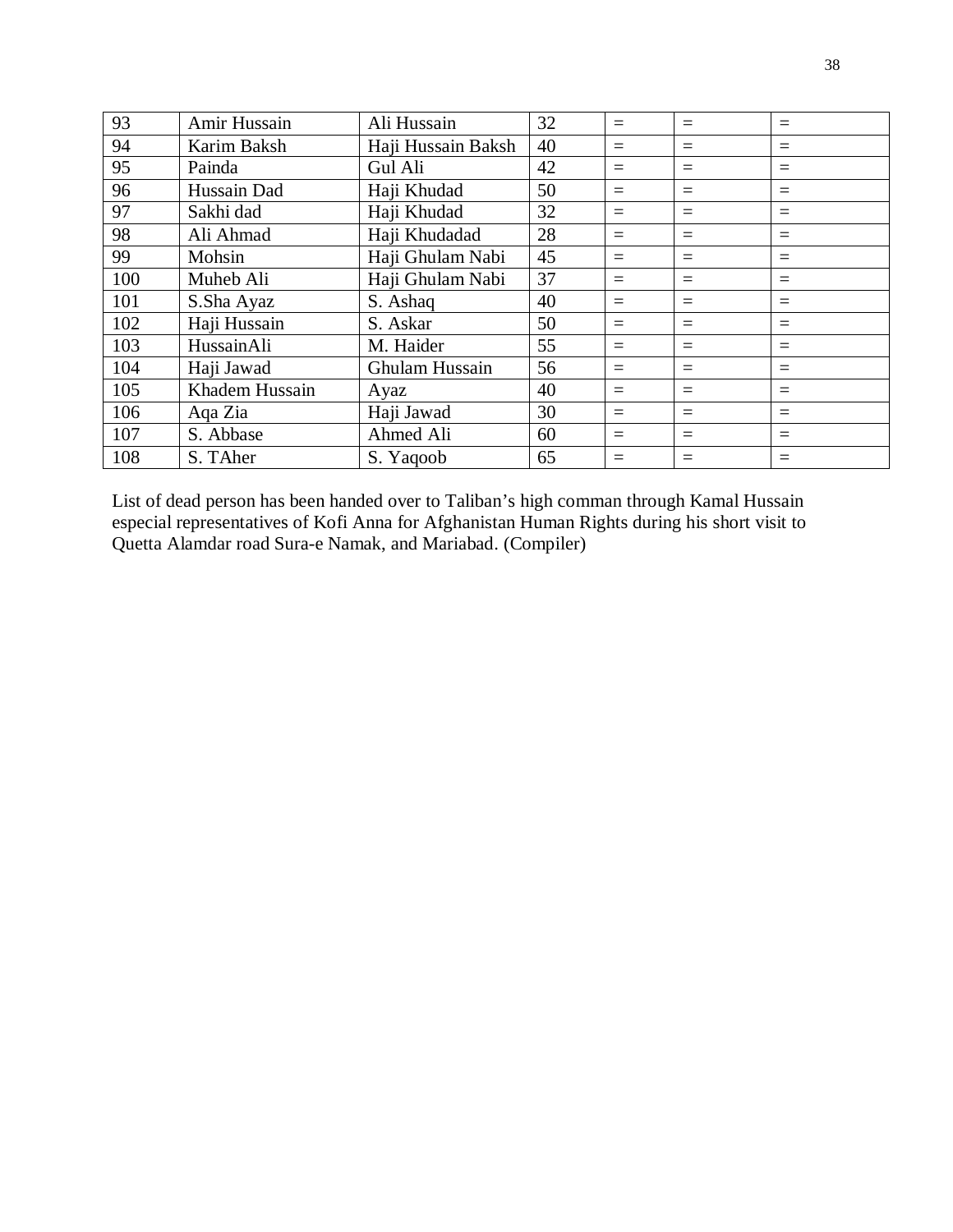| 93 | Amir Hussain | Ali Hussain | 32 | = | = | = |
|---|---|---|---|---|---|---|
| 94 | Karim Baksh | Haji Hussain Baksh | 40 | = | = | = |
| 95 | Painda | Gul Ali | 42 | = | = | = |
| 96 | Hussain Dad | Haji Khudad | 50 | = | = | = |
| 97 | Sakhi dad | Haji Khudad | 32 | = | = | = |
| 98 | Ali Ahmad | Haji Khudadad | 28 | = | = | = |
| 99 | Mohsin | Haji Ghulam Nabi | 45 | = | = | = |
| 100 | Muheb Ali | Haji Ghulam Nabi | 37 | = | = | = |
| 101 | S.Sha Ayaz | S. Ashaq | 40 | = | = | = |
| 102 | Haji Hussain | S. Askar | 50 | = | = | = |
| 103 | HussainAli | M. Haider | 55 | = | = | = |
| 104 | Haji Jawad | Ghulam Hussain | 56 | = | = | = |
| 105 | Khadem Hussain | Ayaz | 40 | = | = | = |
| 106 | Aqa Zia | Haji Jawad | 30 | = | = | = |
| 107 | S. Abbase | Ahmed Ali | 60 | = | = | = |
| 108 | S. TAher | S. Yaqoob | 65 | = | = | = |

List of dead person has been handed over to Taliban's high comman through Kamal Hussain especial representatives of Kofi Anna for Afghanistan Human Rights during his short visit to Quetta Alamdar road Sura-e Namak, and Mariabad. (Compiler)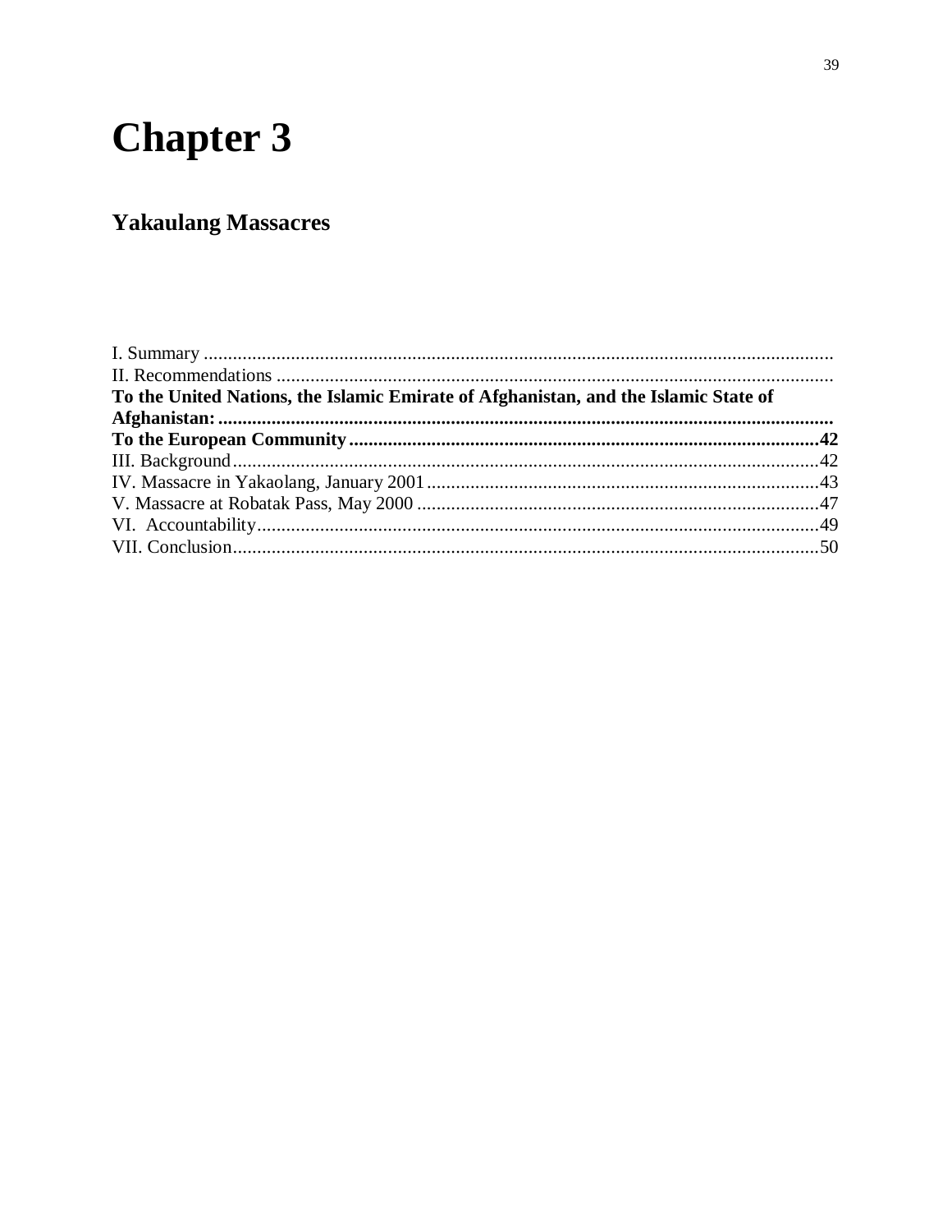# Chapter 3

## Yakaulang Massacres

I. Summary ..................................................................................................................

II. Recommendations ..................................................................................................

**To the United Nations, the Islamic Emirate of Afghanistan, and the Islamic State of Afghanistan:** ..............................................................................................................

**To the European Community**.................................................................................**42**

III. Background........................................................................................................42

IV. Massacre in Yakaolang, January 2001................................................................43

V. Massacre at Robatak Pass, May 2000 ..................................................................47

VI. Accountability....................................................................................................49

VII. Conclusion.........................................................................................................50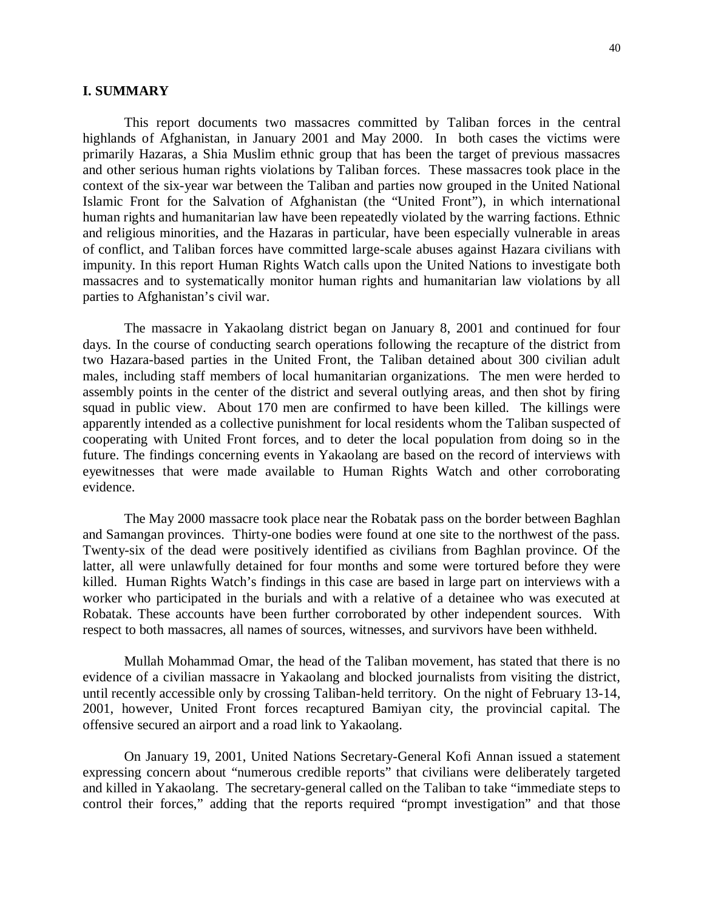## I. SUMMARY

This report documents two massacres committed by Taliban forces in the central highlands of Afghanistan, in January 2001 and May 2000. In both cases the victims were primarily Hazaras, a Shia Muslim ethnic group that has been the target of previous massacres and other serious human rights violations by Taliban forces. These massacres took place in the context of the six-year war between the Taliban and parties now grouped in the United National Islamic Front for the Salvation of Afghanistan (the "United Front"), in which international human rights and humanitarian law have been repeatedly violated by the warring factions. Ethnic and religious minorities, and the Hazaras in particular, have been especially vulnerable in areas of conflict, and Taliban forces have committed large-scale abuses against Hazara civilians with impunity. In this report Human Rights Watch calls upon the United Nations to investigate both massacres and to systematically monitor human rights and humanitarian law violations by all parties to Afghanistan's civil war.

The massacre in Yakaolang district began on January 8, 2001 and continued for four days. In the course of conducting search operations following the recapture of the district from two Hazara-based parties in the United Front, the Taliban detained about 300 civilian adult males, including staff members of local humanitarian organizations. The men were herded to assembly points in the center of the district and several outlying areas, and then shot by firing squad in public view. About 170 men are confirmed to have been killed. The killings were apparently intended as a collective punishment for local residents whom the Taliban suspected of cooperating with United Front forces, and to deter the local population from doing so in the future. The findings concerning events in Yakaolang are based on the record of interviews with eyewitnesses that were made available to Human Rights Watch and other corroborating evidence.

The May 2000 massacre took place near the Robatak pass on the border between Baghlan and Samangan provinces. Thirty-one bodies were found at one site to the northwest of the pass. Twenty-six of the dead were positively identified as civilians from Baghlan province. Of the latter, all were unlawfully detained for four months and some were tortured before they were killed. Human Rights Watch's findings in this case are based in large part on interviews with a worker who participated in the burials and with a relative of a detainee who was executed at Robatak. These accounts have been further corroborated by other independent sources. With respect to both massacres, all names of sources, witnesses, and survivors have been withheld.

Mullah Mohammad Omar, the head of the Taliban movement, has stated that there is no evidence of a civilian massacre in Yakaolang and blocked journalists from visiting the district, until recently accessible only by crossing Taliban-held territory. On the night of February 13-14, 2001, however, United Front forces recaptured Bamiyan city, the provincial capital. The offensive secured an airport and a road link to Yakaolang.

On January 19, 2001, United Nations Secretary-General Kofi Annan issued a statement expressing concern about "numerous credible reports" that civilians were deliberately targeted and killed in Yakaolang. The secretary-general called on the Taliban to take "immediate steps to control their forces," adding that the reports required "prompt investigation" and that those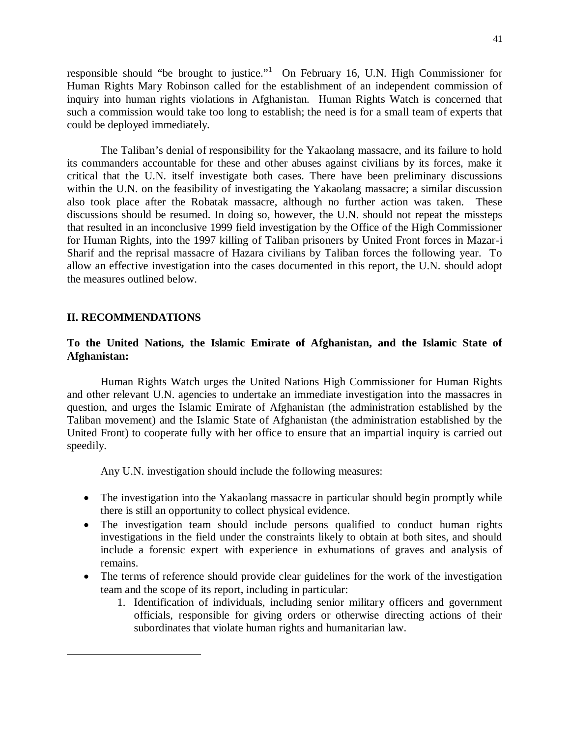responsible should "be brought to justice."[1] On February 16, U.N. High Commissioner for Human Rights Mary Robinson called for the establishment of an independent commission of inquiry into human rights violations in Afghanistan. Human Rights Watch is concerned that such a commission would take too long to establish; the need is for a small team of experts that could be deployed immediately.

The Taliban's denial of responsibility for the Yakaolang massacre, and its failure to hold its commanders accountable for these and other abuses against civilians by its forces, make it critical that the U.N. itself investigate both cases. There have been preliminary discussions within the U.N. on the feasibility of investigating the Yakaolang massacre; a similar discussion also took place after the Robatak massacre, although no further action was taken. These discussions should be resumed. In doing so, however, the U.N. should not repeat the missteps that resulted in an inconclusive 1999 field investigation by the Office of the High Commissioner for Human Rights, into the 1997 killing of Taliban prisoners by United Front forces in Mazar-i Sharif and the reprisal massacre of Hazara civilians by Taliban forces the following year. To allow an effective investigation into the cases documented in this report, the U.N. should adopt the measures outlined below.

## II. RECOMMENDATIONS

### To the United Nations, the Islamic Emirate of Afghanistan, and the Islamic State of Afghanistan:

Human Rights Watch urges the United Nations High Commissioner for Human Rights and other relevant U.N. agencies to undertake an immediate investigation into the massacres in question, and urges the Islamic Emirate of Afghanistan (the administration established by the Taliban movement) and the Islamic State of Afghanistan (the administration established by the United Front) to cooperate fully with her office to ensure that an impartial inquiry is carried out speedily.

Any U.N. investigation should include the following measures:

- The investigation into the Yakaolang massacre in particular should begin promptly while there is still an opportunity to collect physical evidence.
- The investigation team should include persons qualified to conduct human rights investigations in the field under the constraints likely to obtain at both sites, and should include a forensic expert with experience in exhumations of graves and analysis of remains.
- The terms of reference should provide clear guidelines for the work of the investigation team and the scope of its report, including in particular:
    1. Identification of individuals, including senior military officers and government officials, responsible for giving orders or otherwise directing actions of their subordinates that violate human rights and humanitarian law.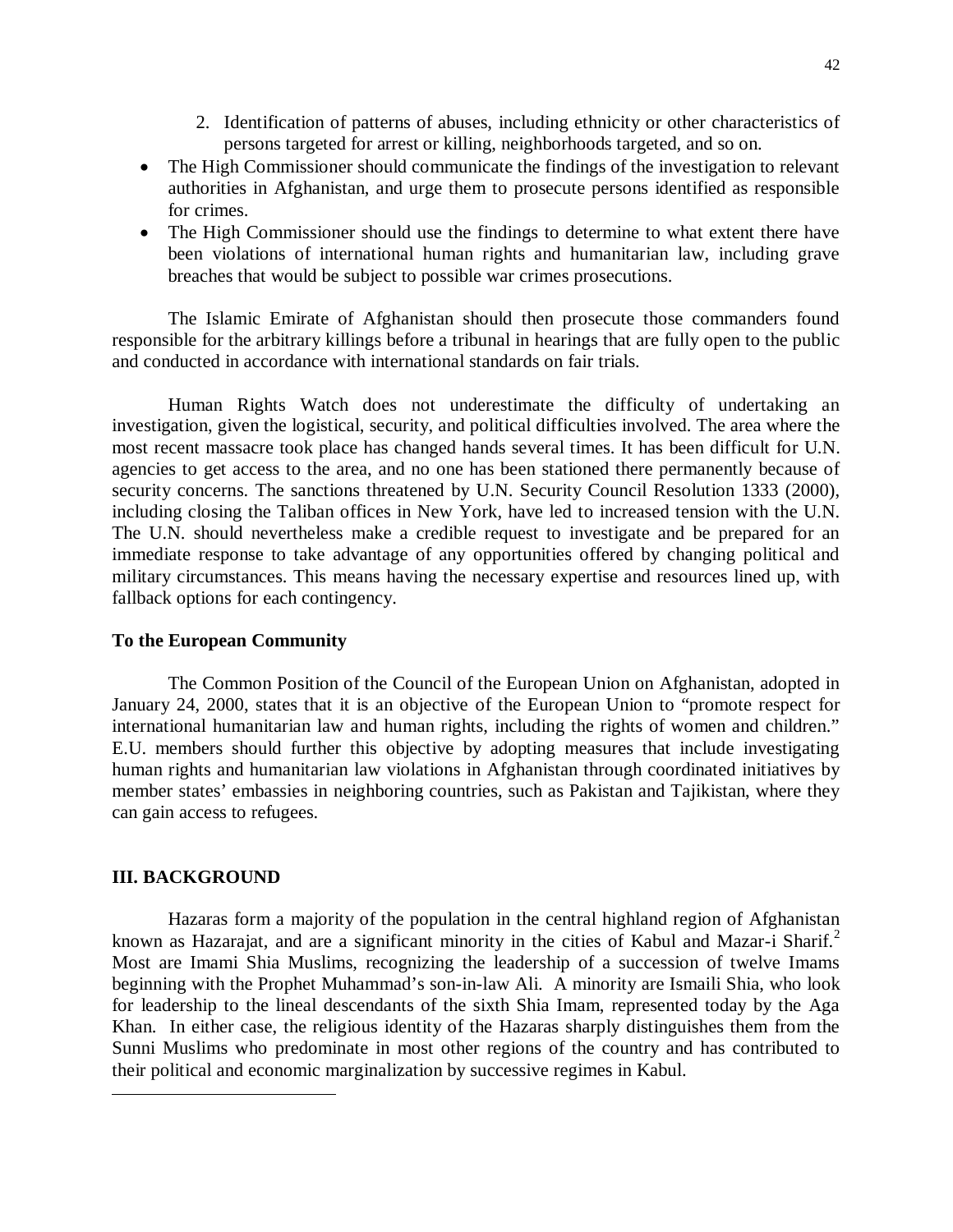2. Identification of patterns of abuses, including ethnicity or other characteristics of persons targeted for arrest or killing, neighborhoods targeted, and so on.

- The High Commissioner should communicate the findings of the investigation to relevant authorities in Afghanistan, and urge them to prosecute persons identified as responsible for crimes.
- The High Commissioner should use the findings to determine to what extent there have been violations of international human rights and humanitarian law, including grave breaches that would be subject to possible war crimes prosecutions.

The Islamic Emirate of Afghanistan should then prosecute those commanders found responsible for the arbitrary killings before a tribunal in hearings that are fully open to the public and conducted in accordance with international standards on fair trials.

Human Rights Watch does not underestimate the difficulty of undertaking an investigation, given the logistical, security, and political difficulties involved. The area where the most recent massacre took place has changed hands several times. It has been difficult for U.N. agencies to get access to the area, and no one has been stationed there permanently because of security concerns. The sanctions threatened by U.N. Security Council Resolution 1333 (2000), including closing the Taliban offices in New York, have led to increased tension with the U.N. The U.N. should nevertheless make a credible request to investigate and be prepared for an immediate response to take advantage of any opportunities offered by changing political and military circumstances. This means having the necessary expertise and resources lined up, with fallback options for each contingency.

**To the European Community**

The Common Position of the Council of the European Union on Afghanistan, adopted in January 24, 2000, states that it is an objective of the European Union to "promote respect for international humanitarian law and human rights, including the rights of women and children." E.U. members should further this objective by adopting measures that include investigating human rights and humanitarian law violations in Afghanistan through coordinated initiatives by member states' embassies in neighboring countries, such as Pakistan and Tajikistan, where they can gain access to refugees.

## III. BACKGROUND

Hazaras form a majority of the population in the central highland region of Afghanistan known as Hazarajat, and are a significant minority in the cities of Kabul and Mazar-i Sharif.[2] Most are Imami Shia Muslims, recognizing the leadership of a succession of twelve Imams beginning with the Prophet Muhammad's son-in-law Ali. A minority are Ismaili Shia, who look for leadership to the lineal descendants of the sixth Shia Imam, represented today by the Aga Khan. In either case, the religious identity of the Hazaras sharply distinguishes them from the Sunni Muslims who predominate in most other regions of the country and has contributed to their political and economic marginalization by successive regimes in Kabul.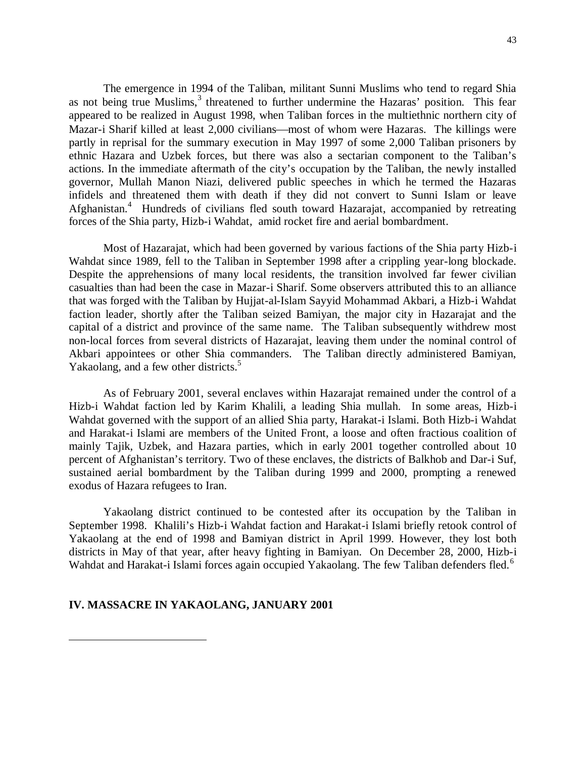The emergence in 1994 of the Taliban, militant Sunni Muslims who tend to regard Shia as not being true Muslims,[3] threatened to further undermine the Hazaras' position. This fear appeared to be realized in August 1998, when Taliban forces in the multiethnic northern city of Mazar-i Sharif killed at least 2,000 civilians—most of whom were Hazaras. The killings were partly in reprisal for the summary execution in May 1997 of some 2,000 Taliban prisoners by ethnic Hazara and Uzbek forces, but there was also a sectarian component to the Taliban's actions. In the immediate aftermath of the city's occupation by the Taliban, the newly installed governor, Mullah Manon Niazi, delivered public speeches in which he termed the Hazaras infidels and threatened them with death if they did not convert to Sunni Islam or leave Afghanistan.[4] Hundreds of civilians fled south toward Hazarajat, accompanied by retreating forces of the Shia party, Hizb-i Wahdat, amid rocket fire and aerial bombardment.

Most of Hazarajat, which had been governed by various factions of the Shia party Hizb-i Wahdat since 1989, fell to the Taliban in September 1998 after a crippling year-long blockade. Despite the apprehensions of many local residents, the transition involved far fewer civilian casualties than had been the case in Mazar-i Sharif. Some observers attributed this to an alliance that was forged with the Taliban by Hujjat-al-Islam Sayyid Mohammad Akbari, a Hizb-i Wahdat faction leader, shortly after the Taliban seized Bamiyan, the major city in Hazarajat and the capital of a district and province of the same name. The Taliban subsequently withdrew most non-local forces from several districts of Hazarajat, leaving them under the nominal control of Akbari appointees or other Shia commanders. The Taliban directly administered Bamiyan, Yakaolang, and a few other districts.[5]

As of February 2001, several enclaves within Hazarajat remained under the control of a Hizb-i Wahdat faction led by Karim Khalili, a leading Shia mullah. In some areas, Hizb-i Wahdat governed with the support of an allied Shia party, Harakat-i Islami. Both Hizb-i Wahdat and Harakat-i Islami are members of the United Front, a loose and often fractious coalition of mainly Tajik, Uzbek, and Hazara parties, which in early 2001 together controlled about 10 percent of Afghanistan's territory. Two of these enclaves, the districts of Balkhob and Dar-i Suf, sustained aerial bombardment by the Taliban during 1999 and 2000, prompting a renewed exodus of Hazara refugees to Iran.

Yakaolang district continued to be contested after its occupation by the Taliban in September 1998. Khalili's Hizb-i Wahdat faction and Harakat-i Islami briefly retook control of Yakaolang at the end of 1998 and Bamiyan district in April 1999. However, they lost both districts in May of that year, after heavy fighting in Bamiyan. On December 28, 2000, Hizb-i Wahdat and Harakat-i Islami forces again occupied Yakaolang. The few Taliban defenders fled.[6]

## IV. MASSACRE IN YAKAOLANG, JANUARY 2001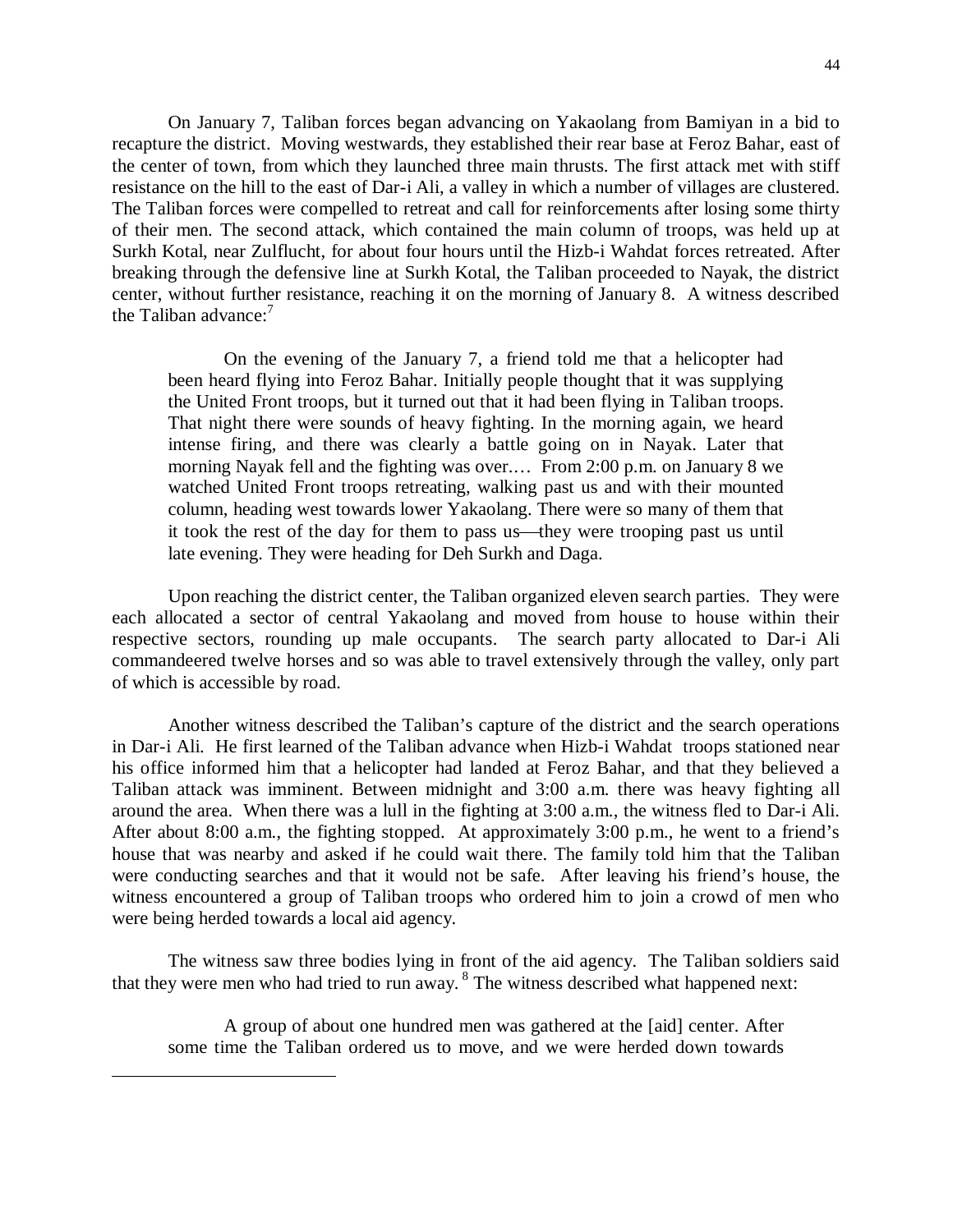On January 7, Taliban forces began advancing on Yakaolang from Bamiyan in a bid to recapture the district. Moving westwards, they established their rear base at Feroz Bahar, east of the center of town, from which they launched three main thrusts. The first attack met with stiff resistance on the hill to the east of Dar-i Ali, a valley in which a number of villages are clustered. The Taliban forces were compelled to retreat and call for reinforcements after losing some thirty of their men. The second attack, which contained the main column of troops, was held up at Surkh Kotal, near Zulflucht, for about four hours until the Hizb-i Wahdat forces retreated. After breaking through the defensive line at Surkh Kotal, the Taliban proceeded to Nayak, the district center, without further resistance, reaching it on the morning of January 8. A witness described the Taliban advance:[7]

> On the evening of the January 7, a friend told me that a helicopter had been heard flying into Feroz Bahar. Initially people thought that it was supplying the United Front troops, but it turned out that it had been flying in Taliban troops. That night there were sounds of heavy fighting. In the morning again, we heard intense firing, and there was clearly a battle going on in Nayak. Later that morning Nayak fell and the fighting was over.… From 2:00 p.m. on January 8 we watched United Front troops retreating, walking past us and with their mounted column, heading west towards lower Yakaolang. There were so many of them that it took the rest of the day for them to pass us—they were trooping past us until late evening. They were heading for Deh Surkh and Daga.

Upon reaching the district center, the Taliban organized eleven search parties. They were each allocated a sector of central Yakaolang and moved from house to house within their respective sectors, rounding up male occupants. The search party allocated to Dar-i Ali commandeered twelve horses and so was able to travel extensively through the valley, only part of which is accessible by road.

Another witness described the Taliban's capture of the district and the search operations in Dar-i Ali. He first learned of the Taliban advance when Hizb-i Wahdat troops stationed near his office informed him that a helicopter had landed at Feroz Bahar, and that they believed a Taliban attack was imminent. Between midnight and 3:00 a.m. there was heavy fighting all around the area. When there was a lull in the fighting at 3:00 a.m., the witness fled to Dar-i Ali. After about 8:00 a.m., the fighting stopped. At approximately 3:00 p.m., he went to a friend's house that was nearby and asked if he could wait there. The family told him that the Taliban were conducting searches and that it would not be safe. After leaving his friend's house, the witness encountered a group of Taliban troops who ordered him to join a crowd of men who were being herded towards a local aid agency.

The witness saw three bodies lying in front of the aid agency. The Taliban soldiers said that they were men who had tried to run away.[8] The witness described what happened next:

> A group of about one hundred men was gathered at the [aid] center. After some time the Taliban ordered us to move, and we were herded down towards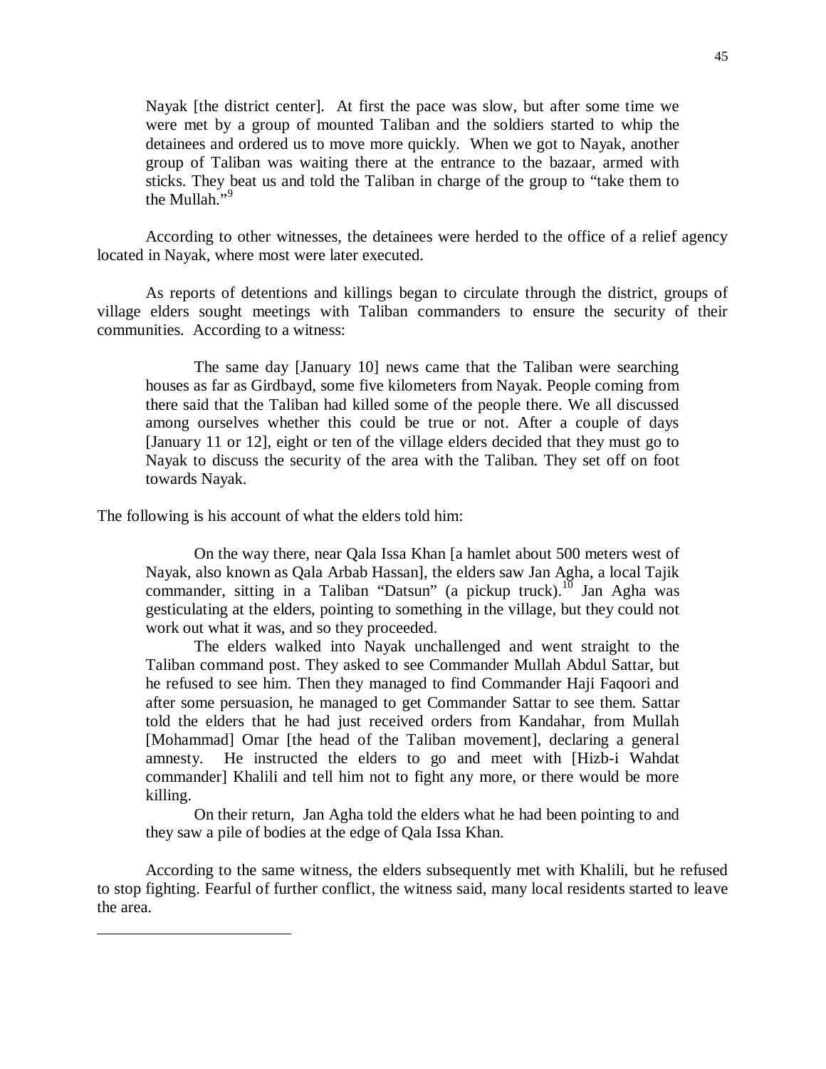> Nayak [the district center]. At first the pace was slow, but after some time we were met by a group of mounted Taliban and the soldiers started to whip the detainees and ordered us to move more quickly. When we got to Nayak, another group of Taliban was waiting there at the entrance to the bazaar, armed with sticks. They beat us and told the Taliban in charge of the group to "take them to the Mullah."[9]

According to other witnesses, the detainees were herded to the office of a relief agency located in Nayak, where most were later executed.

As reports of detentions and killings began to circulate through the district, groups of village elders sought meetings with Taliban commanders to ensure the security of their communities. According to a witness:

> The same day [January 10] news came that the Taliban were searching houses as far as Girdbayd, some five kilometers from Nayak. People coming from there said that the Taliban had killed some of the people there. We all discussed among ourselves whether this could be true or not. After a couple of days [January 11 or 12], eight or ten of the village elders decided that they must go to Nayak to discuss the security of the area with the Taliban. They set off on foot towards Nayak.

The following is his account of what the elders told him:

> On the way there, near Qala Issa Khan [a hamlet about 500 meters west of Nayak, also known as Qala Arbab Hassan], the elders saw Jan Agha, a local Tajik commander, sitting in a Taliban "Datsun" (a pickup truck).[10] Jan Agha was gesticulating at the elders, pointing to something in the village, but they could not work out what it was, and so they proceeded.
>
> The elders walked into Nayak unchallenged and went straight to the Taliban command post. They asked to see Commander Mullah Abdul Sattar, but he refused to see him. Then they managed to find Commander Haji Faqoori and after some persuasion, he managed to get Commander Sattar to see them. Sattar told the elders that he had just received orders from Kandahar, from Mullah [Mohammad] Omar [the head of the Taliban movement], declaring a general amnesty. He instructed the elders to go and meet with [Hizb-i Wahdat commander] Khalili and tell him not to fight any more, or there would be more killing.
>
> On their return, Jan Agha told the elders what he had been pointing to and they saw a pile of bodies at the edge of Qala Issa Khan.

According to the same witness, the elders subsequently met with Khalili, but he refused to stop fighting. Fearful of further conflict, the witness said, many local residents started to leave the area.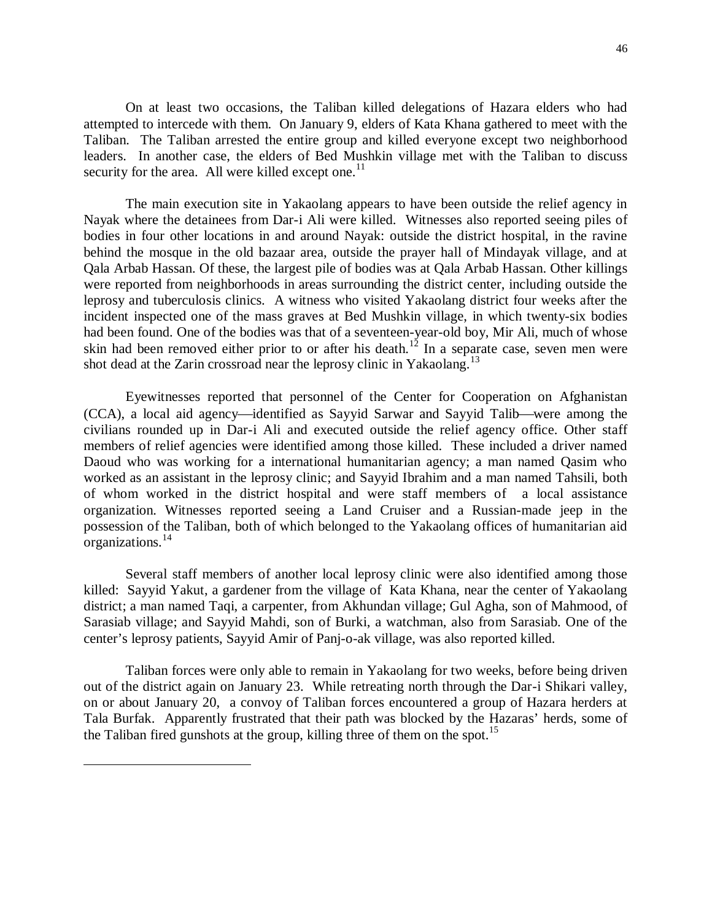On at least two occasions, the Taliban killed delegations of Hazara elders who had attempted to intercede with them. On January 9, elders of Kata Khana gathered to meet with the Taliban. The Taliban arrested the entire group and killed everyone except two neighborhood leaders. In another case, the elders of Bed Mushkin village met with the Taliban to discuss security for the area. All were killed except one.[11]

The main execution site in Yakaolang appears to have been outside the relief agency in Nayak where the detainees from Dar-i Ali were killed. Witnesses also reported seeing piles of bodies in four other locations in and around Nayak: outside the district hospital, in the ravine behind the mosque in the old bazaar area, outside the prayer hall of Mindayak village, and at Qala Arbab Hassan. Of these, the largest pile of bodies was at Qala Arbab Hassan. Other killings were reported from neighborhoods in areas surrounding the district center, including outside the leprosy and tuberculosis clinics. A witness who visited Yakaolang district four weeks after the incident inspected one of the mass graves at Bed Mushkin village, in which twenty-six bodies had been found. One of the bodies was that of a seventeen-year-old boy, Mir Ali, much of whose skin had been removed either prior to or after his death.[12] In a separate case, seven men were shot dead at the Zarin crossroad near the leprosy clinic in Yakaolang.[13]

Eyewitnesses reported that personnel of the Center for Cooperation on Afghanistan (CCA), a local aid agency—identified as Sayyid Sarwar and Sayyid Talib—were among the civilians rounded up in Dar-i Ali and executed outside the relief agency office. Other staff members of relief agencies were identified among those killed. These included a driver named Daoud who was working for a international humanitarian agency; a man named Qasim who worked as an assistant in the leprosy clinic; and Sayyid Ibrahim and a man named Tahsili, both of whom worked in the district hospital and were staff members of a local assistance organization. Witnesses reported seeing a Land Cruiser and a Russian-made jeep in the possession of the Taliban, both of which belonged to the Yakaolang offices of humanitarian aid organizations.[14]

Several staff members of another local leprosy clinic were also identified among those killed: Sayyid Yakut, a gardener from the village of Kata Khana, near the center of Yakaolang district; a man named Taqi, a carpenter, from Akhundan village; Gul Agha, son of Mahmood, of Sarasiab village; and Sayyid Mahdi, son of Burki, a watchman, also from Sarasiab. One of the center's leprosy patients, Sayyid Amir of Panj-o-ak village, was also reported killed.

Taliban forces were only able to remain in Yakaolang for two weeks, before being driven out of the district again on January 23. While retreating north through the Dar-i Shikari valley, on or about January 20, a convoy of Taliban forces encountered a group of Hazara herders at Tala Burfak. Apparently frustrated that their path was blocked by the Hazaras' herds, some of the Taliban fired gunshots at the group, killing three of them on the spot.[15]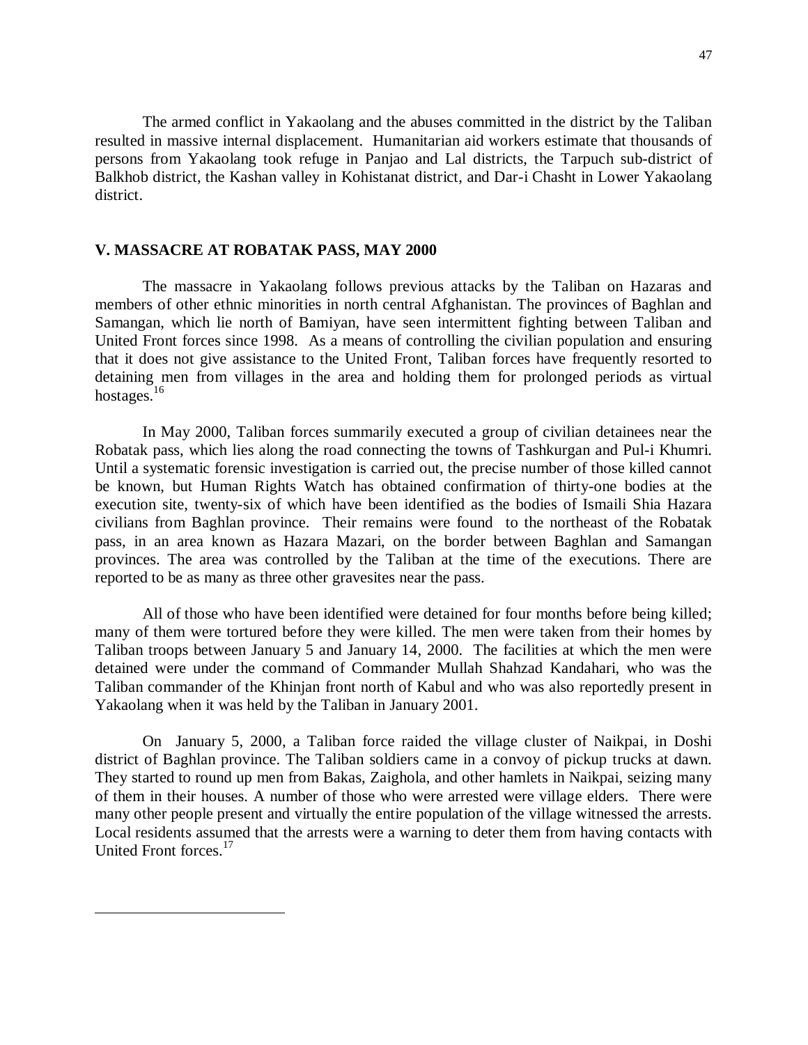The armed conflict in Yakaolang and the abuses committed in the district by the Taliban resulted in massive internal displacement. Humanitarian aid workers estimate that thousands of persons from Yakaolang took refuge in Panjao and Lal districts, the Tarpuch sub-district of Balkhob district, the Kashan valley in Kohistanat district, and Dar-i Chasht in Lower Yakaolang district.

## V. MASSACRE AT ROBATAK PASS, MAY 2000

The massacre in Yakaolang follows previous attacks by the Taliban on Hazaras and members of other ethnic minorities in north central Afghanistan. The provinces of Baghlan and Samangan, which lie north of Bamiyan, have seen intermittent fighting between Taliban and United Front forces since 1998. As a means of controlling the civilian population and ensuring that it does not give assistance to the United Front, Taliban forces have frequently resorted to detaining men from villages in the area and holding them for prolonged periods as virtual hostages.[16]

In May 2000, Taliban forces summarily executed a group of civilian detainees near the Robatak pass, which lies along the road connecting the towns of Tashkurgan and Pul-i Khumri. Until a systematic forensic investigation is carried out, the precise number of those killed cannot be known, but Human Rights Watch has obtained confirmation of thirty-one bodies at the execution site, twenty-six of which have been identified as the bodies of Ismaili Shia Hazara civilians from Baghlan province. Their remains were found to the northeast of the Robatak pass, in an area known as Hazara Mazari, on the border between Baghlan and Samangan provinces. The area was controlled by the Taliban at the time of the executions. There are reported to be as many as three other gravesites near the pass.

All of those who have been identified were detained for four months before being killed; many of them were tortured before they were killed. The men were taken from their homes by Taliban troops between January 5 and January 14, 2000. The facilities at which the men were detained were under the command of Commander Mullah Shahzad Kandahari, who was the Taliban commander of the Khinjan front north of Kabul and who was also reportedly present in Yakaolang when it was held by the Taliban in January 2001.

On January 5, 2000, a Taliban force raided the village cluster of Naikpai, in Doshi district of Baghlan province. The Taliban soldiers came in a convoy of pickup trucks at dawn. They started to round up men from Bakas, Zaighola, and other hamlets in Naikpai, seizing many of them in their houses. A number of those who were arrested were village elders. There were many other people present and virtually the entire population of the village witnessed the arrests. Local residents assumed that the arrests were a warning to deter them from having contacts with United Front forces.[17]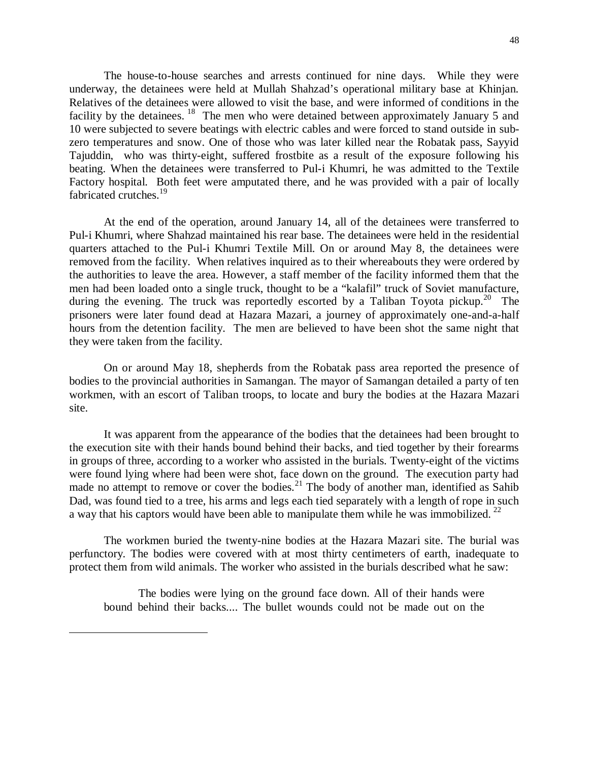The house-to-house searches and arrests continued for nine days. While they were underway, the detainees were held at Mullah Shahzad's operational military base at Khinjan. Relatives of the detainees were allowed to visit the base, and were informed of conditions in the facility by the detainees. [18] The men who were detained between approximately January 5 and 10 were subjected to severe beatings with electric cables and were forced to stand outside in sub-zero temperatures and snow. One of those who was later killed near the Robatak pass, Sayyid Tajuddin, who was thirty-eight, suffered frostbite as a result of the exposure following his beating. When the detainees were transferred to Pul-i Khumri, he was admitted to the Textile Factory hospital. Both feet were amputated there, and he was provided with a pair of locally fabricated crutches.[19]

At the end of the operation, around January 14, all of the detainees were transferred to Pul-i Khumri, where Shahzad maintained his rear base. The detainees were held in the residential quarters attached to the Pul-i Khumri Textile Mill. On or around May 8, the detainees were removed from the facility. When relatives inquired as to their whereabouts they were ordered by the authorities to leave the area. However, a staff member of the facility informed them that the men had been loaded onto a single truck, thought to be a "kalafil" truck of Soviet manufacture, during the evening. The truck was reportedly escorted by a Taliban Toyota pickup.[20] The prisoners were later found dead at Hazara Mazari, a journey of approximately one-and-a-half hours from the detention facility. The men are believed to have been shot the same night that they were taken from the facility.

On or around May 18, shepherds from the Robatak pass area reported the presence of bodies to the provincial authorities in Samangan. The mayor of Samangan detailed a party of ten workmen, with an escort of Taliban troops, to locate and bury the bodies at the Hazara Mazari site.

It was apparent from the appearance of the bodies that the detainees had been brought to the execution site with their hands bound behind their backs, and tied together by their forearms in groups of three, according to a worker who assisted in the burials. Twenty-eight of the victims were found lying where had been were shot, face down on the ground. The execution party had made no attempt to remove or cover the bodies.[21] The body of another man, identified as Sahib Dad, was found tied to a tree, his arms and legs each tied separately with a length of rope in such a way that his captors would have been able to manipulate them while he was immobilized. [22]

The workmen buried the twenty-nine bodies at the Hazara Mazari site. The burial was perfunctory. The bodies were covered with at most thirty centimeters of earth, inadequate to protect them from wild animals. The worker who assisted in the burials described what he saw:

> The bodies were lying on the ground face down. All of their hands were bound behind their backs.... The bullet wounds could not be made out on the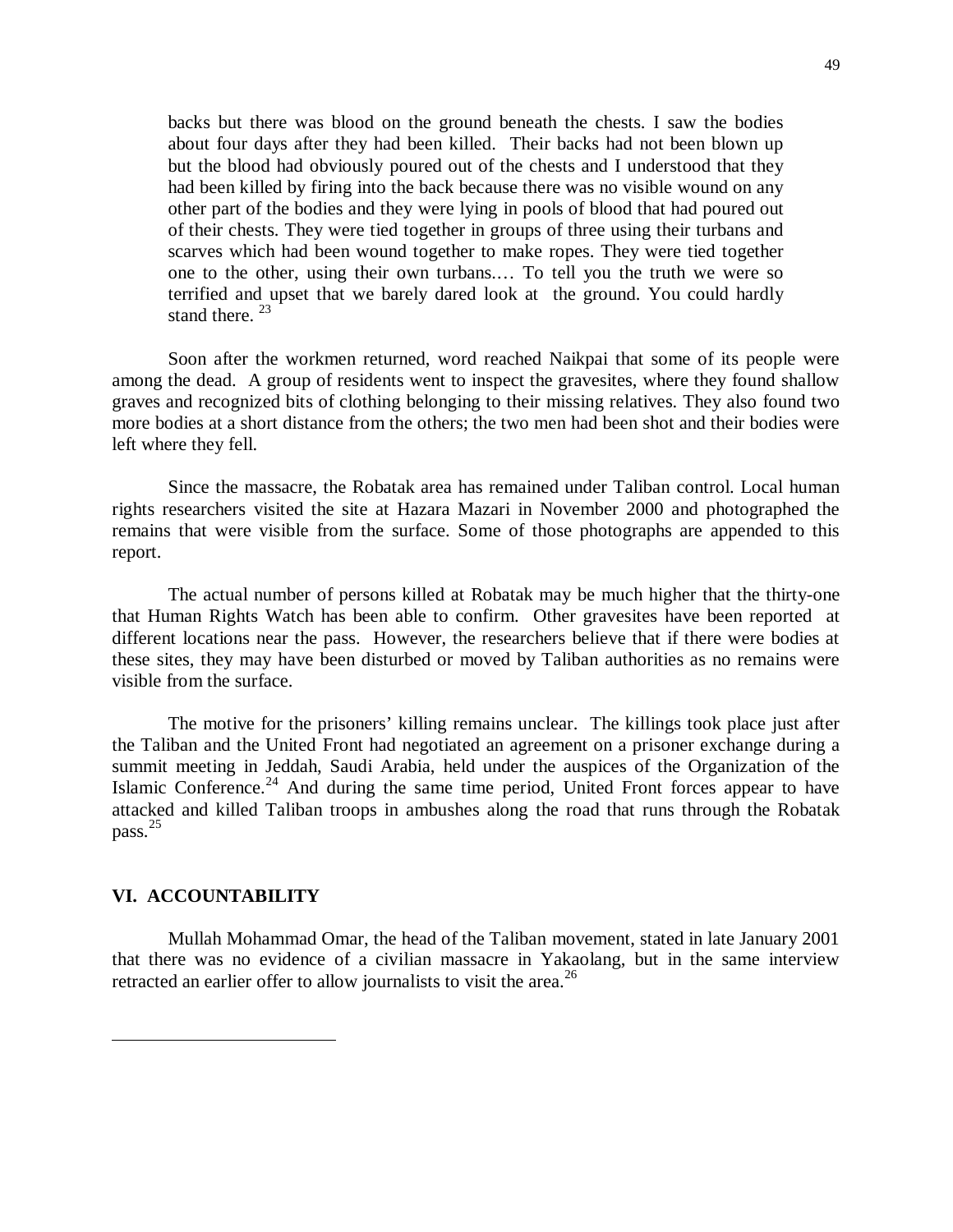> backs but there was blood on the ground beneath the chests. I saw the bodies about four days after they had been killed. Their backs had not been blown up but the blood had obviously poured out of the chests and I understood that they had been killed by firing into the back because there was no visible wound on any other part of the bodies and they were lying in pools of blood that had poured out of their chests. They were tied together in groups of three using their turbans and scarves which had been wound together to make ropes. They were tied together one to the other, using their own turbans.… To tell you the truth we were so terrified and upset that we barely dared look at the ground. You could hardly stand there. [23]

Soon after the workmen returned, word reached Naikpai that some of its people were among the dead. A group of residents went to inspect the gravesites, where they found shallow graves and recognized bits of clothing belonging to their missing relatives. They also found two more bodies at a short distance from the others; the two men had been shot and their bodies were left where they fell.

Since the massacre, the Robatak area has remained under Taliban control. Local human rights researchers visited the site at Hazara Mazari in November 2000 and photographed the remains that were visible from the surface. Some of those photographs are appended to this report.

The actual number of persons killed at Robatak may be much higher that the thirty-one that Human Rights Watch has been able to confirm. Other gravesites have been reported at different locations near the pass. However, the researchers believe that if there were bodies at these sites, they may have been disturbed or moved by Taliban authorities as no remains were visible from the surface.

The motive for the prisoners' killing remains unclear. The killings took place just after the Taliban and the United Front had negotiated an agreement on a prisoner exchange during a summit meeting in Jeddah, Saudi Arabia, held under the auspices of the Organization of the Islamic Conference.[24] And during the same time period, United Front forces appear to have attacked and killed Taliban troops in ambushes along the road that runs through the Robatak pass.[25]

## VI. ACCOUNTABILITY

Mullah Mohammad Omar, the head of the Taliban movement, stated in late January 2001 that there was no evidence of a civilian massacre in Yakaolang, but in the same interview retracted an earlier offer to allow journalists to visit the area.[26]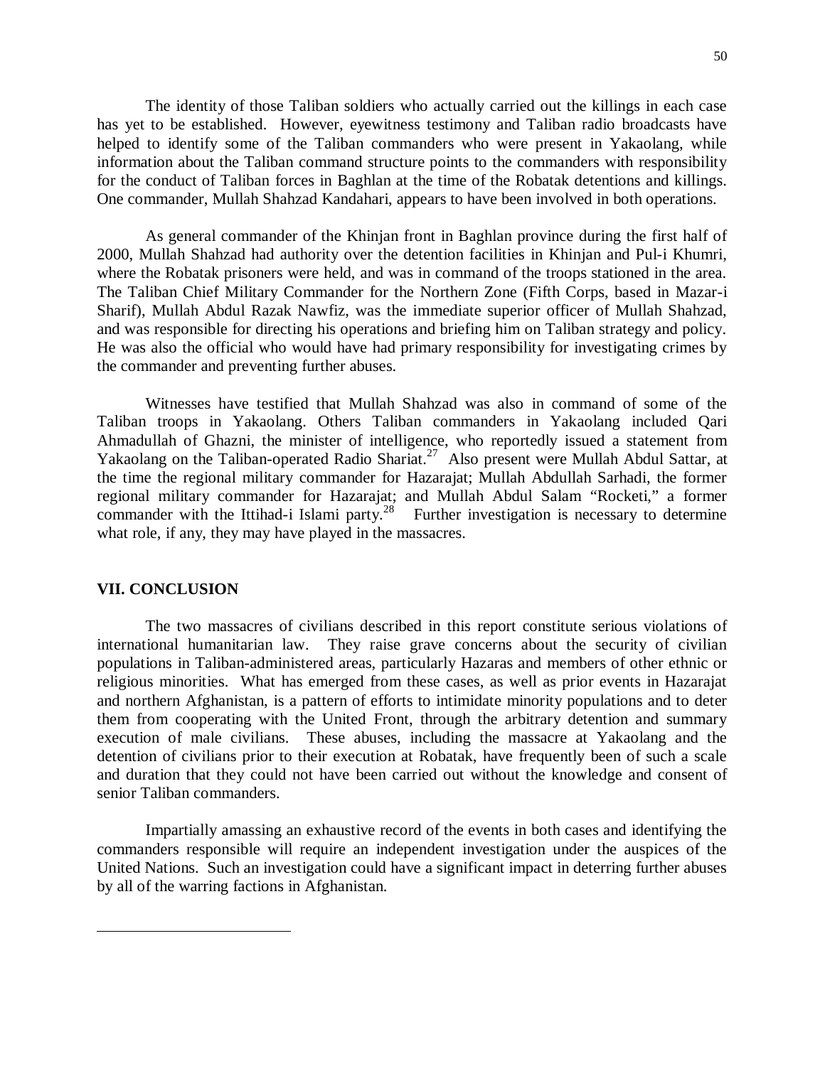The identity of those Taliban soldiers who actually carried out the killings in each case has yet to be established. However, eyewitness testimony and Taliban radio broadcasts have helped to identify some of the Taliban commanders who were present in Yakaolang, while information about the Taliban command structure points to the commanders with responsibility for the conduct of Taliban forces in Baghlan at the time of the Robatak detentions and killings. One commander, Mullah Shahzad Kandahari, appears to have been involved in both operations.

As general commander of the Khinjan front in Baghlan province during the first half of 2000, Mullah Shahzad had authority over the detention facilities in Khinjan and Pul-i Khumri, where the Robatak prisoners were held, and was in command of the troops stationed in the area. The Taliban Chief Military Commander for the Northern Zone (Fifth Corps, based in Mazar-i Sharif), Mullah Abdul Razak Nawfiz, was the immediate superior officer of Mullah Shahzad, and was responsible for directing his operations and briefing him on Taliban strategy and policy. He was also the official who would have had primary responsibility for investigating crimes by the commander and preventing further abuses.

Witnesses have testified that Mullah Shahzad was also in command of some of the Taliban troops in Yakaolang. Others Taliban commanders in Yakaolang included Qari Ahmadullah of Ghazni, the minister of intelligence, who reportedly issued a statement from Yakaolang on the Taliban-operated Radio Shariat.[27] Also present were Mullah Abdul Sattar, at the time the regional military commander for Hazarajat; Mullah Abdullah Sarhadi, the former regional military commander for Hazarajat; and Mullah Abdul Salam "Rocketi," a former commander with the Ittihad-i Islami party.[28] Further investigation is necessary to determine what role, if any, they may have played in the massacres.

## VII. CONCLUSION

The two massacres of civilians described in this report constitute serious violations of international humanitarian law. They raise grave concerns about the security of civilian populations in Taliban-administered areas, particularly Hazaras and members of other ethnic or religious minorities. What has emerged from these cases, as well as prior events in Hazarajat and northern Afghanistan, is a pattern of efforts to intimidate minority populations and to deter them from cooperating with the United Front, through the arbitrary detention and summary execution of male civilians. These abuses, including the massacre at Yakaolang and the detention of civilians prior to their execution at Robatak, have frequently been of such a scale and duration that they could not have been carried out without the knowledge and consent of senior Taliban commanders.

Impartially amassing an exhaustive record of the events in both cases and identifying the commanders responsible will require an independent investigation under the auspices of the United Nations. Such an investigation could have a significant impact in deterring further abuses by all of the warring factions in Afghanistan.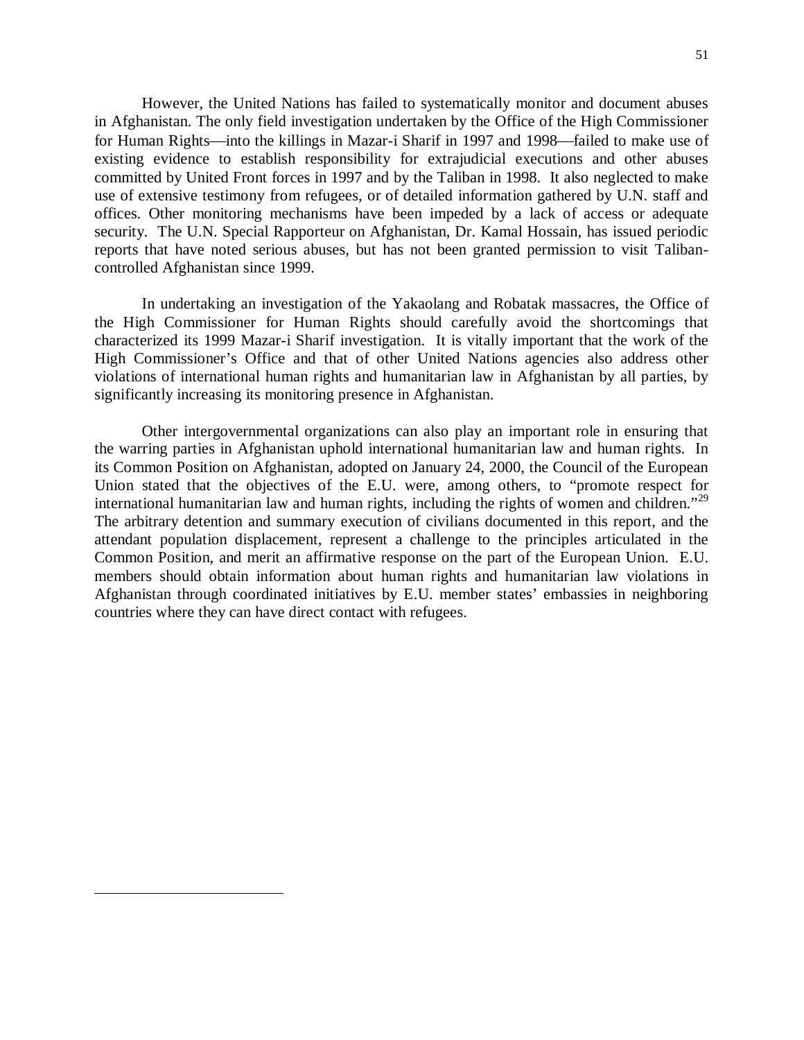However, the United Nations has failed to systematically monitor and document abuses in Afghanistan. The only field investigation undertaken by the Office of the High Commissioner for Human Rights—into the killings in Mazar-i Sharif in 1997 and 1998—failed to make use of existing evidence to establish responsibility for extrajudicial executions and other abuses committed by United Front forces in 1997 and by the Taliban in 1998. It also neglected to make use of extensive testimony from refugees, or of detailed information gathered by U.N. staff and offices. Other monitoring mechanisms have been impeded by a lack of access or adequate security. The U.N. Special Rapporteur on Afghanistan, Dr. Kamal Hossain, has issued periodic reports that have noted serious abuses, but has not been granted permission to visit Taliban-controlled Afghanistan since 1999.

In undertaking an investigation of the Yakaolang and Robatak massacres, the Office of the High Commissioner for Human Rights should carefully avoid the shortcomings that characterized its 1999 Mazar-i Sharif investigation. It is vitally important that the work of the High Commissioner's Office and that of other United Nations agencies also address other violations of international human rights and humanitarian law in Afghanistan by all parties, by significantly increasing its monitoring presence in Afghanistan.

Other intergovernmental organizations can also play an important role in ensuring that the warring parties in Afghanistan uphold international humanitarian law and human rights. In its Common Position on Afghanistan, adopted on January 24, 2000, the Council of the European Union stated that the objectives of the E.U. were, among others, to "promote respect for international humanitarian law and human rights, including the rights of women and children."[29] The arbitrary detention and summary execution of civilians documented in this report, and the attendant population displacement, represent a challenge to the principles articulated in the Common Position, and merit an affirmative response on the part of the European Union. E.U. members should obtain information about human rights and humanitarian law violations in Afghanistan through coordinated initiatives by E.U. member states' embassies in neighboring countries where they can have direct contact with refugees.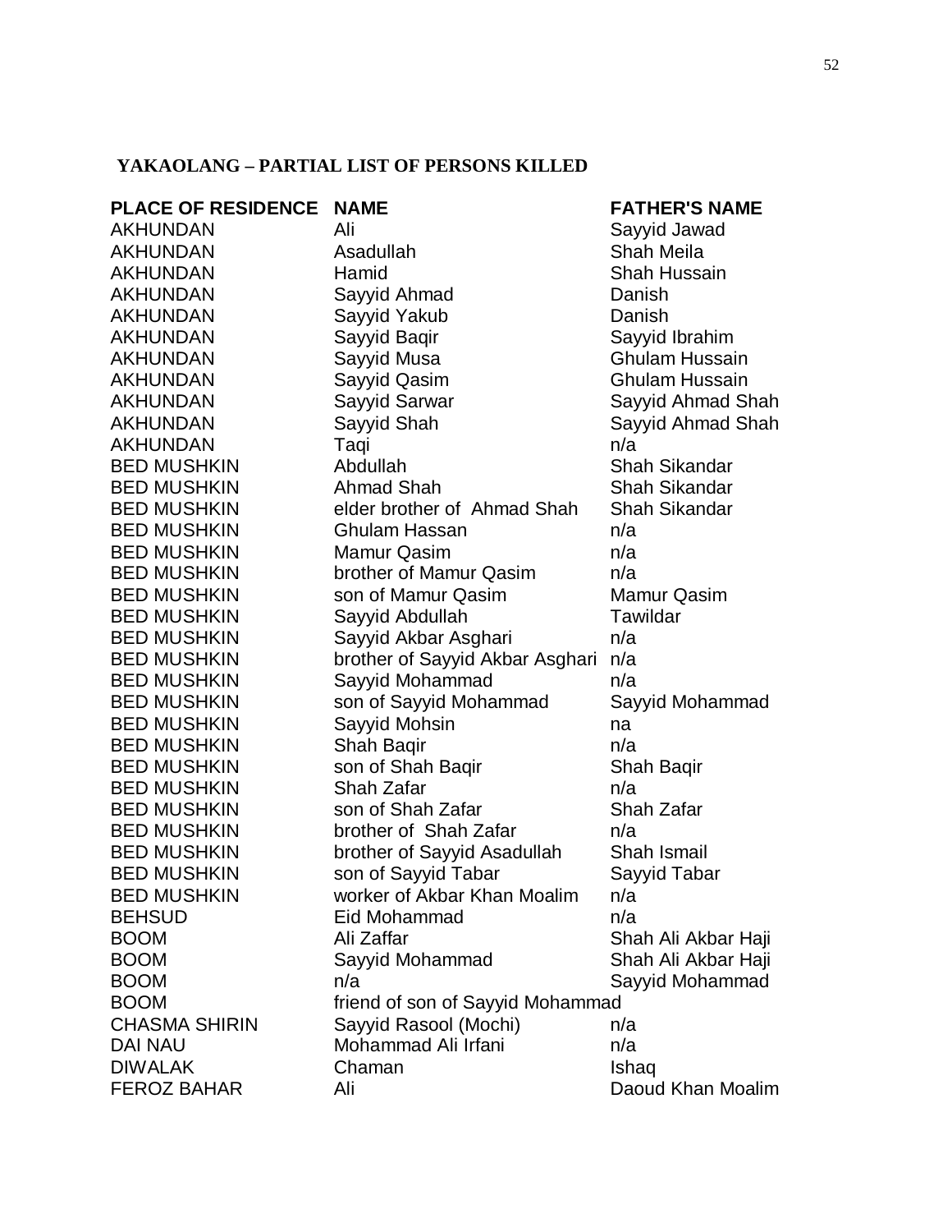## YAKAOLANG – PARTIAL LIST OF PERSONS KILLED

| PLACE OF RESIDENCE | NAME | FATHER'S NAME |
|---|---|---|
| AKHUNDAN | Ali | Sayyid Jawad |
| AKHUNDAN | Asadullah | Shah Meila |
| AKHUNDAN | Hamid | Shah Hussain |
| AKHUNDAN | Sayyid Ahmad | Danish |
| AKHUNDAN | Sayyid Yakub | Danish |
| AKHUNDAN | Sayyid Baqir | Sayyid Ibrahim |
| AKHUNDAN | Sayyid Musa | Ghulam Hussain |
| AKHUNDAN | Sayyid Qasim | Ghulam Hussain |
| AKHUNDAN | Sayyid Sarwar | Sayyid Ahmad Shah |
| AKHUNDAN | Sayyid Shah | Sayyid Ahmad Shah |
| AKHUNDAN | Taqi | n/a |
| BED MUSHKIN | Abdullah | Shah Sikandar |
| BED MUSHKIN | Ahmad Shah | Shah Sikandar |
| BED MUSHKIN | elder brother of Ahmad Shah | Shah Sikandar |
| BED MUSHKIN | Ghulam Hassan | n/a |
| BED MUSHKIN | Mamur Qasim | n/a |
| BED MUSHKIN | brother of Mamur Qasim | n/a |
| BED MUSHKIN | son of Mamur Qasim | Mamur Qasim |
| BED MUSHKIN | Sayyid Abdullah | Tawildar |
| BED MUSHKIN | Sayyid Akbar Asghari | n/a |
| BED MUSHKIN | brother of Sayyid Akbar Asghari | n/a |
| BED MUSHKIN | Sayyid Mohammad | n/a |
| BED MUSHKIN | son of Sayyid Mohammad | Sayyid Mohammad |
| BED MUSHKIN | Sayyid Mohsin | na |
| BED MUSHKIN | Shah Baqir | n/a |
| BED MUSHKIN | son of Shah Baqir | Shah Baqir |
| BED MUSHKIN | Shah Zafar | n/a |
| BED MUSHKIN | son of Shah Zafar | Shah Zafar |
| BED MUSHKIN | brother of Shah Zafar | n/a |
| BED MUSHKIN | brother of Sayyid Asadullah | Shah Ismail |
| BED MUSHKIN | son of Sayyid Tabar | Sayyid Tabar |
| BED MUSHKIN | worker of Akbar Khan Moalim | n/a |
| BEHSUD | Eid Mohammad | n/a |
| BOOM | Ali Zaffar | Shah Ali Akbar Haji |
| BOOM | Sayyid Mohammad | Shah Ali Akbar Haji |
| BOOM | n/a | Sayyid Mohammad |
| BOOM | friend of son of Sayyid Mohammad | |
| CHASMA SHIRIN | Sayyid Rasool (Mochi) | n/a |
| DAI NAU | Mohammad Ali Irfani | n/a |
| DIWALAK | Chaman | Ishaq |
| FEROZ BAHAR | Ali | Daoud Khan Moalim |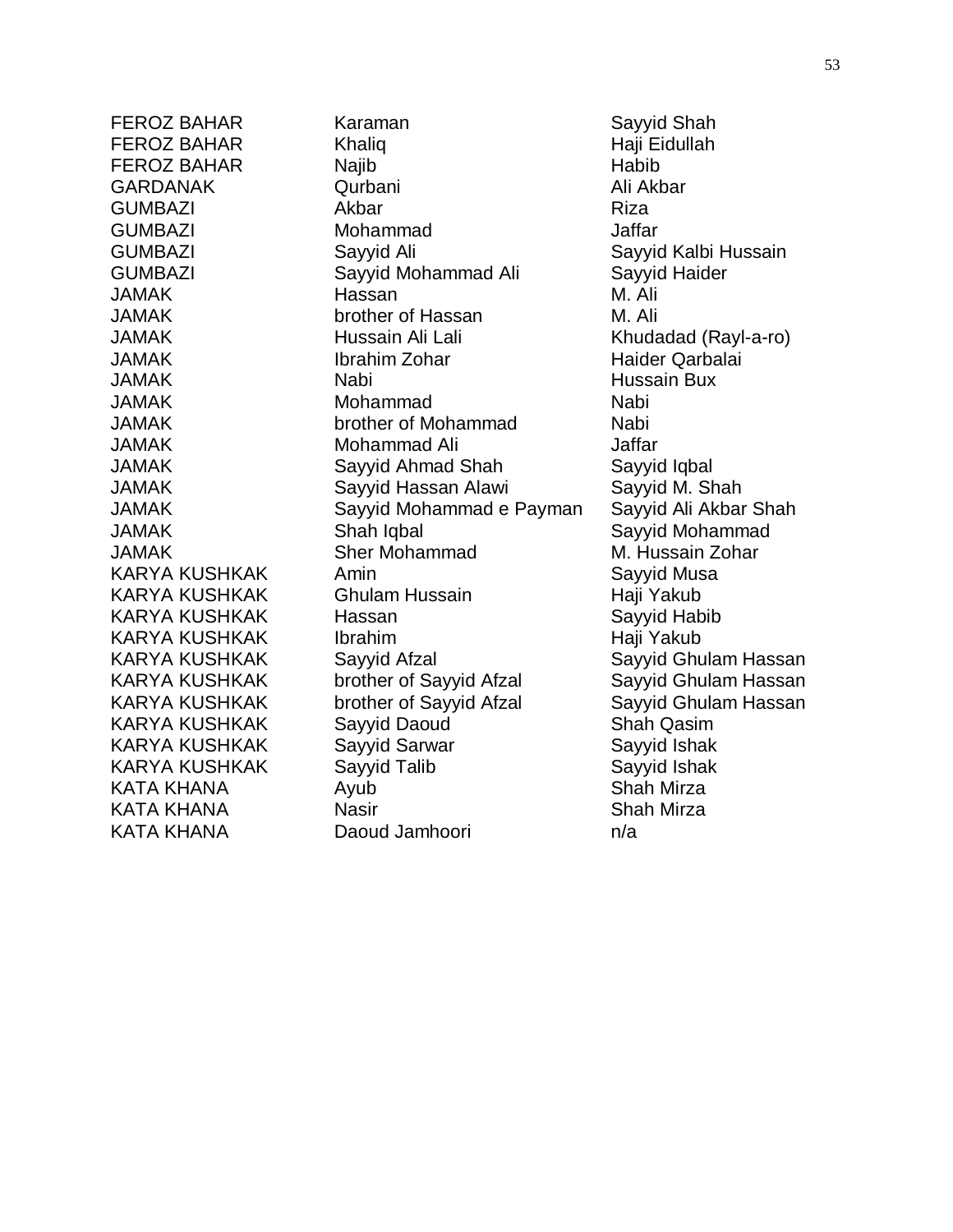| | | |
|---|---|---|
| FEROZ BAHAR | Karaman | Sayyid Shah |
| FEROZ BAHAR | Khaliq | Haji Eidullah |
| FEROZ BAHAR | Najib | Habib |
| GARDANAK | Qurbani | Ali Akbar |
| GUMBAZI | Akbar | Riza |
| GUMBAZI | Mohammad | Jaffar |
| GUMBAZI | Sayyid Ali | Sayyid Kalbi Hussain |
| GUMBAZI | Sayyid Mohammad Ali | Sayyid Haider |
| JAMAK | Hassan | M. Ali |
| JAMAK | brother of Hassan | M. Ali |
| JAMAK | Hussain Ali Lali | Khudadad (Rayl-a-ro) |
| JAMAK | Ibrahim Zohar | Haider Qarbalai |
| JAMAK | Nabi | Hussain Bux |
| JAMAK | Mohammad | Nabi |
| JAMAK | brother of Mohammad | Nabi |
| JAMAK | Mohammad Ali | Jaffar |
| JAMAK | Sayyid Ahmad Shah | Sayyid Iqbal |
| JAMAK | Sayyid Hassan Alawi | Sayyid M. Shah |
| JAMAK | Sayyid Mohammad e Payman | Sayyid Ali Akbar Shah |
| JAMAK | Shah Iqbal | Sayyid Mohammad |
| JAMAK | Sher Mohammad | M. Hussain Zohar |
| KARYA KUSHKAK | Amin | Sayyid Musa |
| KARYA KUSHKAK | Ghulam Hussain | Haji Yakub |
| KARYA KUSHKAK | Hassan | Sayyid Habib |
| KARYA KUSHKAK | Ibrahim | Haji Yakub |
| KARYA KUSHKAK | Sayyid Afzal | Sayyid Ghulam Hassan |
| KARYA KUSHKAK | brother of Sayyid Afzal | Sayyid Ghulam Hassan |
| KARYA KUSHKAK | brother of Sayyid Afzal | Sayyid Ghulam Hassan |
| KARYA KUSHKAK | Sayyid Daoud | Shah Qasim |
| KARYA KUSHKAK | Sayyid Sarwar | Sayyid Ishak |
| KARYA KUSHKAK | Sayyid Talib | Sayyid Ishak |
| KATA KHANA | Ayub | Shah Mirza |
| KATA KHANA | Nasir | Shah Mirza |
| KATA KHANA | Daoud Jamhoori | n/a |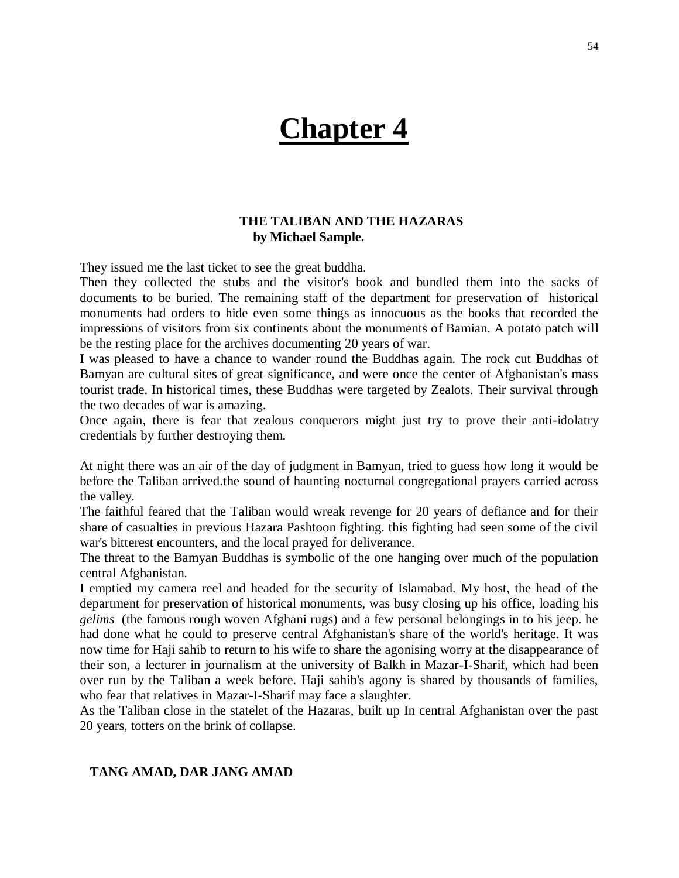# Chapter 4

**THE TALIBAN AND THE HAZARAS**
**by Michael Sample.**

They issued me the last ticket to see the great buddha.

Then they collected the stubs and the visitor's book and bundled them into the sacks of documents to be buried. The remaining staff of the department for preservation of historical monuments had orders to hide even some things as innocuous as the books that recorded the impressions of visitors from six continents about the monuments of Bamian. A potato patch will be the resting place for the archives documenting 20 years of war.

I was pleased to have a chance to wander round the Buddhas again. The rock cut Buddhas of Bamyan are cultural sites of great significance, and were once the center of Afghanistan's mass tourist trade. In historical times, these Buddhas were targeted by Zealots. Their survival through the two decades of war is amazing.

Once again, there is fear that zealous conquerors might just try to prove their anti-idolatry credentials by further destroying them.

At night there was an air of the day of judgment in Bamyan, tried to guess how long it would be before the Taliban arrived.the sound of haunting nocturnal congregational prayers carried across the valley.

The faithful feared that the Taliban would wreak revenge for 20 years of defiance and for their share of casualties in previous Hazara Pashtoon fighting. this fighting had seen some of the civil war's bitterest encounters, and the local prayed for deliverance.

The threat to the Bamyan Buddhas is symbolic of the one hanging over much of the population central Afghanistan.

I emptied my camera reel and headed for the security of Islamabad. My host, the head of the department for preservation of historical monuments, was busy closing up his office, loading his *gelims* (the famous rough woven Afghani rugs) and a few personal belongings in to his jeep. he had done what he could to preserve central Afghanistan's share of the world's heritage. It was now time for Haji sahib to return to his wife to share the agonising worry at the disappearance of their son, a lecturer in journalism at the university of Balkh in Mazar-I-Sharif, which had been over run by the Taliban a week before. Haji sahib's agony is shared by thousands of families, who fear that relatives in Mazar-I-Sharif may face a slaughter.

As the Taliban close in the statelet of the Hazaras, built up In central Afghanistan over the past 20 years, totters on the brink of collapse.

**TANG AMAD, DAR JANG AMAD**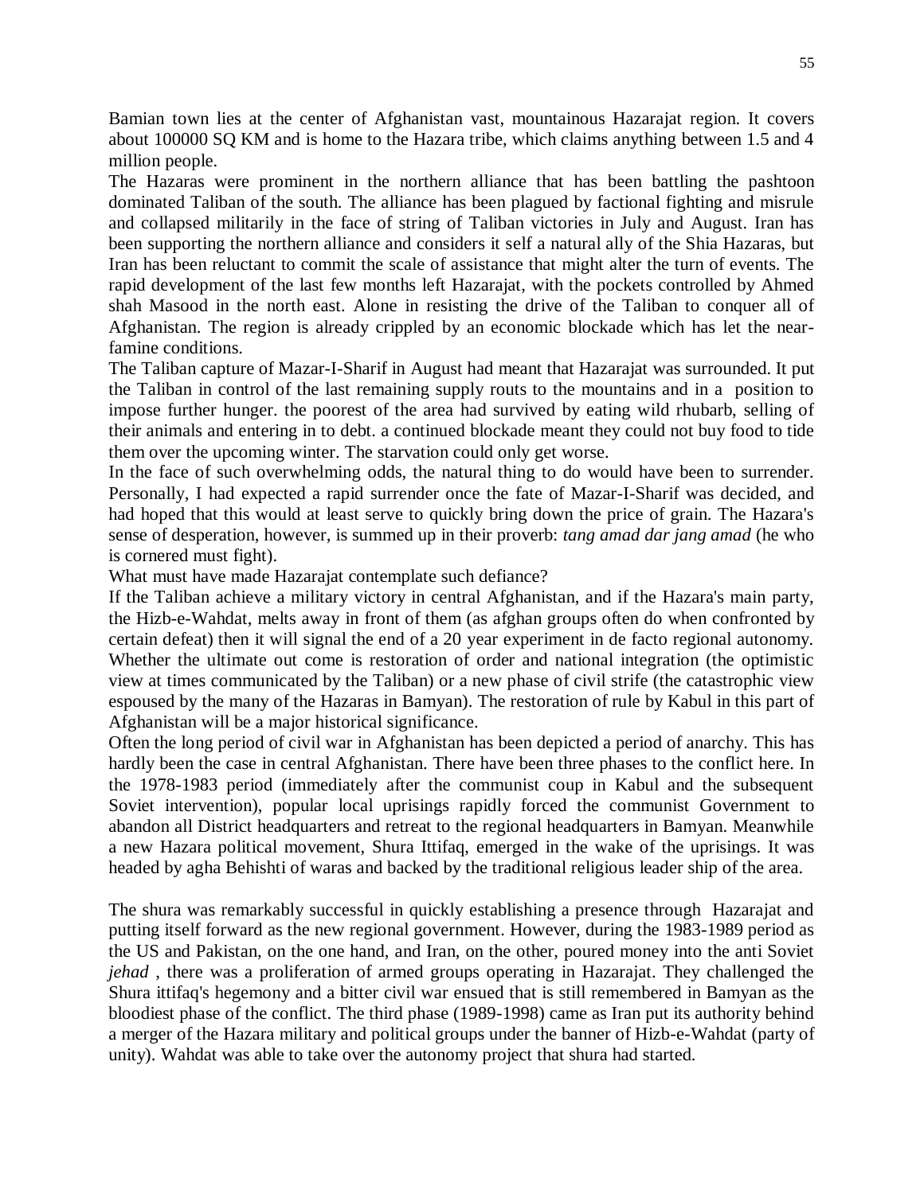Bamian town lies at the center of Afghanistan vast, mountainous Hazarajat region. It covers about 100000 SQ KM and is home to the Hazara tribe, which claims anything between 1.5 and 4 million people.

The Hazaras were prominent in the northern alliance that has been battling the pashtoon dominated Taliban of the south. The alliance has been plagued by factional fighting and misrule and collapsed militarily in the face of string of Taliban victories in July and August. Iran has been supporting the northern alliance and considers it self a natural ally of the Shia Hazaras, but Iran has been reluctant to commit the scale of assistance that might alter the turn of events. The rapid development of the last few months left Hazarajat, with the pockets controlled by Ahmed shah Masood in the north east. Alone in resisting the drive of the Taliban to conquer all of Afghanistan. The region is already crippled by an economic blockade which has let the near-famine conditions.

The Taliban capture of Mazar-I-Sharif in August had meant that Hazarajat was surrounded. It put the Taliban in control of the last remaining supply routs to the mountains and in a position to impose further hunger. the poorest of the area had survived by eating wild rhubarb, selling of their animals and entering in to debt. a continued blockade meant they could not buy food to tide them over the upcoming winter. The starvation could only get worse.

In the face of such overwhelming odds, the natural thing to do would have been to surrender. Personally, I had expected a rapid surrender once the fate of Mazar-I-Sharif was decided, and had hoped that this would at least serve to quickly bring down the price of grain. The Hazara's sense of desperation, however, is summed up in their proverb: *tang amad dar jang amad* (he who is cornered must fight).

What must have made Hazarajat contemplate such defiance?

If the Taliban achieve a military victory in central Afghanistan, and if the Hazara's main party, the Hizb-e-Wahdat, melts away in front of them (as afghan groups often do when confronted by certain defeat) then it will signal the end of a 20 year experiment in de facto regional autonomy. Whether the ultimate out come is restoration of order and national integration (the optimistic view at times communicated by the Taliban) or a new phase of civil strife (the catastrophic view espoused by the many of the Hazaras in Bamyan). The restoration of rule by Kabul in this part of Afghanistan will be a major historical significance.

Often the long period of civil war in Afghanistan has been depicted a period of anarchy. This has hardly been the case in central Afghanistan. There have been three phases to the conflict here. In the 1978-1983 period (immediately after the communist coup in Kabul and the subsequent Soviet intervention), popular local uprisings rapidly forced the communist Government to abandon all District headquarters and retreat to the regional headquarters in Bamyan. Meanwhile a new Hazara political movement, Shura Ittifaq, emerged in the wake of the uprisings. It was headed by agha Behishti of waras and backed by the traditional religious leader ship of the area.

The shura was remarkably successful in quickly establishing a presence through Hazarajat and putting itself forward as the new regional government. However, during the 1983-1989 period as the US and Pakistan, on the one hand, and Iran, on the other, poured money into the anti Soviet *jehad* , there was a proliferation of armed groups operating in Hazarajat. They challenged the Shura ittifaq's hegemony and a bitter civil war ensued that is still remembered in Bamyan as the bloodiest phase of the conflict. The third phase (1989-1998) came as Iran put its authority behind a merger of the Hazara military and political groups under the banner of Hizb-e-Wahdat (party of unity). Wahdat was able to take over the autonomy project that shura had started.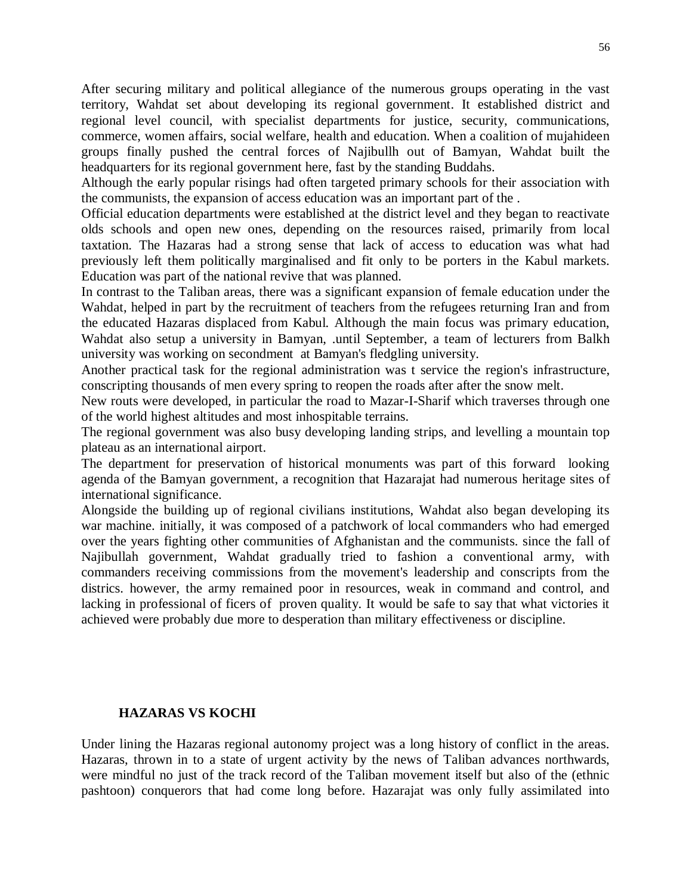After securing military and political allegiance of the numerous groups operating in the vast territory, Wahdat set about developing its regional government. It established district and regional level council, with specialist departments for justice, security, communications, commerce, women affairs, social welfare, health and education. When a coalition of mujahideen groups finally pushed the central forces of Najibullh out of Bamyan, Wahdat built the headquarters for its regional government here, fast by the standing Buddahs.

Although the early popular risings had often targeted primary schools for their association with the communists, the expansion of access education was an important part of the .

Official education departments were established at the district level and they began to reactivate olds schools and open new ones, depending on the resources raised, primarily from local taxtation. The Hazaras had a strong sense that lack of access to education was what had previously left them politically marginalised and fit only to be porters in the Kabul markets. Education was part of the national revive that was planned.

In contrast to the Taliban areas, there was a significant expansion of female education under the Wahdat, helped in part by the recruitment of teachers from the refugees returning Iran and from the educated Hazaras displaced from Kabul. Although the main focus was primary education, Wahdat also setup a university in Bamyan, .until September, a team of lecturers from Balkh university was working on secondment at Bamyan's fledgling university.

Another practical task for the regional administration was t service the region's infrastructure, conscripting thousands of men every spring to reopen the roads after after the snow melt.

New routs were developed, in particular the road to Mazar-I-Sharif which traverses through one of the world highest altitudes and most inhospitable terrains.

The regional government was also busy developing landing strips, and levelling a mountain top plateau as an international airport.

The department for preservation of historical monuments was part of this forward looking agenda of the Bamyan government, a recognition that Hazarajat had numerous heritage sites of international significance.

Alongside the building up of regional civilians institutions, Wahdat also began developing its war machine. initially, it was composed of a patchwork of local commanders who had emerged over the years fighting other communities of Afghanistan and the communists. since the fall of Najibullah government, Wahdat gradually tried to fashion a conventional army, with commanders receiving commissions from the movement's leadership and conscripts from the districs. however, the army remained poor in resources, weak in command and control, and lacking in professional of ficers of proven quality. It would be safe to say that what victories it achieved were probably due more to desperation than military effectiveness or discipline.

## HAZARAS VS KOCHI

Under lining the Hazaras regional autonomy project was a long history of conflict in the areas. Hazaras, thrown in to a state of urgent activity by the news of Taliban advances northwards, were mindful no just of the track record of the Taliban movement itself but also of the (ethnic pashtoon) conquerors that had come long before. Hazarajat was only fully assimilated into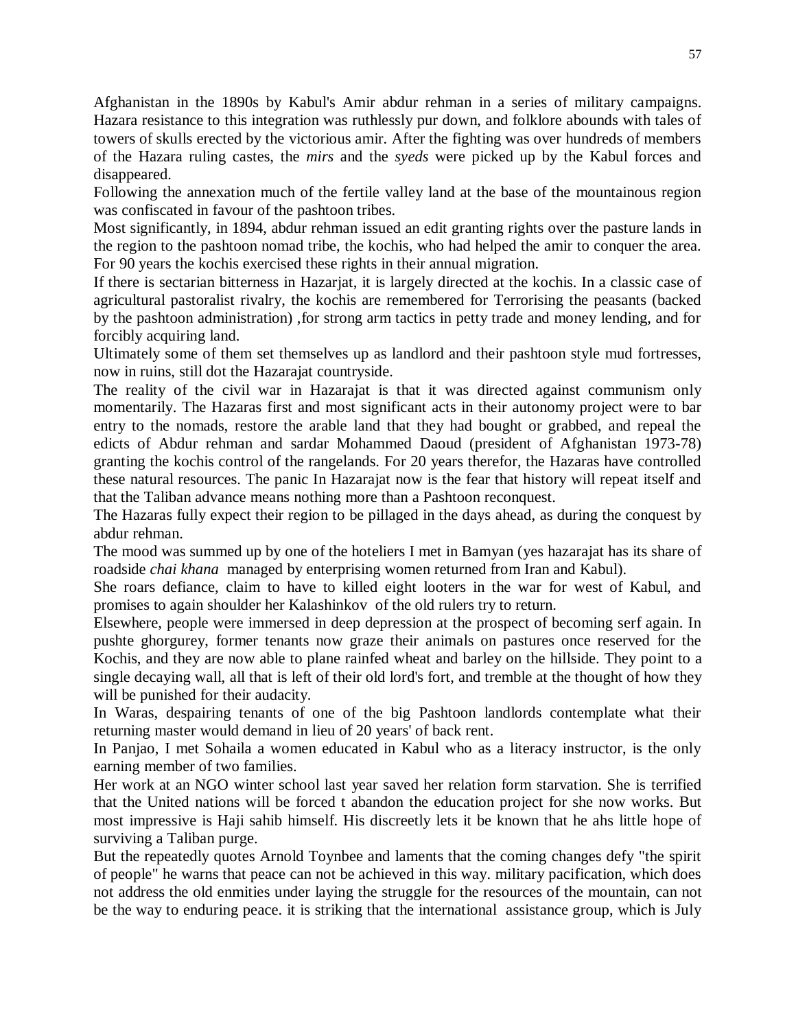Afghanistan in the 1890s by Kabul's Amir abdur rehman in a series of military campaigns. Hazara resistance to this integration was ruthlessly pur down, and folklore abounds with tales of towers of skulls erected by the victorious amir. After the fighting was over hundreds of members of the Hazara ruling castes, the *mirs* and the *syeds* were picked up by the Kabul forces and disappeared.

Following the annexation much of the fertile valley land at the base of the mountainous region was confiscated in favour of the pashtoon tribes.

Most significantly, in 1894, abdur rehman issued an edit granting rights over the pasture lands in the region to the pashtoon nomad tribe, the kochis, who had helped the amir to conquer the area. For 90 years the kochis exercised these rights in their annual migration.

If there is sectarian bitterness in Hazarjat, it is largely directed at the kochis. In a classic case of agricultural pastoralist rivalry, the kochis are remembered for Terrorising the peasants (backed by the pashtoon administration) ,for strong arm tactics in petty trade and money lending, and for forcibly acquiring land.

Ultimately some of them set themselves up as landlord and their pashtoon style mud fortresses, now in ruins, still dot the Hazarajat countryside.

The reality of the civil war in Hazarajat is that it was directed against communism only momentarily. The Hazaras first and most significant acts in their autonomy project were to bar entry to the nomads, restore the arable land that they had bought or grabbed, and repeal the edicts of Abdur rehman and sardar Mohammed Daoud (president of Afghanistan 1973-78) granting the kochis control of the rangelands. For 20 years therefor, the Hazaras have controlled these natural resources. The panic In Hazarajat now is the fear that history will repeat itself and that the Taliban advance means nothing more than a Pashtoon reconquest.

The Hazaras fully expect their region to be pillaged in the days ahead, as during the conquest by abdur rehman.

The mood was summed up by one of the hoteliers I met in Bamyan (yes hazarajat has its share of roadside *chai khana* managed by enterprising women returned from Iran and Kabul).

She roars defiance, claim to have to killed eight looters in the war for west of Kabul, and promises to again shoulder her Kalashinkov of the old rulers try to return.

Elsewhere, people were immersed in deep depression at the prospect of becoming serf again. In pushte ghorgurey, former tenants now graze their animals on pastures once reserved for the Kochis, and they are now able to plane rainfed wheat and barley on the hillside. They point to a single decaying wall, all that is left of their old lord's fort, and tremble at the thought of how they will be punished for their audacity.

In Waras, despairing tenants of one of the big Pashtoon landlords contemplate what their returning master would demand in lieu of 20 years' of back rent.

In Panjao, I met Sohaila a women educated in Kabul who as a literacy instructor, is the only earning member of two families.

Her work at an NGO winter school last year saved her relation form starvation. She is terrified that the United nations will be forced t abandon the education project for she now works. But most impressive is Haji sahib himself. His discreetly lets it be known that he ahs little hope of surviving a Taliban purge.

But the repeatedly quotes Arnold Toynbee and laments that the coming changes defy "the spirit of people" he warns that peace can not be achieved in this way. military pacification, which does not address the old enmities under laying the struggle for the resources of the mountain, can not be the way to enduring peace. it is striking that the international assistance group, which is July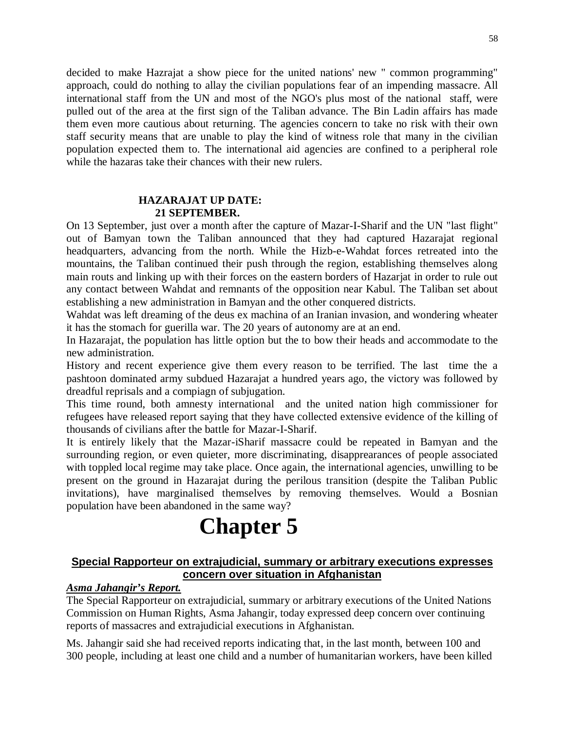decided to make Hazrajat a show piece for the united nations' new " common programming" approach, could do nothing to allay the civilian populations fear of an impending massacre. All international staff from the UN and most of the NGO's plus most of the national staff, were pulled out of the area at the first sign of the Taliban advance. The Bin Ladin affairs has made them even more cautious about returning. The agencies concern to take no risk with their own staff security means that are unable to play the kind of witness role that many in the civilian population expected them to. The international aid agencies are confined to a peripheral role while the hazaras take their chances with their new rulers.

**HAZARAJAT UP DATE:**
**21 SEPTEMBER.**

On 13 September, just over a month after the capture of Mazar-I-Sharif and the UN "last flight" out of Bamyan town the Taliban announced that they had captured Hazarajat regional headquarters, advancing from the north. While the Hizb-e-Wahdat forces retreated into the mountains, the Taliban continued their push through the region, establishing themselves along main routs and linking up with their forces on the eastern borders of Hazarjat in order to rule out any contact between Wahdat and remnants of the opposition near Kabul. The Taliban set about establishing a new administration in Bamyan and the other conquered districts.

Wahdat was left dreaming of the deus ex machina of an Iranian invasion, and wondering wheater it has the stomach for guerilla war. The 20 years of autonomy are at an end.

In Hazarajat, the population has little option but the to bow their heads and accommodate to the new administration.

History and recent experience give them every reason to be terrified. The last time the a pashtoon dominated army subdued Hazarajat a hundred years ago, the victory was followed by dreadful reprisals and a compiagn of subjugation.

This time round, both amnesty international and the united nation high commissioner for refugees have released report saying that they have collected extensive evidence of the killing of thousands of civilians after the battle for Mazar-I-Sharif.

It is entirely likely that the Mazar-iSharif massacre could be repeated in Bamyan and the surrounding region, or even quieter, more discriminating, disapprearances of people associated with toppled local regime may take place. Once again, the international agencies, unwilling to be present on the ground in Hazarajat during the perilous transition (despite the Taliban Public invitations), have marginalised themselves by removing themselves. Would a Bosnian population have been abandoned in the same way?

# Chapter 5

## Special Rapporteur on extrajudicial, summary or arbitrary executions expresses concern over situation in Afghanistan

***Asma Jahangir's Report.***

The Special Rapporteur on extrajudicial, summary or arbitrary executions of the United Nations Commission on Human Rights, Asma Jahangir, today expressed deep concern over continuing reports of massacres and extrajudicial executions in Afghanistan.

Ms. Jahangir said she had received reports indicating that, in the last month, between 100 and 300 people, including at least one child and a number of humanitarian workers, have been killed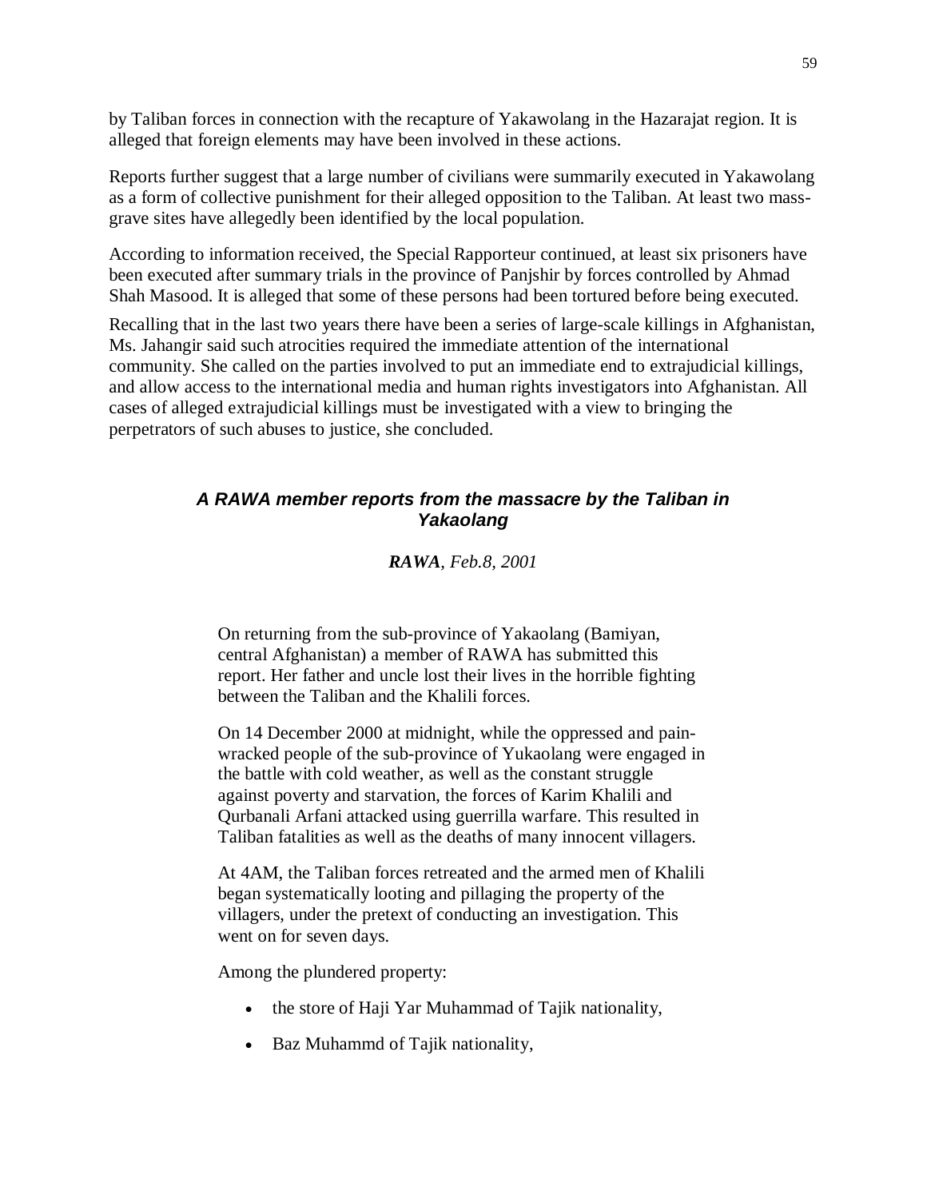by Taliban forces in connection with the recapture of Yakawolang in the Hazarajat region. It is alleged that foreign elements may have been involved in these actions.

Reports further suggest that a large number of civilians were summarily executed in Yakawolang as a form of collective punishment for their alleged opposition to the Taliban. At least two mass-grave sites have allegedly been identified by the local population.

According to information received, the Special Rapporteur continued, at least six prisoners have been executed after summary trials in the province of Panjshir by forces controlled by Ahmad Shah Masood. It is alleged that some of these persons had been tortured before being executed.

Recalling that in the last two years there have been a series of large-scale killings in Afghanistan, Ms. Jahangir said such atrocities required the immediate attention of the international community. She called on the parties involved to put an immediate end to extrajudicial killings, and allow access to the international media and human rights investigators into Afghanistan. All cases of alleged extrajudicial killings must be investigated with a view to bringing the perpetrators of such abuses to justice, she concluded.

### *A RAWA member reports from the massacre by the Taliban in Yakaolang*

***RAWA**, Feb.8, 2001*

On returning from the sub-province of Yakaolang (Bamiyan, central Afghanistan) a member of RAWA has submitted this report. Her father and uncle lost their lives in the horrible fighting between the Taliban and the Khalili forces.

On 14 December 2000 at midnight, while the oppressed and pain-wracked people of the sub-province of Yukaolang were engaged in the battle with cold weather, as well as the constant struggle against poverty and starvation, the forces of Karim Khalili and Qurbanali Arfani attacked using guerrilla warfare. This resulted in Taliban fatalities as well as the deaths of many innocent villagers.

At 4AM, the Taliban forces retreated and the armed men of Khalili began systematically looting and pillaging the property of the villagers, under the pretext of conducting an investigation. This went on for seven days.

Among the plundered property:

- the store of Haji Yar Muhammad of Tajik nationality,
- Baz Muhammd of Tajik nationality,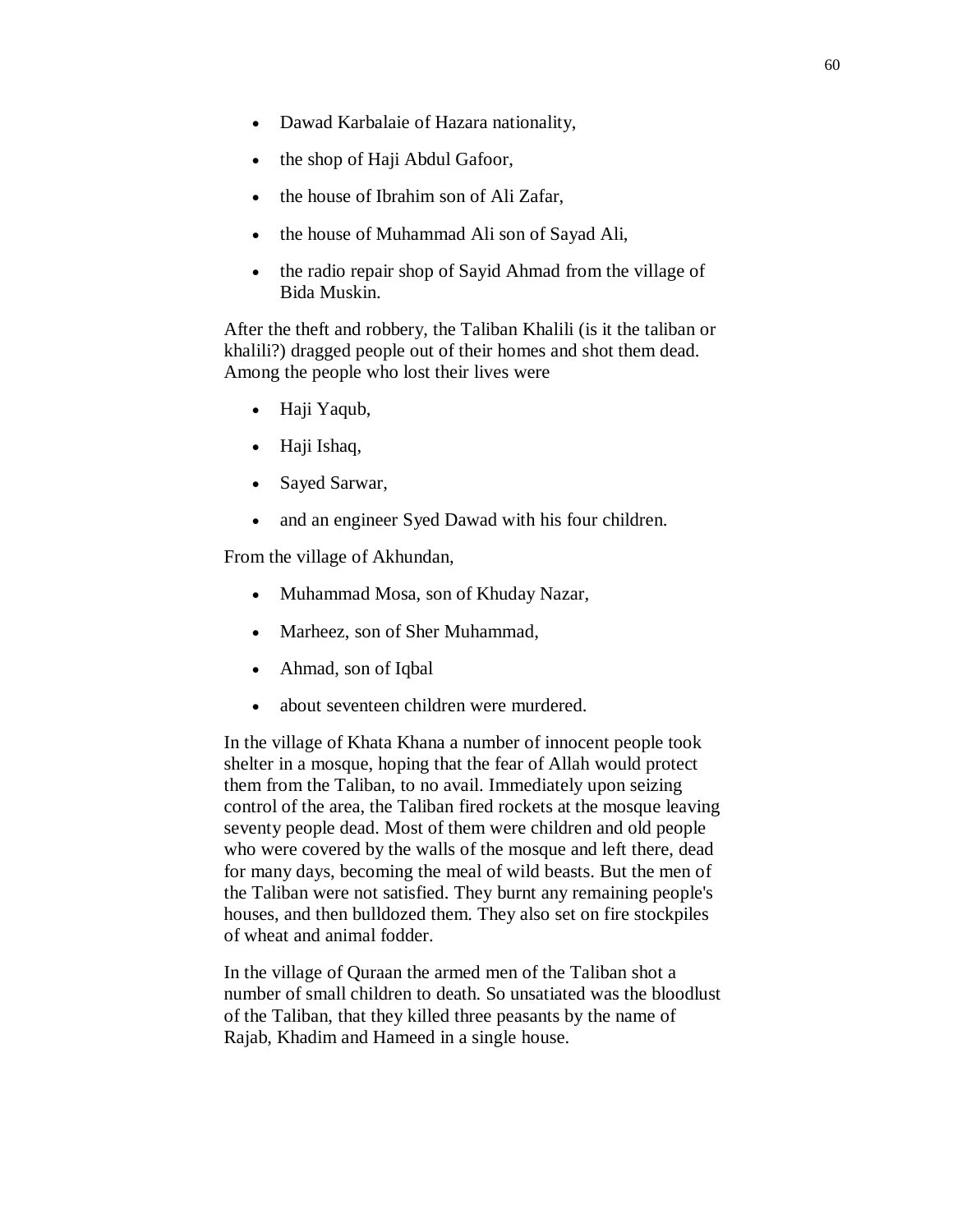- Dawad Karbalaie of Hazara nationality,
- the shop of Haji Abdul Gafoor,
- the house of Ibrahim son of Ali Zafar,
- the house of Muhammad Ali son of Sayad Ali,
- the radio repair shop of Sayid Ahmad from the village of Bida Muskin.

After the theft and robbery, the Taliban Khalili (is it the taliban or khalili?) dragged people out of their homes and shot them dead. Among the people who lost their lives were

- Haji Yaqub,
- Haji Ishaq,
- Sayed Sarwar,
- and an engineer Syed Dawad with his four children.

From the village of Akhundan,

- Muhammad Mosa, son of Khuday Nazar,
- Marheez, son of Sher Muhammad,
- Ahmad, son of Iqbal
- about seventeen children were murdered.

In the village of Khata Khana a number of innocent people took shelter in a mosque, hoping that the fear of Allah would protect them from the Taliban, to no avail. Immediately upon seizing control of the area, the Taliban fired rockets at the mosque leaving seventy people dead. Most of them were children and old people who were covered by the walls of the mosque and left there, dead for many days, becoming the meal of wild beasts. But the men of the Taliban were not satisfied. They burnt any remaining people's houses, and then bulldozed them. They also set on fire stockpiles of wheat and animal fodder.

In the village of Quraan the armed men of the Taliban shot a number of small children to death. So unsatiated was the bloodlust of the Taliban, that they killed three peasants by the name of Rajab, Khadim and Hameed in a single house.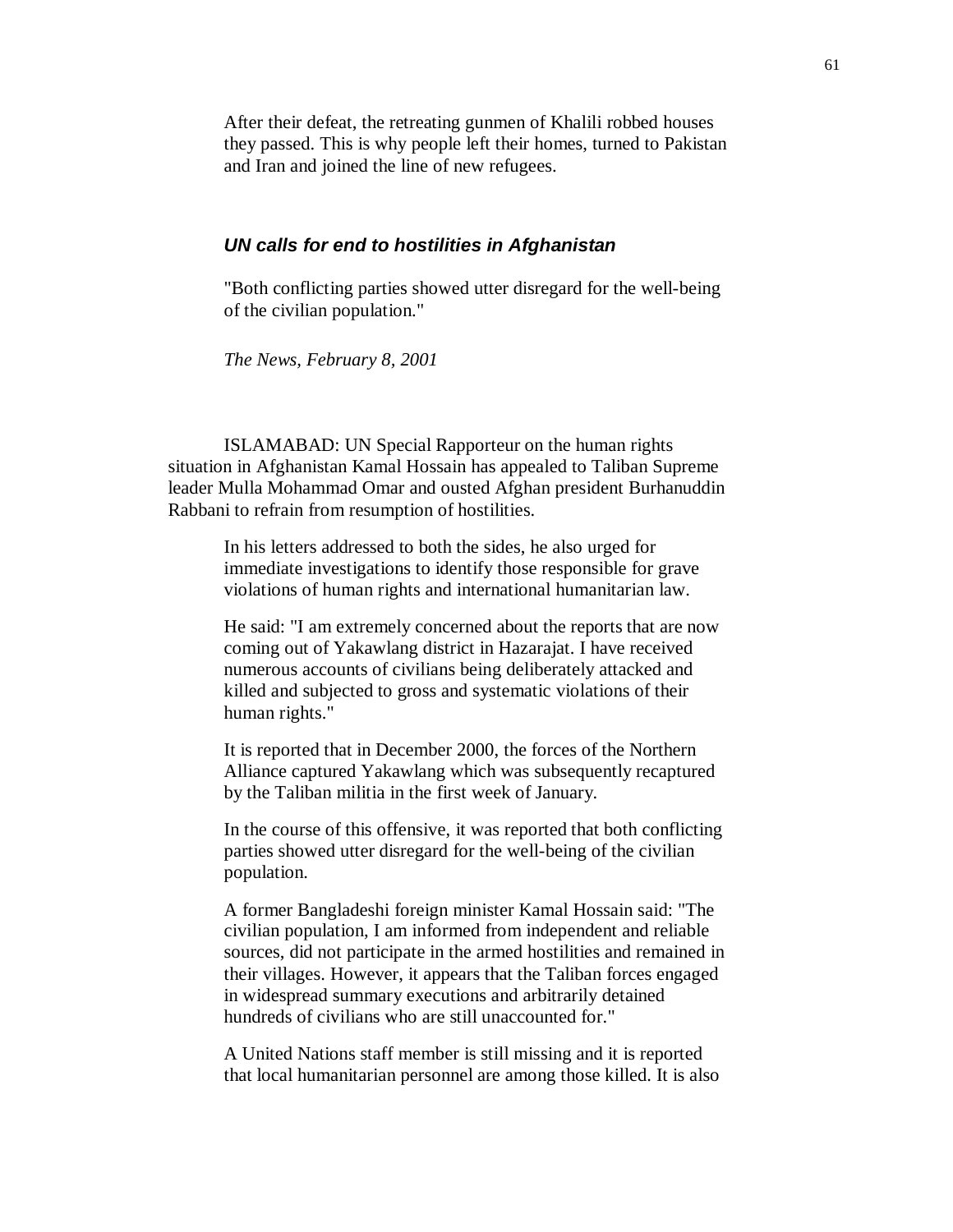After their defeat, the retreating gunmen of Khalili robbed houses they passed. This is why people left their homes, turned to Pakistan and Iran and joined the line of new refugees.

### ***UN calls for end to hostilities in Afghanistan***

"Both conflicting parties showed utter disregard for the well-being of the civilian population."

*The News, February 8, 2001*

ISLAMABAD: UN Special Rapporteur on the human rights situation in Afghanistan Kamal Hossain has appealed to Taliban Supreme leader Mulla Mohammad Omar and ousted Afghan president Burhanuddin Rabbani to refrain from resumption of hostilities.

In his letters addressed to both the sides, he also urged for immediate investigations to identify those responsible for grave violations of human rights and international humanitarian law.

He said: "I am extremely concerned about the reports that are now coming out of Yakawlang district in Hazarajat. I have received numerous accounts of civilians being deliberately attacked and killed and subjected to gross and systematic violations of their human rights."

It is reported that in December 2000, the forces of the Northern Alliance captured Yakawlang which was subsequently recaptured by the Taliban militia in the first week of January.

In the course of this offensive, it was reported that both conflicting parties showed utter disregard for the well-being of the civilian population.

A former Bangladeshi foreign minister Kamal Hossain said: "The civilian population, I am informed from independent and reliable sources, did not participate in the armed hostilities and remained in their villages. However, it appears that the Taliban forces engaged in widespread summary executions and arbitrarily detained hundreds of civilians who are still unaccounted for."

A United Nations staff member is still missing and it is reported that local humanitarian personnel are among those killed. It is also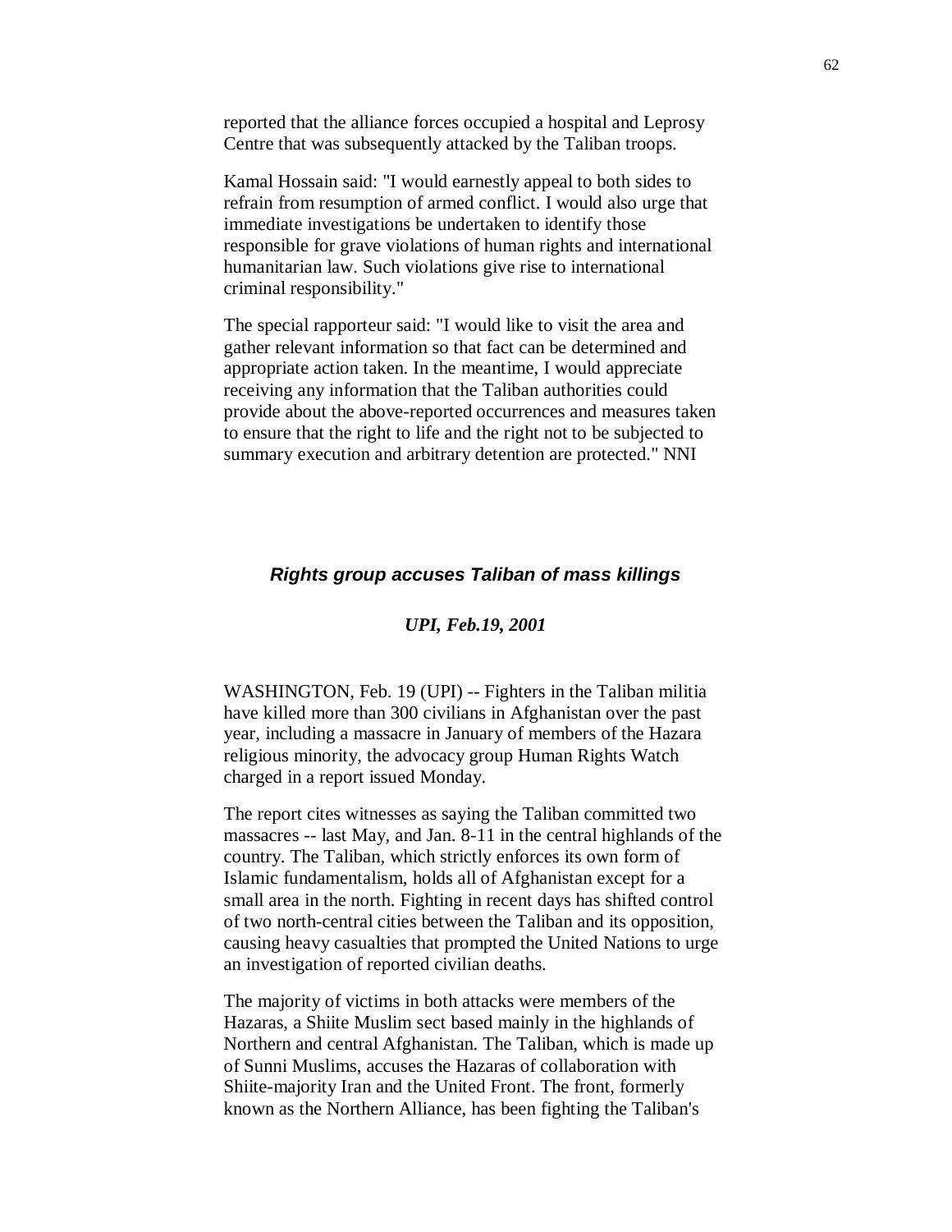reported that the alliance forces occupied a hospital and Leprosy Centre that was subsequently attacked by the Taliban troops.

Kamal Hossain said: "I would earnestly appeal to both sides to refrain from resumption of armed conflict. I would also urge that immediate investigations be undertaken to identify those responsible for grave violations of human rights and international humanitarian law. Such violations give rise to international criminal responsibility."

The special rapporteur said: "I would like to visit the area and gather relevant information so that fact can be determined and appropriate action taken. In the meantime, I would appreciate receiving any information that the Taliban authorities could provide about the above-reported occurrences and measures taken to ensure that the right to life and the right not to be subjected to summary execution and arbitrary detention are protected." NNI

### ***Rights group accuses Taliban of mass killings***

***UPI, Feb.19, 2001***

WASHINGTON, Feb. 19 (UPI) -- Fighters in the Taliban militia have killed more than 300 civilians in Afghanistan over the past year, including a massacre in January of members of the Hazara religious minority, the advocacy group Human Rights Watch charged in a report issued Monday.

The report cites witnesses as saying the Taliban committed two massacres -- last May, and Jan. 8-11 in the central highlands of the country. The Taliban, which strictly enforces its own form of Islamic fundamentalism, holds all of Afghanistan except for a small area in the north. Fighting in recent days has shifted control of two north-central cities between the Taliban and its opposition, causing heavy casualties that prompted the United Nations to urge an investigation of reported civilian deaths.

The majority of victims in both attacks were members of the Hazaras, a Shiite Muslim sect based mainly in the highlands of Northern and central Afghanistan. The Taliban, which is made up of Sunni Muslims, accuses the Hazaras of collaboration with Shiite-majority Iran and the United Front. The front, formerly known as the Northern Alliance, has been fighting the Taliban's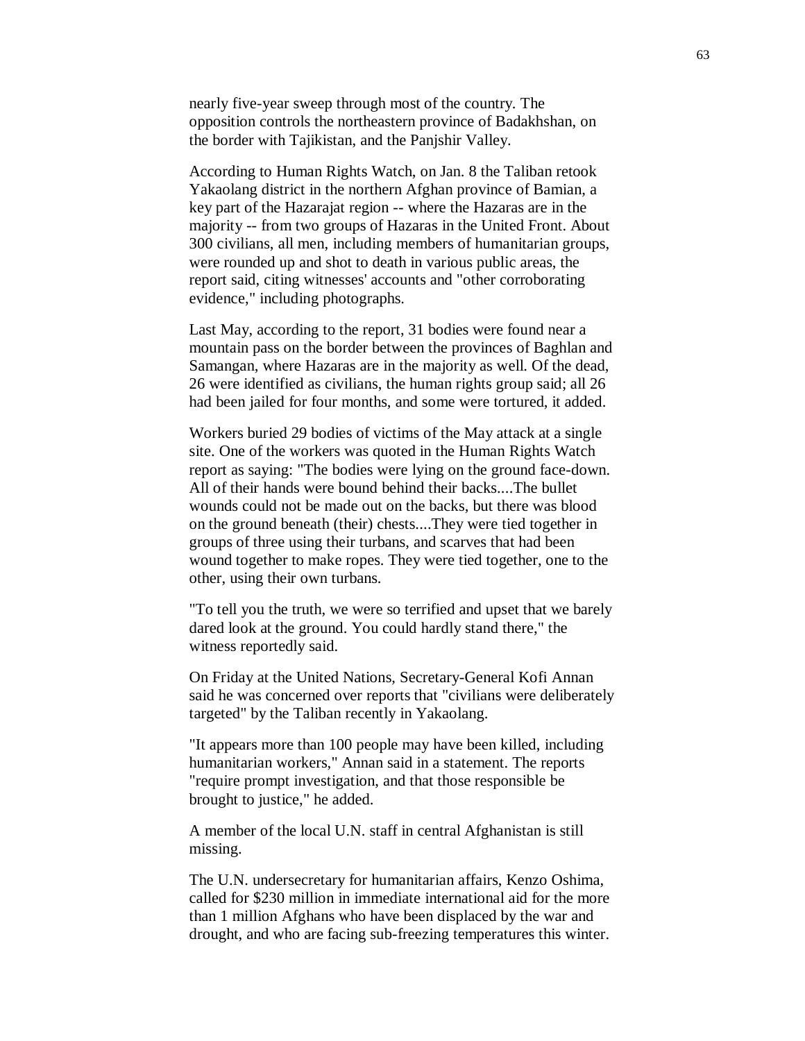nearly five-year sweep through most of the country. The opposition controls the northeastern province of Badakhshan, on the border with Tajikistan, and the Panjshir Valley.

According to Human Rights Watch, on Jan. 8 the Taliban retook Yakaolang district in the northern Afghan province of Bamian, a key part of the Hazarajat region -- where the Hazaras are in the majority -- from two groups of Hazaras in the United Front. About 300 civilians, all men, including members of humanitarian groups, were rounded up and shot to death in various public areas, the report said, citing witnesses' accounts and "other corroborating evidence," including photographs.

Last May, according to the report, 31 bodies were found near a mountain pass on the border between the provinces of Baghlan and Samangan, where Hazaras are in the majority as well. Of the dead, 26 were identified as civilians, the human rights group said; all 26 had been jailed for four months, and some were tortured, it added.

Workers buried 29 bodies of victims of the May attack at a single site. One of the workers was quoted in the Human Rights Watch report as saying: "The bodies were lying on the ground face-down. All of their hands were bound behind their backs....The bullet wounds could not be made out on the backs, but there was blood on the ground beneath (their) chests....They were tied together in groups of three using their turbans, and scarves that had been wound together to make ropes. They were tied together, one to the other, using their own turbans.

"To tell you the truth, we were so terrified and upset that we barely dared look at the ground. You could hardly stand there," the witness reportedly said.

On Friday at the United Nations, Secretary-General Kofi Annan said he was concerned over reports that "civilians were deliberately targeted" by the Taliban recently in Yakaolang.

"It appears more than 100 people may have been killed, including humanitarian workers," Annan said in a statement. The reports "require prompt investigation, and that those responsible be brought to justice," he added.

A member of the local U.N. staff in central Afghanistan is still missing.

The U.N. undersecretary for humanitarian affairs, Kenzo Oshima, called for $230 million in immediate international aid for the more than 1 million Afghans who have been displaced by the war and drought, and who are facing sub-freezing temperatures this winter.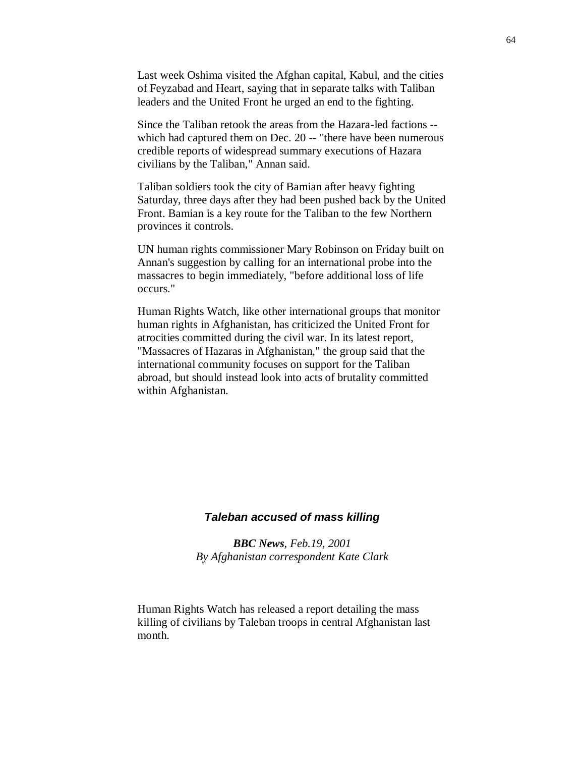Last week Oshima visited the Afghan capital, Kabul, and the cities of Feyzabad and Heart, saying that in separate talks with Taliban leaders and the United Front he urged an end to the fighting.

Since the Taliban retook the areas from the Hazara-led factions -- which had captured them on Dec. 20 -- "there have been numerous credible reports of widespread summary executions of Hazara civilians by the Taliban," Annan said.

Taliban soldiers took the city of Bamian after heavy fighting Saturday, three days after they had been pushed back by the United Front. Bamian is a key route for the Taliban to the few Northern provinces it controls.

UN human rights commissioner Mary Robinson on Friday built on Annan's suggestion by calling for an international probe into the massacres to begin immediately, "before additional loss of life occurs."

Human Rights Watch, like other international groups that monitor human rights in Afghanistan, has criticized the United Front for atrocities committed during the civil war. In its latest report, "Massacres of Hazaras in Afghanistan," the group said that the international community focuses on support for the Taliban abroad, but should instead look into acts of brutality committed within Afghanistan.

## *Taleban accused of mass killing*

***BBC News**, Feb.19, 2001*
*By Afghanistan correspondent Kate Clark*

Human Rights Watch has released a report detailing the mass killing of civilians by Taleban troops in central Afghanistan last month.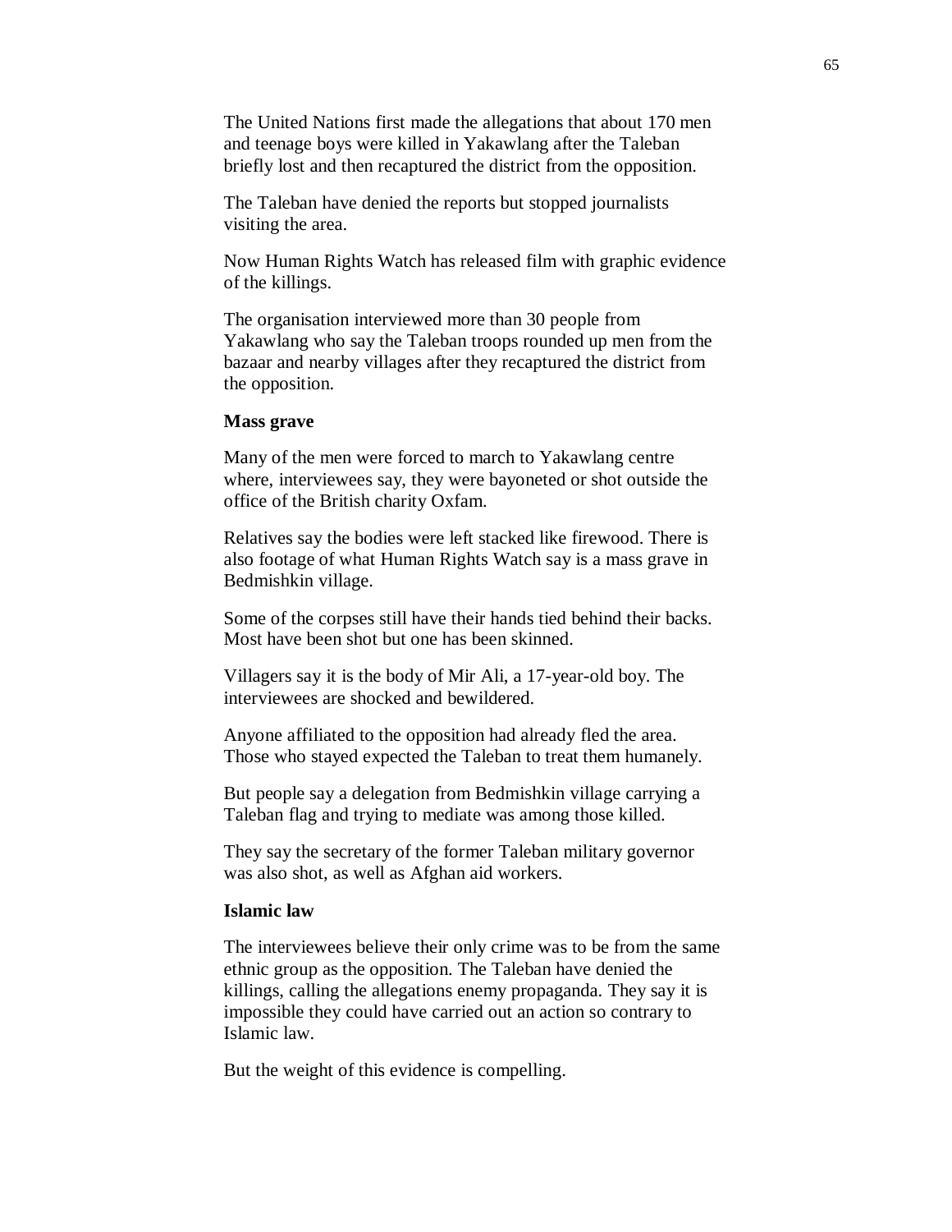The United Nations first made the allegations that about 170 men and teenage boys were killed in Yakawlang after the Taleban briefly lost and then recaptured the district from the opposition.

The Taleban have denied the reports but stopped journalists visiting the area.

Now Human Rights Watch has released film with graphic evidence of the killings.

The organisation interviewed more than 30 people from Yakawlang who say the Taleban troops rounded up men from the bazaar and nearby villages after they recaptured the district from the opposition.

**Mass grave**

Many of the men were forced to march to Yakawlang centre where, interviewees say, they were bayoneted or shot outside the office of the British charity Oxfam.

Relatives say the bodies were left stacked like firewood. There is also footage of what Human Rights Watch say is a mass grave in Bedmishkin village.

Some of the corpses still have their hands tied behind their backs. Most have been shot but one has been skinned.

Villagers say it is the body of Mir Ali, a 17-year-old boy. The interviewees are shocked and bewildered.

Anyone affiliated to the opposition had already fled the area. Those who stayed expected the Taleban to treat them humanely.

But people say a delegation from Bedmishkin village carrying a Taleban flag and trying to mediate was among those killed.

They say the secretary of the former Taleban military governor was also shot, as well as Afghan aid workers.

**Islamic law**

The interviewees believe their only crime was to be from the same ethnic group as the opposition. The Taleban have denied the killings, calling the allegations enemy propaganda. They say it is impossible they could have carried out an action so contrary to Islamic law.

But the weight of this evidence is compelling.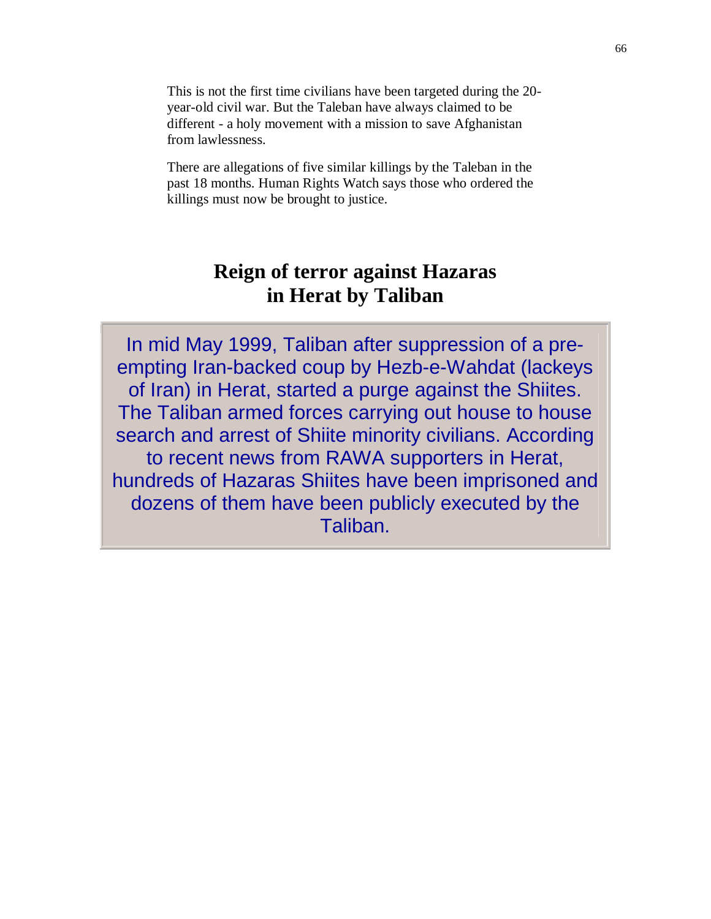This is not the first time civilians have been targeted during the 20-year-old civil war. But the Taleban have always claimed to be different - a holy movement with a mission to save Afghanistan from lawlessness.

There are allegations of five similar killings by the Taleban in the past 18 months. Human Rights Watch says those who ordered the killings must now be brought to justice.

# Reign of terror against Hazaras in Herat by Taliban

In mid May 1999, Taliban after suppression of a pre-empting Iran-backed coup by Hezb-e-Wahdat (lackeys of Iran) in Herat, started a purge against the Shiites. The Taliban armed forces carrying out house to house search and arrest of Shiite minority civilians. According to recent news from RAWA supporters in Herat, hundreds of Hazaras Shiites have been imprisoned and dozens of them have been publicly executed by the Taliban.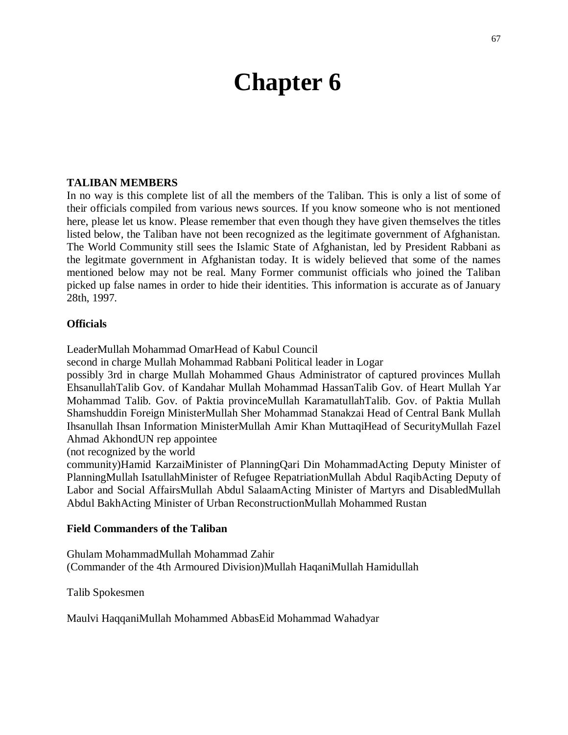# Chapter 6

**TALIBAN MEMBERS**

In no way is this complete list of all the members of the Taliban. This is only a list of some of their officials compiled from various news sources. If you know someone who is not mentioned here, please let us know. Please remember that even though they have given themselves the titles listed below, the Taliban have not been recognized as the legitimate government of Afghanistan. The World Community still sees the Islamic State of Afghanistan, led by President Rabbani as the legitmate government in Afghanistan today. It is widely believed that some of the names mentioned below may not be real. Many Former communist officials who joined the Taliban picked up false names in order to hide their identities. This information is accurate as of January 28th, 1997.

**Officials**

LeaderMullah Mohammad OmarHead of Kabul Council
second in charge Mullah Mohammad Rabbani Political leader in Logar
possibly 3rd in charge Mullah Mohammed Ghaus Administrator of captured provinces Mullah EhsanullahTalib Gov. of Kandahar Mullah Mohammad HassanTalib Gov. of Heart Mullah Yar Mohammad Talib. Gov. of Paktia provinceMullah KaramatullahTalib. Gov. of Paktia Mullah Shamshuddin Foreign MinisterMullah Sher Mohammad Stanakzai Head of Central Bank Mullah Ihsanullah Ihsan Information MinisterMullah Amir Khan MuttaqiHead of SecurityMullah Fazel Ahmad AkhondUN rep appointee
(not recognized by the world
community)Hamid KarzaiMinister of PlanningQari Din MohammadActing Deputy Minister of PlanningMullah IsatullahMinister of Refugee RepatriationMullah Abdul RaqibActing Deputy of Labor and Social AffairsMullah Abdul SalaamActing Minister of Martyrs and DisabledMullah Abdul BakhActing Minister of Urban ReconstructionMullah Mohammed Rustan

**Field Commanders of the Taliban**

Ghulam MohammadMullah Mohammad Zahir
(Commander of the 4th Armoured Division)Mullah HaqaniMullah Hamidullah

Talib Spokesmen

Maulvi HaqqaniMullah Mohammed AbbasEid Mohammad Wahadyar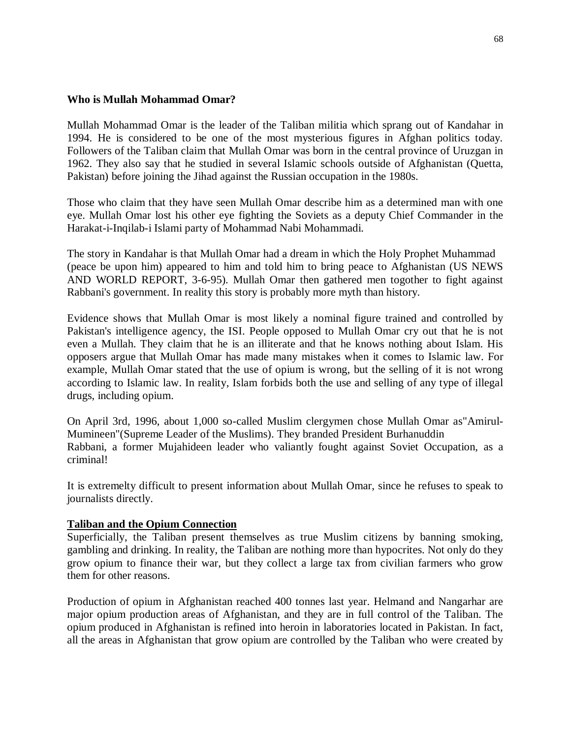### **Who is Mullah Mohammad Omar?**

Mullah Mohammad Omar is the leader of the Taliban militia which sprang out of Kandahar in 1994. He is considered to be one of the most mysterious figures in Afghan politics today. Followers of the Taliban claim that Mullah Omar was born in the central province of Uruzgan in 1962. They also say that he studied in several Islamic schools outside of Afghanistan (Quetta, Pakistan) before joining the Jihad against the Russian occupation in the 1980s.

Those who claim that they have seen Mullah Omar describe him as a determined man with one eye. Mullah Omar lost his other eye fighting the Soviets as a deputy Chief Commander in the Harakat-i-Inqilab-i Islami party of Mohammad Nabi Mohammadi.

The story in Kandahar is that Mullah Omar had a dream in which the Holy Prophet Muhammad (peace be upon him) appeared to him and told him to bring peace to Afghanistan (US NEWS AND WORLD REPORT, 3-6-95). Mullah Omar then gathered men togother to fight against Rabbani's government. In reality this story is probably more myth than history.

Evidence shows that Mullah Omar is most likely a nominal figure trained and controlled by Pakistan's intelligence agency, the ISI. People opposed to Mullah Omar cry out that he is not even a Mullah. They claim that he is an illiterate and that he knows nothing about Islam. His opposers argue that Mullah Omar has made many mistakes when it comes to Islamic law. For example, Mullah Omar stated that the use of opium is wrong, but the selling of it is not wrong according to Islamic law. In reality, Islam forbids both the use and selling of any type of illegal drugs, including opium.

On April 3rd, 1996, about 1,000 so-called Muslim clergymen chose Mullah Omar as"Amirul-Mumineen"(Supreme Leader of the Muslims). They branded President Burhanuddin Rabbani, a former Mujahideen leader who valiantly fought against Soviet Occupation, as a criminal!

It is extremelty difficult to present information about Mullah Omar, since he refuses to speak to journalists directly.

### **Taliban and the Opium Connection**

Superficially, the Taliban present themselves as true Muslim citizens by banning smoking, gambling and drinking. In reality, the Taliban are nothing more than hypocrites. Not only do they grow opium to finance their war, but they collect a large tax from civilian farmers who grow them for other reasons.

Production of opium in Afghanistan reached 400 tonnes last year. Helmand and Nangarhar are major opium production areas of Afghanistan, and they are in full control of the Taliban. The opium produced in Afghanistan is refined into heroin in laboratories located in Pakistan. In fact, all the areas in Afghanistan that grow opium are controlled by the Taliban who were created by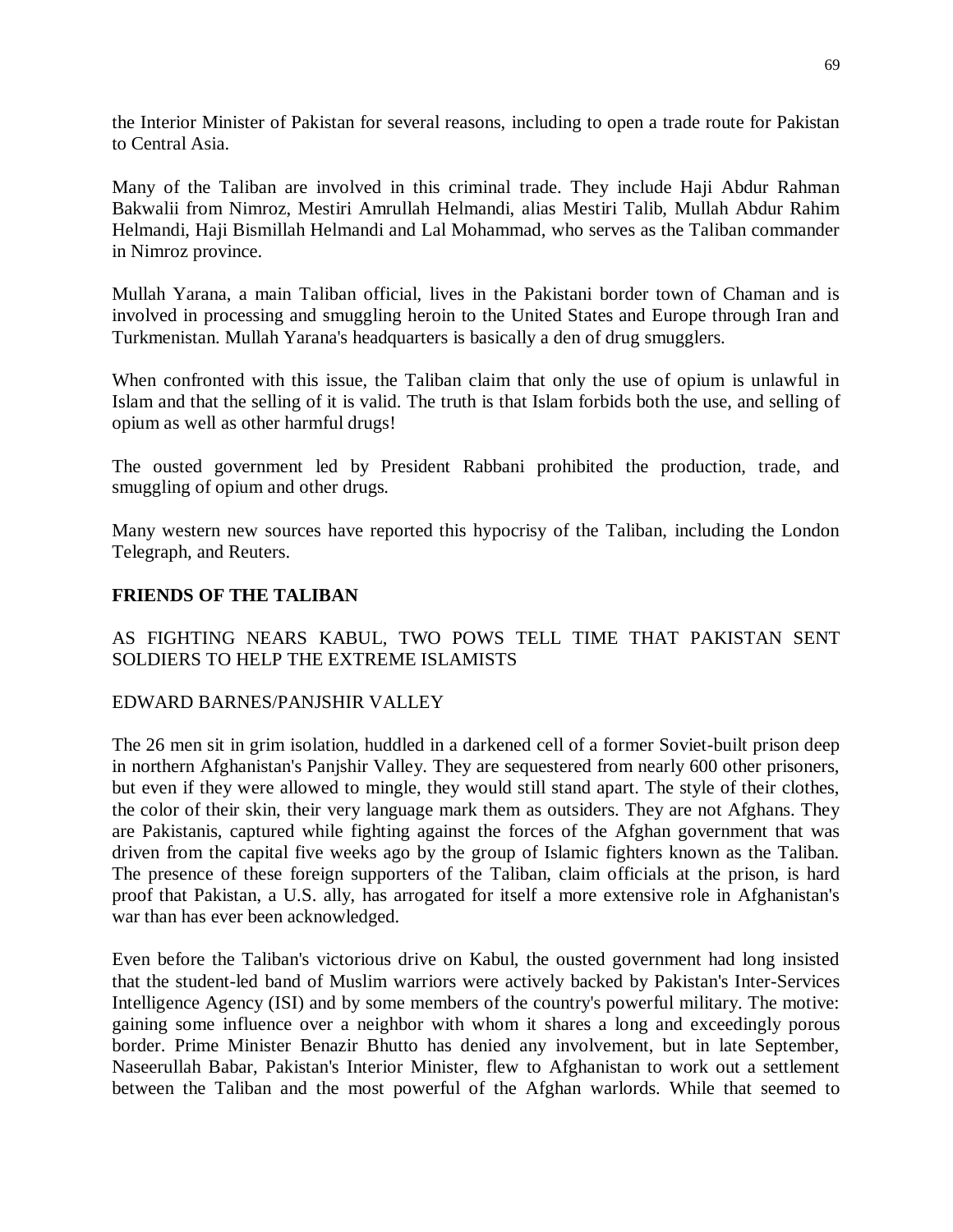the Interior Minister of Pakistan for several reasons, including to open a trade route for Pakistan to Central Asia.

Many of the Taliban are involved in this criminal trade. They include Haji Abdur Rahman Bakwalii from Nimroz, Mestiri Amrullah Helmandi, alias Mestiri Talib, Mullah Abdur Rahim Helmandi, Haji Bismillah Helmandi and Lal Mohammad, who serves as the Taliban commander in Nimroz province.

Mullah Yarana, a main Taliban official, lives in the Pakistani border town of Chaman and is involved in processing and smuggling heroin to the United States and Europe through Iran and Turkmenistan. Mullah Yarana's headquarters is basically a den of drug smugglers.

When confronted with this issue, the Taliban claim that only the use of opium is unlawful in Islam and that the selling of it is valid. The truth is that Islam forbids both the use, and selling of opium as well as other harmful drugs!

The ousted government led by President Rabbani prohibited the production, trade, and smuggling of opium and other drugs.

Many western new sources have reported this hypocrisy of the Taliban, including the London Telegraph, and Reuters.

## FRIENDS OF THE TALIBAN

AS FIGHTING NEARS KABUL, TWO POWS TELL TIME THAT PAKISTAN SENT SOLDIERS TO HELP THE EXTREME ISLAMISTS

EDWARD BARNES/PANJSHIR VALLEY

The 26 men sit in grim isolation, huddled in a darkened cell of a former Soviet-built prison deep in northern Afghanistan's Panjshir Valley. They are sequestered from nearly 600 other prisoners, but even if they were allowed to mingle, they would still stand apart. The style of their clothes, the color of their skin, their very language mark them as outsiders. They are not Afghans. They are Pakistanis, captured while fighting against the forces of the Afghan government that was driven from the capital five weeks ago by the group of Islamic fighters known as the Taliban. The presence of these foreign supporters of the Taliban, claim officials at the prison, is hard proof that Pakistan, a U.S. ally, has arrogated for itself a more extensive role in Afghanistan's war than has ever been acknowledged.

Even before the Taliban's victorious drive on Kabul, the ousted government had long insisted that the student-led band of Muslim warriors were actively backed by Pakistan's Inter-Services Intelligence Agency (ISI) and by some members of the country's powerful military. The motive: gaining some influence over a neighbor with whom it shares a long and exceedingly porous border. Prime Minister Benazir Bhutto has denied any involvement, but in late September, Naseerullah Babar, Pakistan's Interior Minister, flew to Afghanistan to work out a settlement between the Taliban and the most powerful of the Afghan warlords. While that seemed to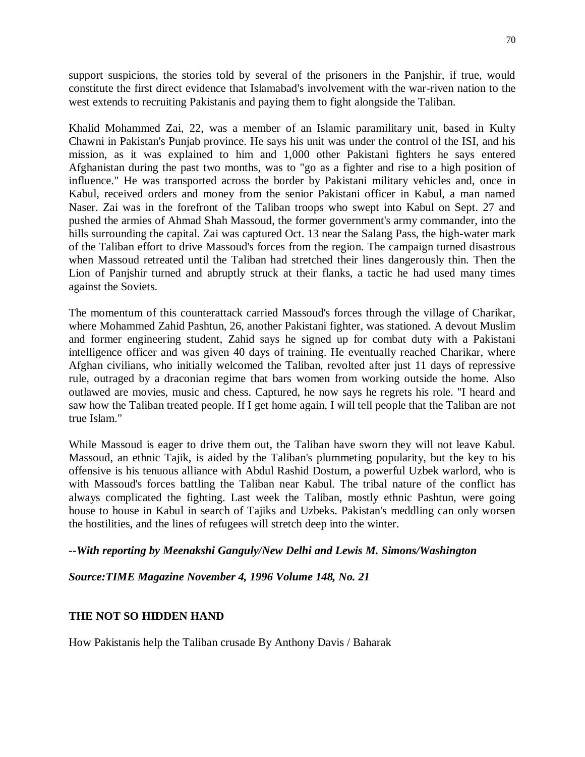support suspicions, the stories told by several of the prisoners in the Panjshir, if true, would constitute the first direct evidence that Islamabad's involvement with the war-riven nation to the west extends to recruiting Pakistanis and paying them to fight alongside the Taliban.

Khalid Mohammed Zai, 22, was a member of an Islamic paramilitary unit, based in Kulty Chawni in Pakistan's Punjab province. He says his unit was under the control of the ISI, and his mission, as it was explained to him and 1,000 other Pakistani fighters he says entered Afghanistan during the past two months, was to "go as a fighter and rise to a high position of influence." He was transported across the border by Pakistani military vehicles and, once in Kabul, received orders and money from the senior Pakistani officer in Kabul, a man named Naser. Zai was in the forefront of the Taliban troops who swept into Kabul on Sept. 27 and pushed the armies of Ahmad Shah Massoud, the former government's army commander, into the hills surrounding the capital. Zai was captured Oct. 13 near the Salang Pass, the high-water mark of the Taliban effort to drive Massoud's forces from the region. The campaign turned disastrous when Massoud retreated until the Taliban had stretched their lines dangerously thin. Then the Lion of Panjshir turned and abruptly struck at their flanks, a tactic he had used many times against the Soviets.

The momentum of this counterattack carried Massoud's forces through the village of Charikar, where Mohammed Zahid Pashtun, 26, another Pakistani fighter, was stationed. A devout Muslim and former engineering student, Zahid says he signed up for combat duty with a Pakistani intelligence officer and was given 40 days of training. He eventually reached Charikar, where Afghan civilians, who initially welcomed the Taliban, revolted after just 11 days of repressive rule, outraged by a draconian regime that bars women from working outside the home. Also outlawed are movies, music and chess. Captured, he now says he regrets his role. "I heard and saw how the Taliban treated people. If I get home again, I will tell people that the Taliban are not true Islam."

While Massoud is eager to drive them out, the Taliban have sworn they will not leave Kabul. Massoud, an ethnic Tajik, is aided by the Taliban's plummeting popularity, but the key to his offensive is his tenuous alliance with Abdul Rashid Dostum, a powerful Uzbek warlord, who is with Massoud's forces battling the Taliban near Kabul. The tribal nature of the conflict has always complicated the fighting. Last week the Taliban, mostly ethnic Pashtun, were going house to house in Kabul in search of Tajiks and Uzbeks. Pakistan's meddling can only worsen the hostilities, and the lines of refugees will stretch deep into the winter.

***--With reporting by Meenakshi Ganguly/New Delhi and Lewis M. Simons/Washington***

***Source:TIME Magazine November 4, 1996 Volume 148, No. 21***

## THE NOT SO HIDDEN HAND

How Pakistanis help the Taliban crusade By Anthony Davis / Baharak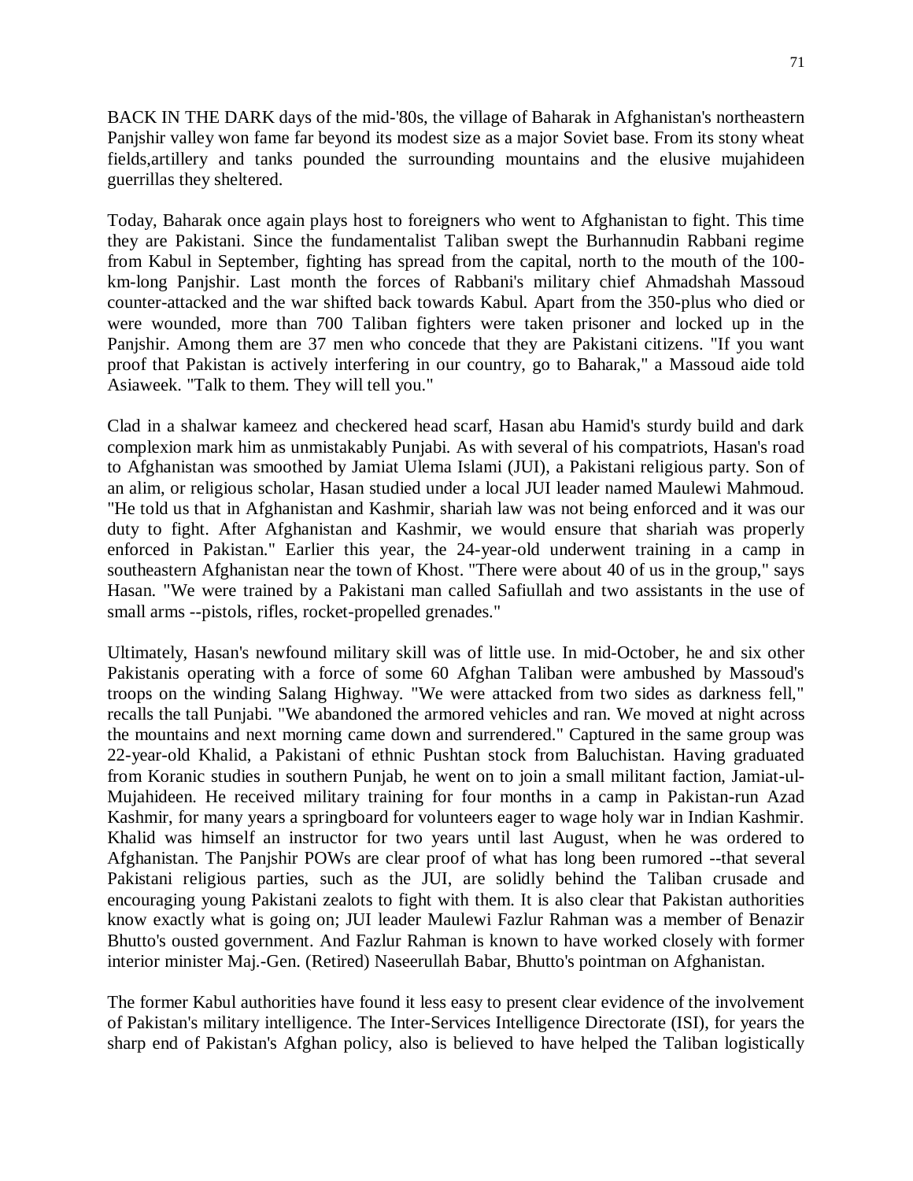BACK IN THE DARK days of the mid-'80s, the village of Baharak in Afghanistan's northeastern Panjshir valley won fame far beyond its modest size as a major Soviet base. From its stony wheat fields,artillery and tanks pounded the surrounding mountains and the elusive mujahideen guerrillas they sheltered.

Today, Baharak once again plays host to foreigners who went to Afghanistan to fight. This time they are Pakistani. Since the fundamentalist Taliban swept the Burhannudin Rabbani regime from Kabul in September, fighting has spread from the capital, north to the mouth of the 100-km-long Panjshir. Last month the forces of Rabbani's military chief Ahmadshah Massoud counter-attacked and the war shifted back towards Kabul. Apart from the 350-plus who died or were wounded, more than 700 Taliban fighters were taken prisoner and locked up in the Panjshir. Among them are 37 men who concede that they are Pakistani citizens. "If you want proof that Pakistan is actively interfering in our country, go to Baharak," a Massoud aide told Asiaweek. "Talk to them. They will tell you."

Clad in a shalwar kameez and checkered head scarf, Hasan abu Hamid's sturdy build and dark complexion mark him as unmistakably Punjabi. As with several of his compatriots, Hasan's road to Afghanistan was smoothed by Jamiat Ulema Islami (JUI), a Pakistani religious party. Son of an alim, or religious scholar, Hasan studied under a local JUI leader named Maulewi Mahmoud. "He told us that in Afghanistan and Kashmir, shariah law was not being enforced and it was our duty to fight. After Afghanistan and Kashmir, we would ensure that shariah was properly enforced in Pakistan." Earlier this year, the 24-year-old underwent training in a camp in southeastern Afghanistan near the town of Khost. "There were about 40 of us in the group," says Hasan. "We were trained by a Pakistani man called Safiullah and two assistants in the use of small arms --pistols, rifles, rocket-propelled grenades."

Ultimately, Hasan's newfound military skill was of little use. In mid-October, he and six other Pakistanis operating with a force of some 60 Afghan Taliban were ambushed by Massoud's troops on the winding Salang Highway. "We were attacked from two sides as darkness fell," recalls the tall Punjabi. "We abandoned the armored vehicles and ran. We moved at night across the mountains and next morning came down and surrendered." Captured in the same group was 22-year-old Khalid, a Pakistani of ethnic Pushtan stock from Baluchistan. Having graduated from Koranic studies in southern Punjab, he went on to join a small militant faction, Jamiat-ul-Mujahideen. He received military training for four months in a camp in Pakistan-run Azad Kashmir, for many years a springboard for volunteers eager to wage holy war in Indian Kashmir. Khalid was himself an instructor for two years until last August, when he was ordered to Afghanistan. The Panjshir POWs are clear proof of what has long been rumored --that several Pakistani religious parties, such as the JUI, are solidly behind the Taliban crusade and encouraging young Pakistani zealots to fight with them. It is also clear that Pakistan authorities know exactly what is going on; JUI leader Maulewi Fazlur Rahman was a member of Benazir Bhutto's ousted government. And Fazlur Rahman is known to have worked closely with former interior minister Maj.-Gen. (Retired) Naseerullah Babar, Bhutto's pointman on Afghanistan.

The former Kabul authorities have found it less easy to present clear evidence of the involvement of Pakistan's military intelligence. The Inter-Services Intelligence Directorate (ISI), for years the sharp end of Pakistan's Afghan policy, also is believed to have helped the Taliban logistically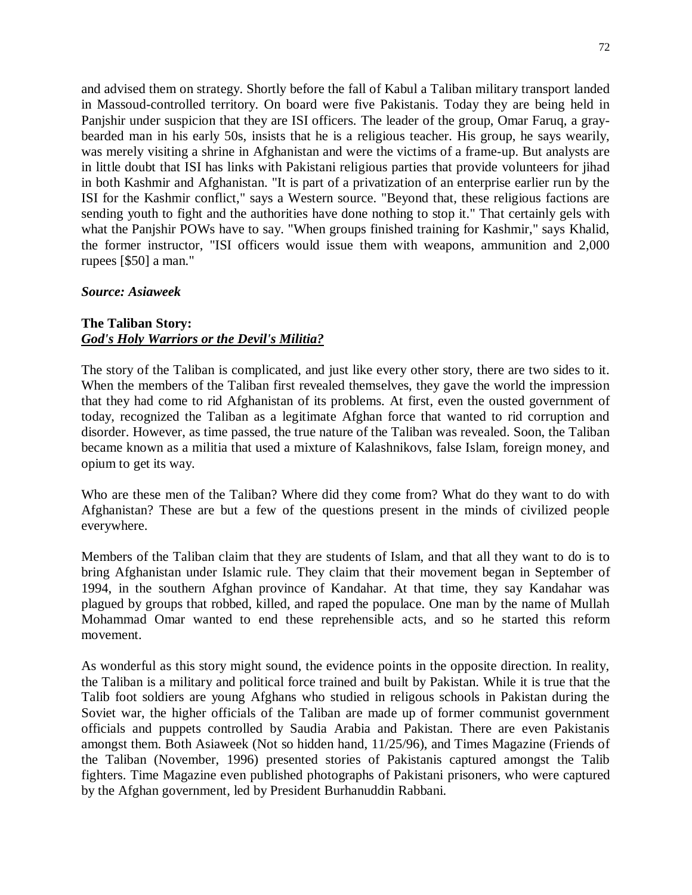and advised them on strategy. Shortly before the fall of Kabul a Taliban military transport landed in Massoud-controlled territory. On board were five Pakistanis. Today they are being held in Panjshir under suspicion that they are ISI officers. The leader of the group, Omar Faruq, a gray-bearded man in his early 50s, insists that he is a religious teacher. His group, he says wearily, was merely visiting a shrine in Afghanistan and were the victims of a frame-up. But analysts are in little doubt that ISI has links with Pakistani religious parties that provide volunteers for jihad in both Kashmir and Afghanistan. "It is part of a privatization of an enterprise earlier run by the ISI for the Kashmir conflict," says a Western source. "Beyond that, these religious factions are sending youth to fight and the authorities have done nothing to stop it." That certainly gels with what the Panjshir POWs have to say. "When groups finished training for Kashmir," says Khalid, the former instructor, "ISI officers would issue them with weapons, ammunition and 2,000 rupees [$50] a man."

***Source: Asiaweek***

**The Taliban Story:**
***<u>God's Holy Warriors or the Devil's Militia?</u>***

The story of the Taliban is complicated, and just like every other story, there are two sides to it. When the members of the Taliban first revealed themselves, they gave the world the impression that they had come to rid Afghanistan of its problems. At first, even the ousted government of today, recognized the Taliban as a legitimate Afghan force that wanted to rid corruption and disorder. However, as time passed, the true nature of the Taliban was revealed. Soon, the Taliban became known as a militia that used a mixture of Kalashnikovs, false Islam, foreign money, and opium to get its way.

Who are these men of the Taliban? Where did they come from? What do they want to do with Afghanistan? These are but a few of the questions present in the minds of civilized people everywhere.

Members of the Taliban claim that they are students of Islam, and that all they want to do is to bring Afghanistan under Islamic rule. They claim that their movement began in September of 1994, in the southern Afghan province of Kandahar. At that time, they say Kandahar was plagued by groups that robbed, killed, and raped the populace. One man by the name of Mullah Mohammad Omar wanted to end these reprehensible acts, and so he started this reform movement.

As wonderful as this story might sound, the evidence points in the opposite direction. In reality, the Taliban is a military and political force trained and built by Pakistan. While it is true that the Talib foot soldiers are young Afghans who studied in religous schools in Pakistan during the Soviet war, the higher officials of the Taliban are made up of former communist government officials and puppets controlled by Saudia Arabia and Pakistan. There are even Pakistanis amongst them. Both Asiaweek (Not so hidden hand, 11/25/96), and Times Magazine (Friends of the Taliban (November, 1996) presented stories of Pakistanis captured amongst the Talib fighters. Time Magazine even published photographs of Pakistani prisoners, who were captured by the Afghan government, led by President Burhanuddin Rabbani.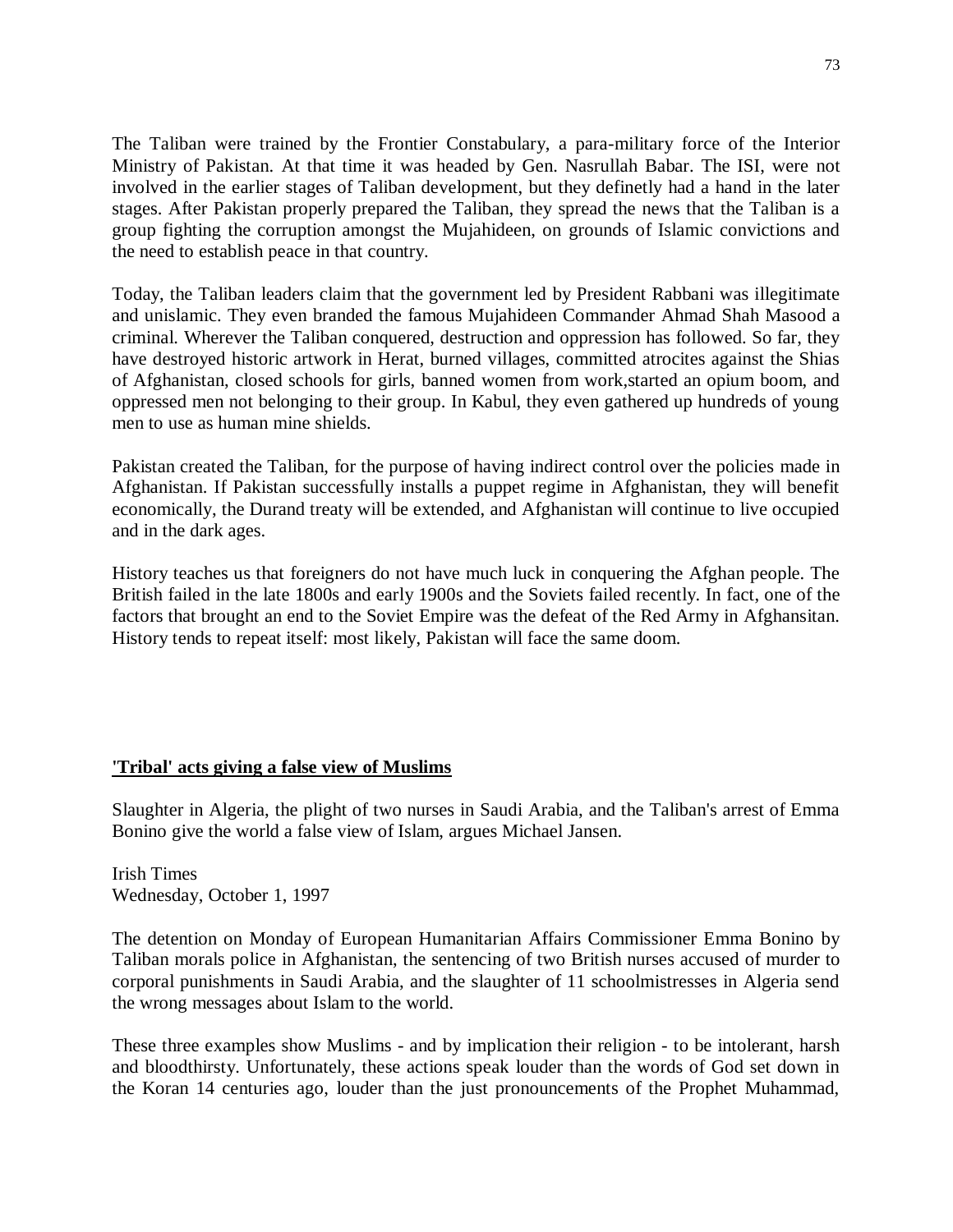The Taliban were trained by the Frontier Constabulary, a para-military force of the Interior Ministry of Pakistan. At that time it was headed by Gen. Nasrullah Babar. The ISI, were not involved in the earlier stages of Taliban development, but they definetly had a hand in the later stages. After Pakistan properly prepared the Taliban, they spread the news that the Taliban is a group fighting the corruption amongst the Mujahideen, on grounds of Islamic convictions and the need to establish peace in that country.

Today, the Taliban leaders claim that the government led by President Rabbani was illegitimate and unislamic. They even branded the famous Mujahideen Commander Ahmad Shah Masood a criminal. Wherever the Taliban conquered, destruction and oppression has followed. So far, they have destroyed historic artwork in Herat, burned villages, committed atrocites against the Shias of Afghanistan, closed schools for girls, banned women from work,started an opium boom, and oppressed men not belonging to their group. In Kabul, they even gathered up hundreds of young men to use as human mine shields.

Pakistan created the Taliban, for the purpose of having indirect control over the policies made in Afghanistan. If Pakistan successfully installs a puppet regime in Afghanistan, they will benefit economically, the Durand treaty will be extended, and Afghanistan will continue to live occupied and in the dark ages.

History teaches us that foreigners do not have much luck in conquering the Afghan people. The British failed in the late 1800s and early 1900s and the Soviets failed recently. In fact, one of the factors that brought an end to the Soviet Empire was the defeat of the Red Army in Afghansitan. History tends to repeat itself: most likely, Pakistan will face the same doom.

## **'Tribal' acts giving a false view of Muslims**

Slaughter in Algeria, the plight of two nurses in Saudi Arabia, and the Taliban's arrest of Emma Bonino give the world a false view of Islam, argues Michael Jansen.

Irish Times
Wednesday, October 1, 1997

The detention on Monday of European Humanitarian Affairs Commissioner Emma Bonino by Taliban morals police in Afghanistan, the sentencing of two British nurses accused of murder to corporal punishments in Saudi Arabia, and the slaughter of 11 schoolmistresses in Algeria send the wrong messages about Islam to the world.

These three examples show Muslims - and by implication their religion - to be intolerant, harsh and bloodthirsty. Unfortunately, these actions speak louder than the words of God set down in the Koran 14 centuries ago, louder than the just pronouncements of the Prophet Muhammad,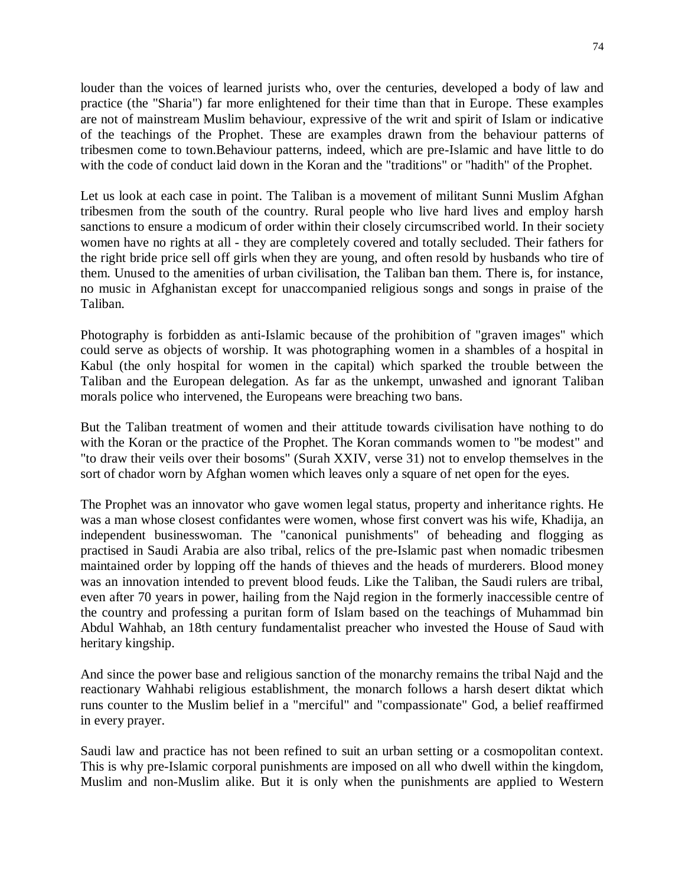louder than the voices of learned jurists who, over the centuries, developed a body of law and practice (the "Sharia") far more enlightened for their time than that in Europe. These examples are not of mainstream Muslim behaviour, expressive of the writ and spirit of Islam or indicative of the teachings of the Prophet. These are examples drawn from the behaviour patterns of tribesmen come to town.Behaviour patterns, indeed, which are pre-Islamic and have little to do with the code of conduct laid down in the Koran and the "traditions" or "hadith" of the Prophet.

Let us look at each case in point. The Taliban is a movement of militant Sunni Muslim Afghan tribesmen from the south of the country. Rural people who live hard lives and employ harsh sanctions to ensure a modicum of order within their closely circumscribed world. In their society women have no rights at all - they are completely covered and totally secluded. Their fathers for the right bride price sell off girls when they are young, and often resold by husbands who tire of them. Unused to the amenities of urban civilisation, the Taliban ban them. There is, for instance, no music in Afghanistan except for unaccompanied religious songs and songs in praise of the Taliban.

Photography is forbidden as anti-Islamic because of the prohibition of "graven images" which could serve as objects of worship. It was photographing women in a shambles of a hospital in Kabul (the only hospital for women in the capital) which sparked the trouble between the Taliban and the European delegation. As far as the unkempt, unwashed and ignorant Taliban morals police who intervened, the Europeans were breaching two bans.

But the Taliban treatment of women and their attitude towards civilisation have nothing to do with the Koran or the practice of the Prophet. The Koran commands women to "be modest" and "to draw their veils over their bosoms" (Surah XXIV, verse 31) not to envelop themselves in the sort of chador worn by Afghan women which leaves only a square of net open for the eyes.

The Prophet was an innovator who gave women legal status, property and inheritance rights. He was a man whose closest confidantes were women, whose first convert was his wife, Khadija, an independent businesswoman. The "canonical punishments" of beheading and flogging as practised in Saudi Arabia are also tribal, relics of the pre-Islamic past when nomadic tribesmen maintained order by lopping off the hands of thieves and the heads of murderers. Blood money was an innovation intended to prevent blood feuds. Like the Taliban, the Saudi rulers are tribal, even after 70 years in power, hailing from the Najd region in the formerly inaccessible centre of the country and professing a puritan form of Islam based on the teachings of Muhammad bin Abdul Wahhab, an 18th century fundamentalist preacher who invested the House of Saud with heritary kingship.

And since the power base and religious sanction of the monarchy remains the tribal Najd and the reactionary Wahhabi religious establishment, the monarch follows a harsh desert diktat which runs counter to the Muslim belief in a "merciful" and "compassionate" God, a belief reaffirmed in every prayer.

Saudi law and practice has not been refined to suit an urban setting or a cosmopolitan context. This is why pre-Islamic corporal punishments are imposed on all who dwell within the kingdom, Muslim and non-Muslim alike. But it is only when the punishments are applied to Western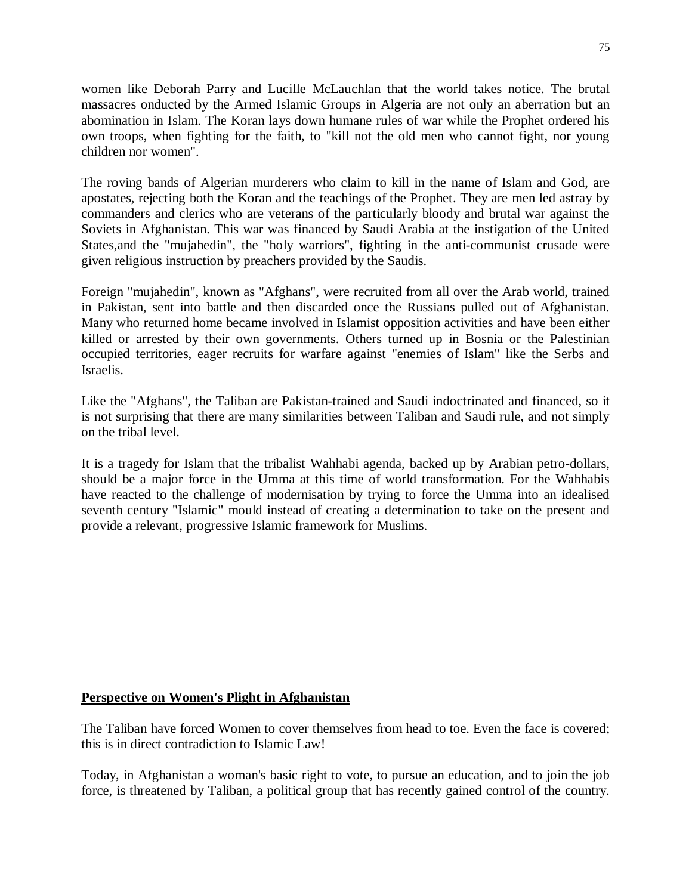women like Deborah Parry and Lucille McLauchlan that the world takes notice. The brutal massacres onducted by the Armed Islamic Groups in Algeria are not only an aberration but an abomination in Islam. The Koran lays down humane rules of war while the Prophet ordered his own troops, when fighting for the faith, to "kill not the old men who cannot fight, nor young children nor women".

The roving bands of Algerian murderers who claim to kill in the name of Islam and God, are apostates, rejecting both the Koran and the teachings of the Prophet. They are men led astray by commanders and clerics who are veterans of the particularly bloody and brutal war against the Soviets in Afghanistan. This war was financed by Saudi Arabia at the instigation of the United States,and the "mujahedin", the "holy warriors", fighting in the anti-communist crusade were given religious instruction by preachers provided by the Saudis.

Foreign "mujahedin", known as "Afghans", were recruited from all over the Arab world, trained in Pakistan, sent into battle and then discarded once the Russians pulled out of Afghanistan. Many who returned home became involved in Islamist opposition activities and have been either killed or arrested by their own governments. Others turned up in Bosnia or the Palestinian occupied territories, eager recruits for warfare against "enemies of Islam" like the Serbs and Israelis.

Like the "Afghans", the Taliban are Pakistan-trained and Saudi indoctrinated and financed, so it is not surprising that there are many similarities between Taliban and Saudi rule, and not simply on the tribal level.

It is a tragedy for Islam that the tribalist Wahhabi agenda, backed up by Arabian petro-dollars, should be a major force in the Umma at this time of world transformation. For the Wahhabis have reacted to the challenge of modernisation by trying to force the Umma into an idealised seventh century "Islamic" mould instead of creating a determination to take on the present and provide a relevant, progressive Islamic framework for Muslims.

**Perspective on Women's Plight in Afghanistan**

The Taliban have forced Women to cover themselves from head to toe. Even the face is covered; this is in direct contradiction to Islamic Law!

Today, in Afghanistan a woman's basic right to vote, to pursue an education, and to join the job force, is threatened by Taliban, a political group that has recently gained control of the country.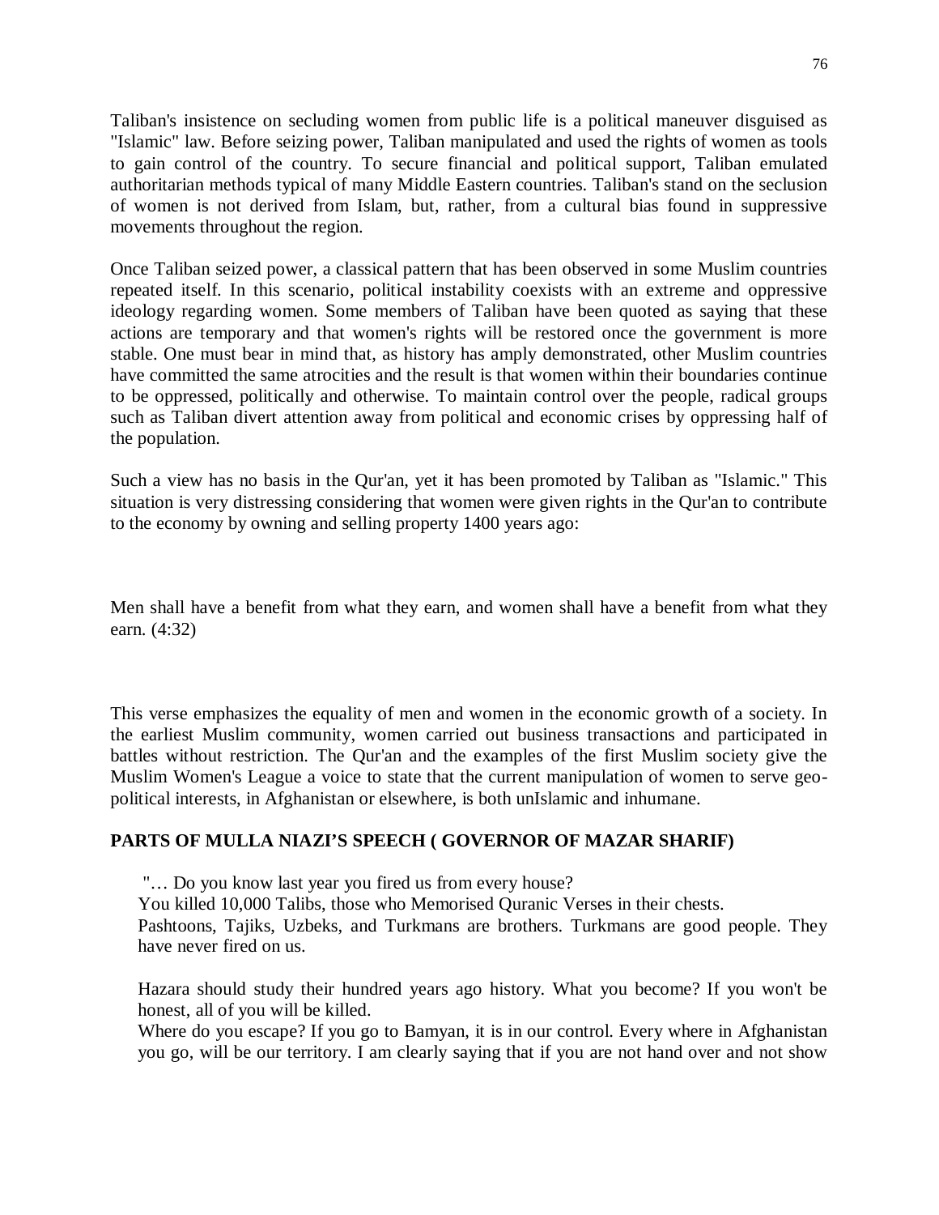Taliban's insistence on secluding women from public life is a political maneuver disguised as "Islamic" law. Before seizing power, Taliban manipulated and used the rights of women as tools to gain control of the country. To secure financial and political support, Taliban emulated authoritarian methods typical of many Middle Eastern countries. Taliban's stand on the seclusion of women is not derived from Islam, but, rather, from a cultural bias found in suppressive movements throughout the region.

Once Taliban seized power, a classical pattern that has been observed in some Muslim countries repeated itself. In this scenario, political instability coexists with an extreme and oppressive ideology regarding women. Some members of Taliban have been quoted as saying that these actions are temporary and that women's rights will be restored once the government is more stable. One must bear in mind that, as history has amply demonstrated, other Muslim countries have committed the same atrocities and the result is that women within their boundaries continue to be oppressed, politically and otherwise. To maintain control over the people, radical groups such as Taliban divert attention away from political and economic crises by oppressing half of the population.

Such a view has no basis in the Qur'an, yet it has been promoted by Taliban as "Islamic." This situation is very distressing considering that women were given rights in the Qur'an to contribute to the economy by owning and selling property 1400 years ago:

Men shall have a benefit from what they earn, and women shall have a benefit from what they earn. (4:32)

This verse emphasizes the equality of men and women in the economic growth of a society. In the earliest Muslim community, women carried out business transactions and participated in battles without restriction. The Qur'an and the examples of the first Muslim society give the Muslim Women's League a voice to state that the current manipulation of women to serve geo-political interests, in Afghanistan or elsewhere, is both unIslamic and inhumane.

**PARTS OF MULLA NIAZI'S SPEECH ( GOVERNOR OF MAZAR SHARIF)**

"… Do you know last year you fired us from every house?
You killed 10,000 Talibs, those who Memorised Quranic Verses in their chests.
Pashtoons, Tajiks, Uzbeks, and Turkmans are brothers. Turkmans are good people. They have never fired on us.

Hazara should study their hundred years ago history. What you become? If you won't be honest, all of you will be killed.
Where do you escape? If you go to Bamyan, it is in our control. Every where in Afghanistan you go, will be our territory. I am clearly saying that if you are not hand over and not show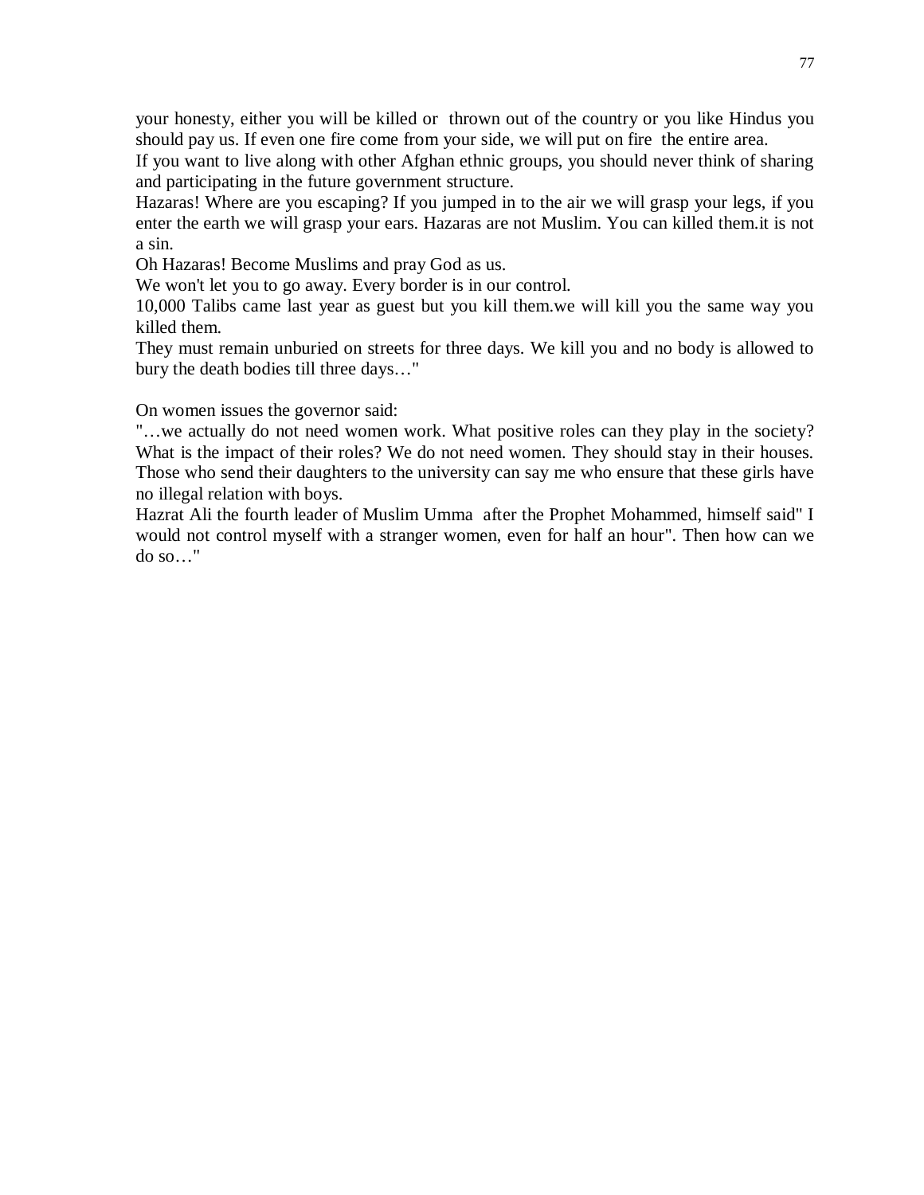your honesty, either you will be killed or thrown out of the country or you like Hindus you should pay us. If even one fire come from your side, we will put on fire the entire area.

If you want to live along with other Afghan ethnic groups, you should never think of sharing and participating in the future government structure.

Hazaras! Where are you escaping? If you jumped in to the air we will grasp your legs, if you enter the earth we will grasp your ears. Hazaras are not Muslim. You can killed them.it is not a sin.

Oh Hazaras! Become Muslims and pray God as us.

We won't let you to go away. Every border is in our control.

10,000 Talibs came last year as guest but you kill them.we will kill you the same way you killed them.

They must remain unburied on streets for three days. We kill you and no body is allowed to bury the death bodies till three days…"

On women issues the governor said:

"…we actually do not need women work. What positive roles can they play in the society? What is the impact of their roles? We do not need women. They should stay in their houses. Those who send their daughters to the university can say me who ensure that these girls have no illegal relation with boys.

Hazrat Ali the fourth leader of Muslim Umma after the Prophet Mohammed, himself said" I would not control myself with a stranger women, even for half an hour". Then how can we do so…"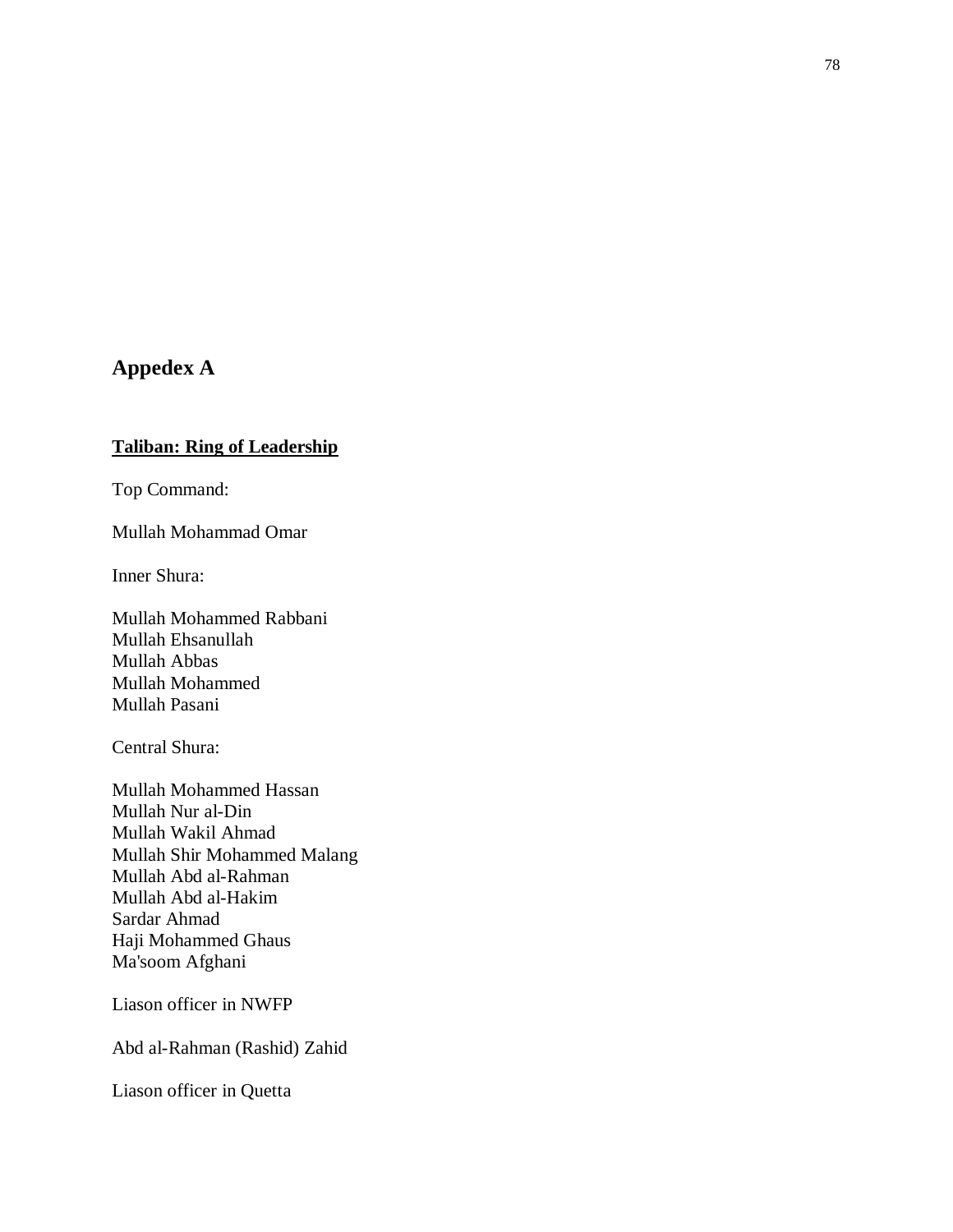# Appedex A

**Taliban: Ring of Leadership**

Top Command:

Mullah Mohammad Omar

Inner Shura:

Mullah Mohammed Rabbani
Mullah Ehsanullah
Mullah Abbas
Mullah Mohammed
Mullah Pasani

Central Shura:

Mullah Mohammed Hassan
Mullah Nur al-Din
Mullah Wakil Ahmad
Mullah Shir Mohammed Malang
Mullah Abd al-Rahman
Mullah Abd al-Hakim
Sardar Ahmad
Haji Mohammed Ghaus
Ma'soom Afghani

Liason officer in NWFP

Abd al-Rahman (Rashid) Zahid

Liason officer in Quetta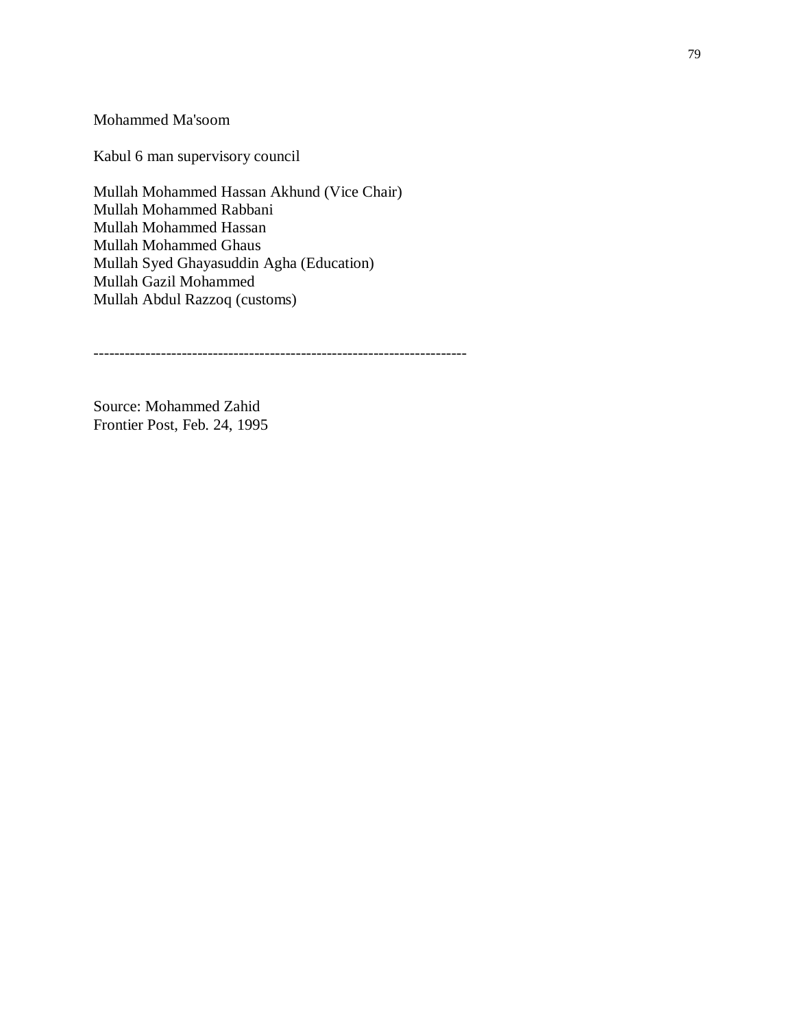Mohammed Ma'soom

Kabul 6 man supervisory council

Mullah Mohammed Hassan Akhund (Vice Chair)
Mullah Mohammed Rabbani
Mullah Mohammed Hassan
Mullah Mohammed Ghaus
Mullah Syed Ghayasuddin Agha (Education)
Mullah Gazil Mohammed
Mullah Abdul Razzoq (customs)

----------------------------------------------------------------------

Source: Mohammed Zahid
Frontier Post, Feb. 24, 1995